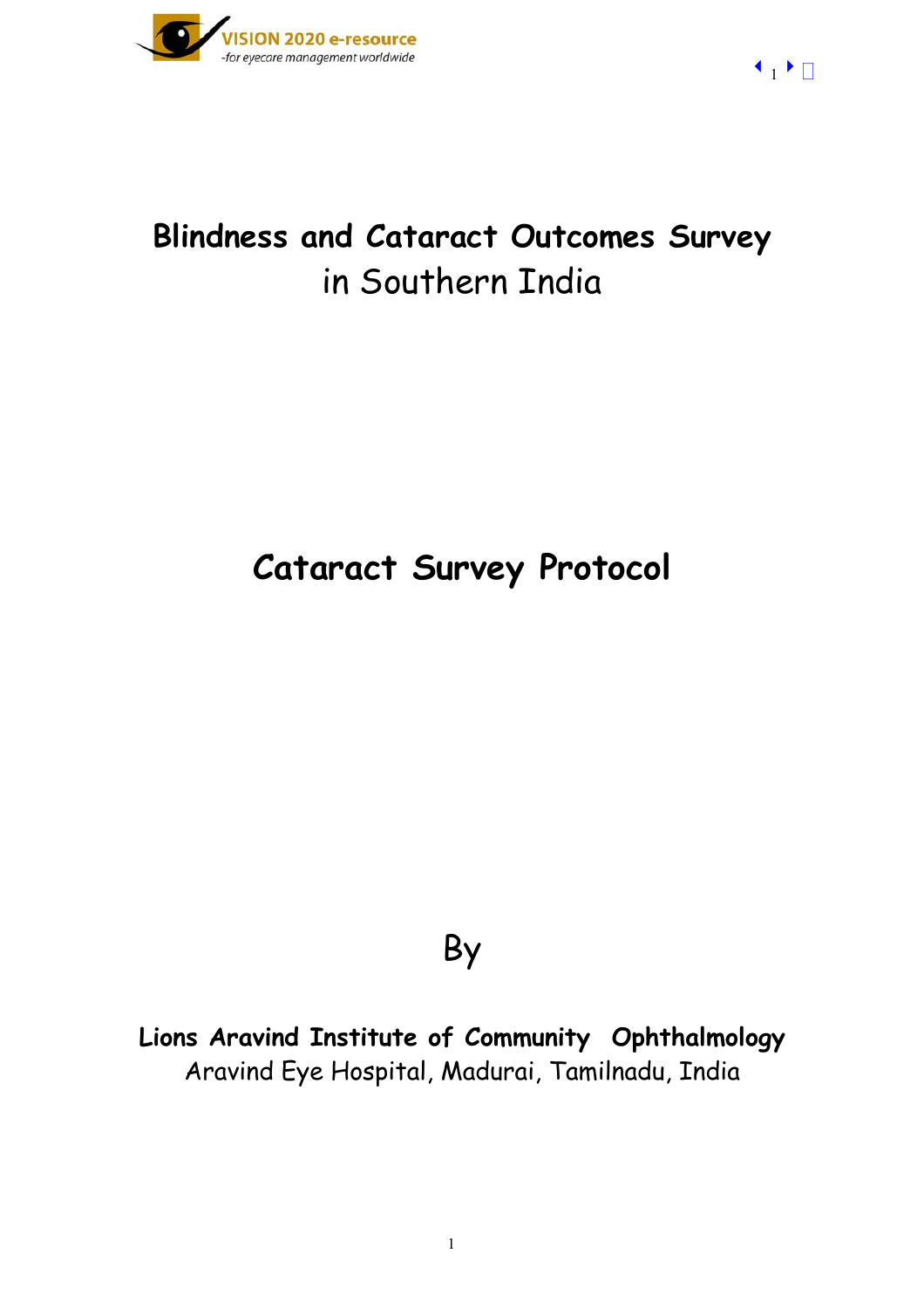# Blindness and Cataract Outcomes Survey in Southern India

## Cataract Survey Protocol

By

**Lions Aravind Institute of Community Ophthalmology**
Aravind Eye Hospital, Madurai, Tamilnadu, India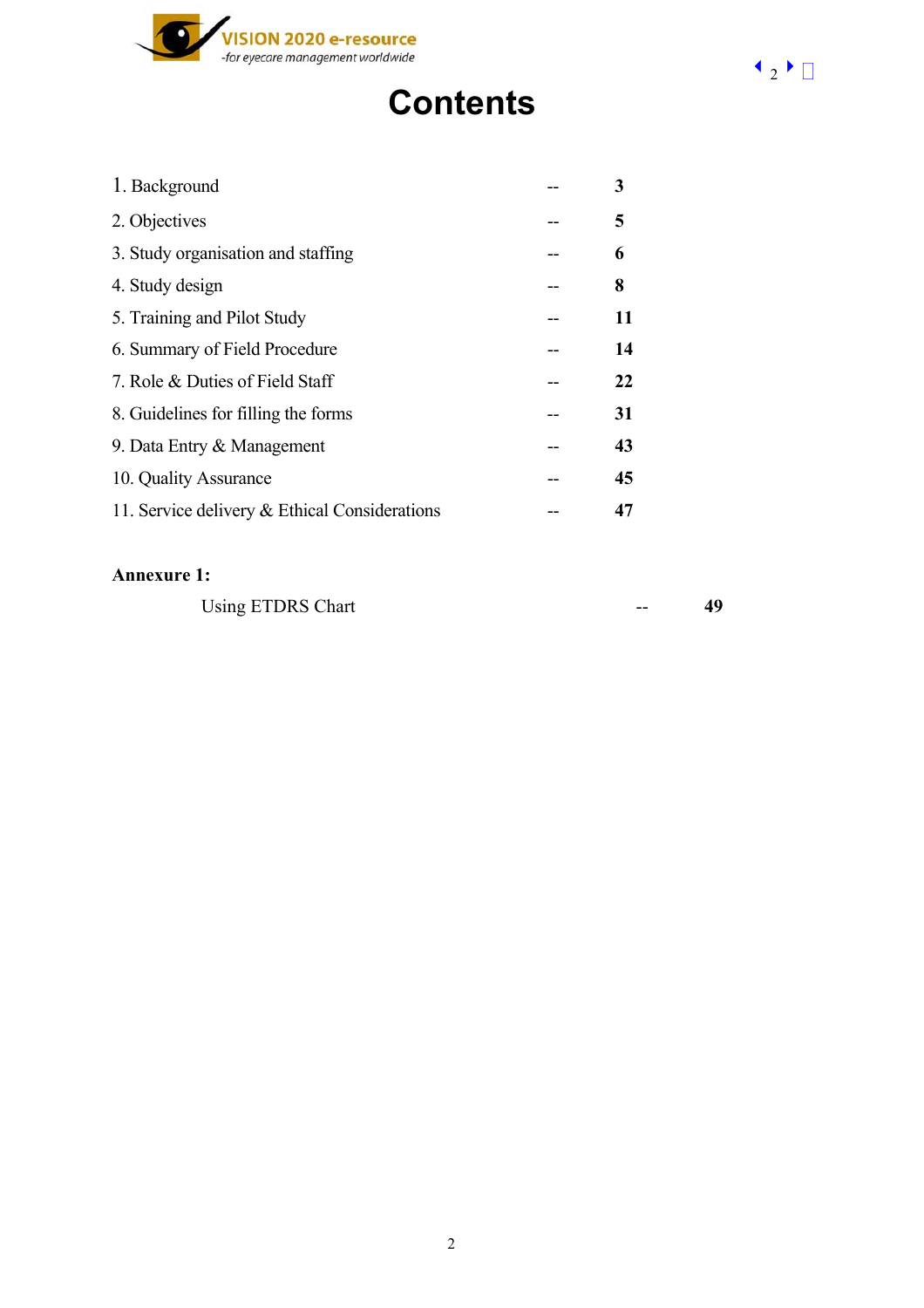# Contents

| | | |
|---|---|---|
| 1. Background | -- | **3** |
| 2. Objectives | -- | **5** |
| 3. Study organisation and staffing | -- | **6** |
| 4. Study design | -- | **8** |
| 5. Training and Pilot Study | -- | **11** |
| 6. Summary of Field Procedure | -- | **14** |
| 7. Role & Duties of Field Staff | -- | **22** |
| 8. Guidelines for filling the forms | -- | **31** |
| 9. Data Entry & Management | -- | **43** |
| 10. Quality Assurance | -- | **45** |
| 11. Service delivery & Ethical Considerations | -- | **47** |

**Annexure 1:**

| | | |
|---|---|---|
| Using ETDRS Chart | -- | **49** |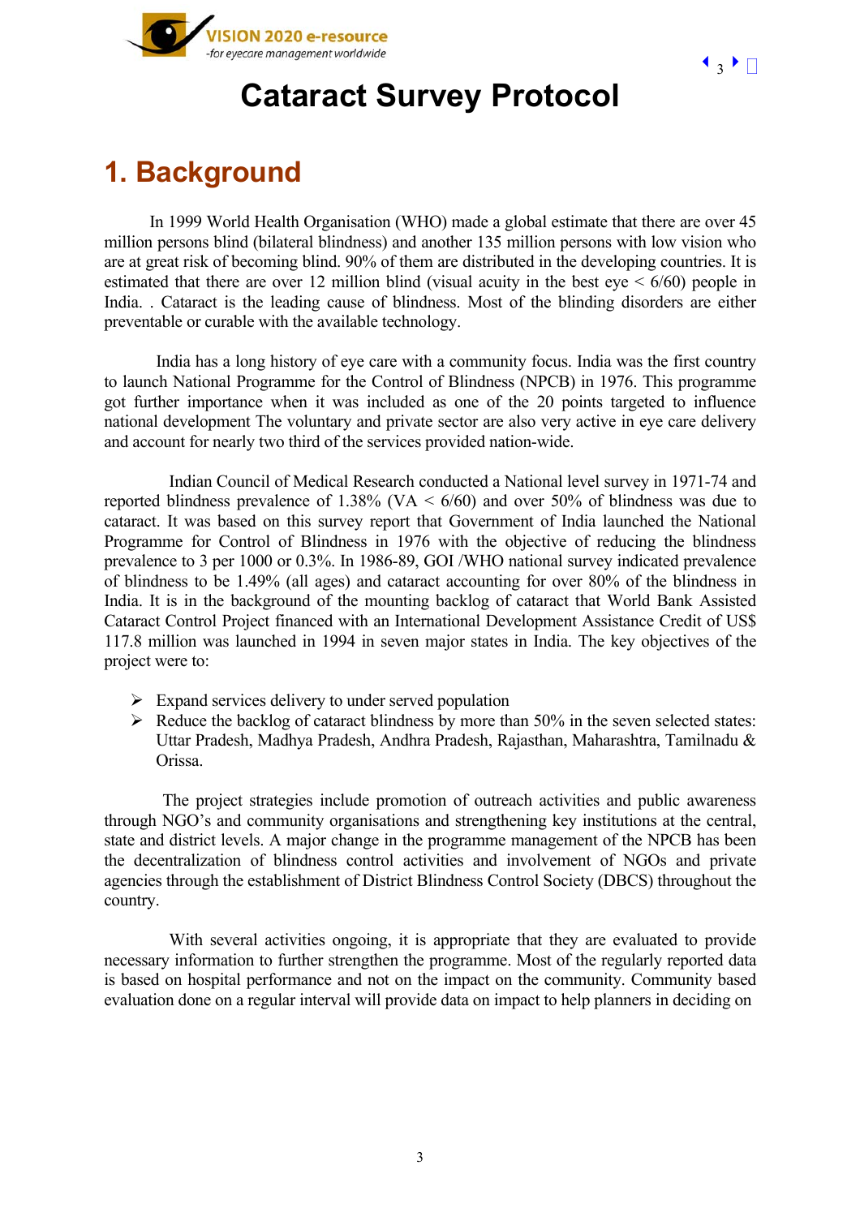# Cataract Survey Protocol

## 1. Background

In 1999 World Health Organisation (WHO) made a global estimate that there are over 45 million persons blind (bilateral blindness) and another 135 million persons with low vision who are at great risk of becoming blind. 90% of them are distributed in the developing countries. It is estimated that there are over 12 million blind (visual acuity in the best eye < 6/60) people in India. . Cataract is the leading cause of blindness. Most of the blinding disorders are either preventable or curable with the available technology.

India has a long history of eye care with a community focus. India was the first country to launch National Programme for the Control of Blindness (NPCB) in 1976. This programme got further importance when it was included as one of the 20 points targeted to influence national development The voluntary and private sector are also very active in eye care delivery and account for nearly two third of the services provided nation-wide.

Indian Council of Medical Research conducted a National level survey in 1971-74 and reported blindness prevalence of 1.38% (VA < 6/60) and over 50% of blindness was due to cataract. It was based on this survey report that Government of India launched the National Programme for Control of Blindness in 1976 with the objective of reducing the blindness prevalence to 3 per 1000 or 0.3%. In 1986-89, GOI /WHO national survey indicated prevalence of blindness to be 1.49% (all ages) and cataract accounting for over 80% of the blindness in India. It is in the background of the mounting backlog of cataract that World Bank Assisted Cataract Control Project financed with an International Development Assistance Credit of US$ 117.8 million was launched in 1994 in seven major states in India. The key objectives of the project were to:

- Expand services delivery to under served population
- Reduce the backlog of cataract blindness by more than 50% in the seven selected states: Uttar Pradesh, Madhya Pradesh, Andhra Pradesh, Rajasthan, Maharashtra, Tamilnadu & Orissa.

The project strategies include promotion of outreach activities and public awareness through NGO's and community organisations and strengthening key institutions at the central, state and district levels. A major change in the programme management of the NPCB has been the decentralization of blindness control activities and involvement of NGOs and private agencies through the establishment of District Blindness Control Society (DBCS) throughout the country.

With several activities ongoing, it is appropriate that they are evaluated to provide necessary information to further strengthen the programme. Most of the regularly reported data is based on hospital performance and not on the impact on the community. Community based evaluation done on a regular interval will provide data on impact to help planners in deciding on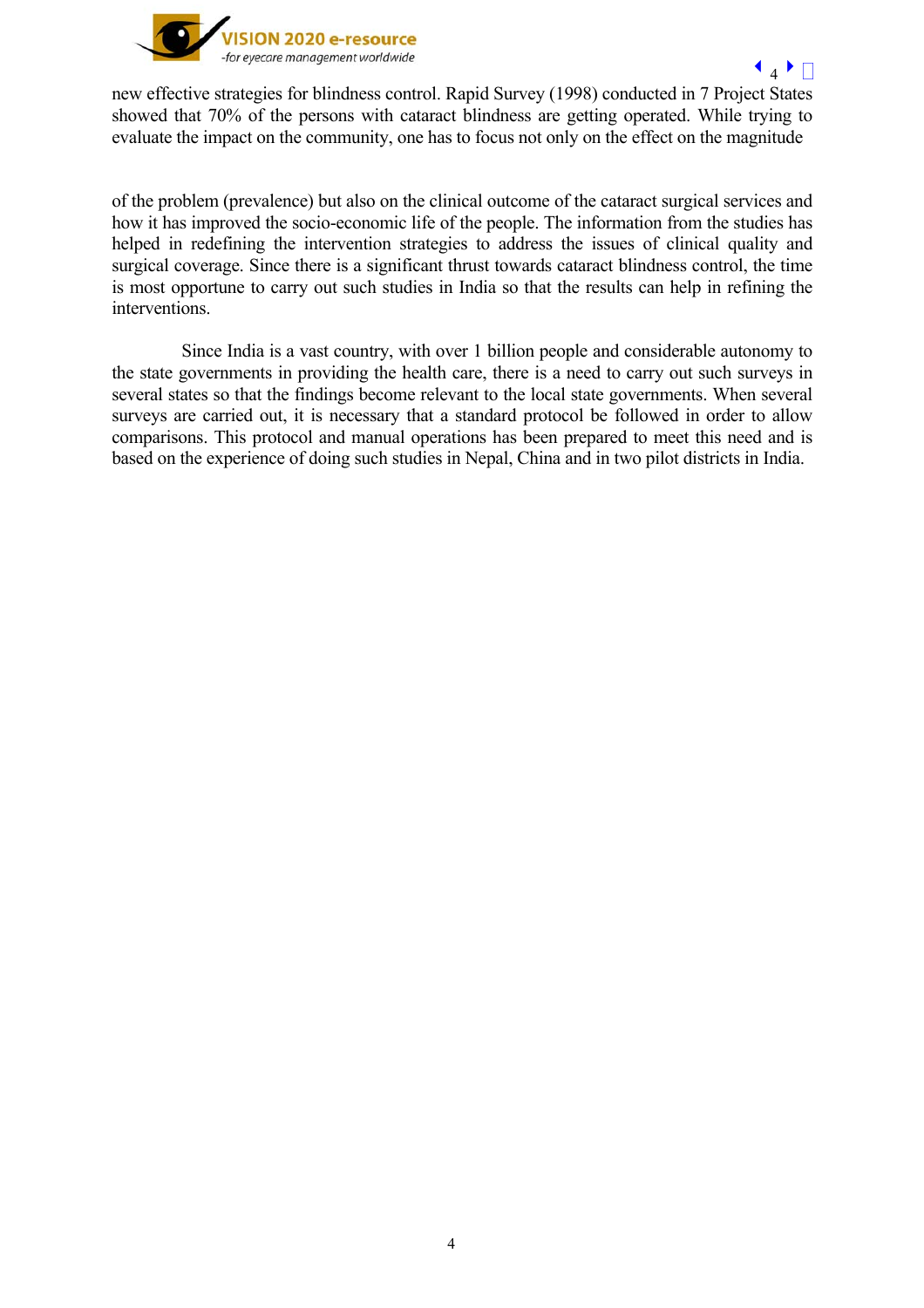new effective strategies for blindness control. Rapid Survey (1998) conducted in 7 Project States showed that 70% of the persons with cataract blindness are getting operated. While trying to evaluate the impact on the community, one has to focus not only on the effect on the magnitude

of the problem (prevalence) but also on the clinical outcome of the cataract surgical services and how it has improved the socio-economic life of the people. The information from the studies has helped in redefining the intervention strategies to address the issues of clinical quality and surgical coverage. Since there is a significant thrust towards cataract blindness control, the time is most opportune to carry out such studies in India so that the results can help in refining the interventions.

Since India is a vast country, with over 1 billion people and considerable autonomy to the state governments in providing the health care, there is a need to carry out such surveys in several states so that the findings become relevant to the local state governments. When several surveys are carried out, it is necessary that a standard protocol be followed in order to allow comparisons. This protocol and manual operations has been prepared to meet this need and is based on the experience of doing such studies in Nepal, China and in two pilot districts in India.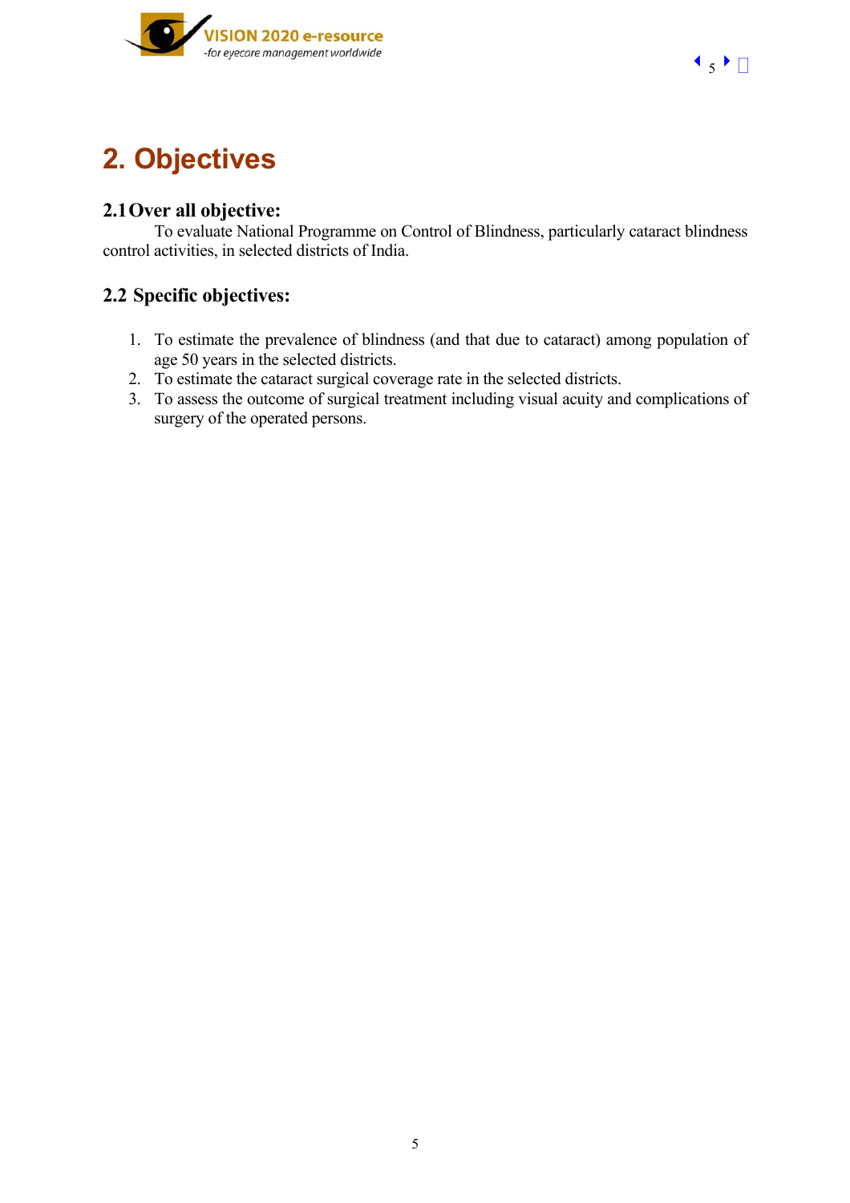# 2. Objectives

## 2.1 Over all objective:

To evaluate National Programme on Control of Blindness, particularly cataract blindness control activities, in selected districts of India.

## 2.2 Specific objectives:

1. To estimate the prevalence of blindness (and that due to cataract) among population of age 50 years in the selected districts.
2. To estimate the cataract surgical coverage rate in the selected districts.
3. To assess the outcome of surgical treatment including visual acuity and complications of surgery of the operated persons.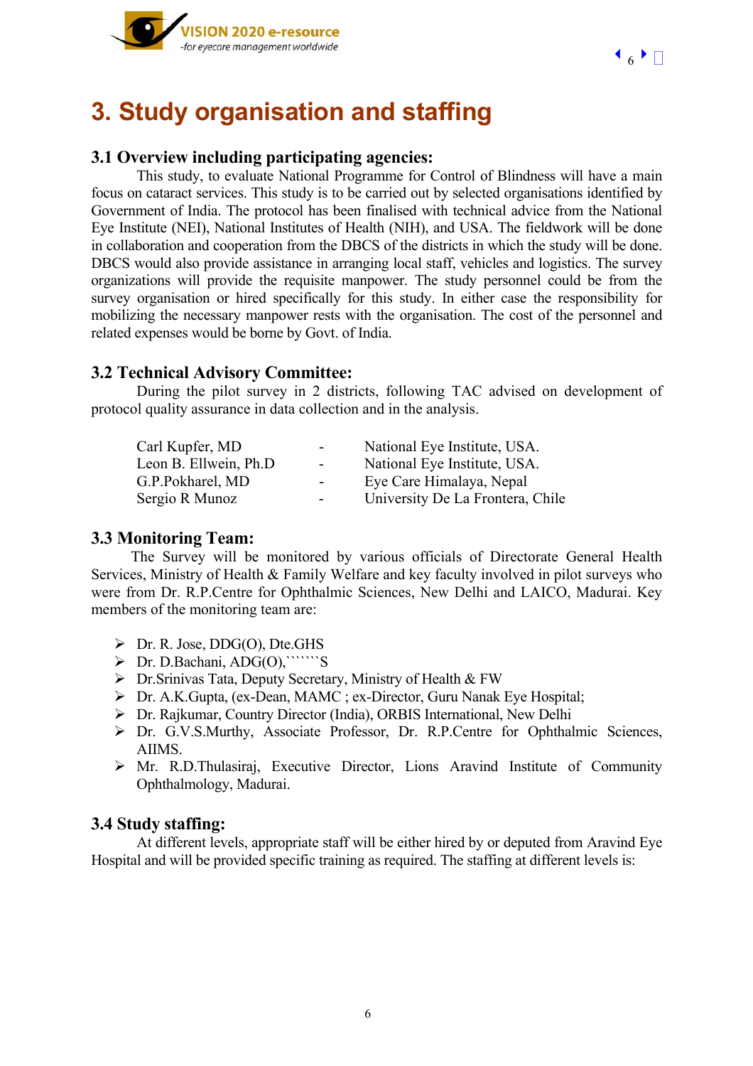# 3. Study organisation and staffing

## 3.1 Overview including participating agencies:

This study, to evaluate National Programme for Control of Blindness will have a main focus on cataract services. This study is to be carried out by selected organisations identified by Government of India. The protocol has been finalised with technical advice from the National Eye Institute (NEI), National Institutes of Health (NIH), and USA. The fieldwork will be done in collaboration and cooperation from the DBCS of the districts in which the study will be done. DBCS would also provide assistance in arranging local staff, vehicles and logistics. The survey organizations will provide the requisite manpower. The study personnel could be from the survey organisation or hired specifically for this study. In either case the responsibility for mobilizing the necessary manpower rests with the organisation. The cost of the personnel and related expenses would be borne by Govt. of India.

## 3.2 Technical Advisory Committee:

During the pilot survey in 2 districts, following TAC advised on development of protocol quality assurance in data collection and in the analysis.

| | | |
|---|---|---|
| Carl Kupfer, MD | - | National Eye Institute, USA. |
| Leon B. Ellwein, Ph.D | - | National Eye Institute, USA. |
| G.P.Pokharel, MD | - | Eye Care Himalaya, Nepal |
| Sergio R Munoz | - | University De La Frontera, Chile |

## 3.3 Monitoring Team:

The Survey will be monitored by various officials of Directorate General Health Services, Ministry of Health & Family Welfare and key faculty involved in pilot surveys who were from Dr. R.P.Centre for Ophthalmic Sciences, New Delhi and LAICO, Madurai. Key members of the monitoring team are:

- Dr. R. Jose, DDG(O), Dte.GHS
- Dr. D.Bachani, ADG(O),``````S
- Dr.Srinivas Tata, Deputy Secretary, Ministry of Health & FW
- Dr. A.K.Gupta, (ex-Dean, MAMC ; ex-Director, Guru Nanak Eye Hospital;
- Dr. Rajkumar, Country Director (India), ORBIS International, New Delhi
- Dr. G.V.S.Murthy, Associate Professor, Dr. R.P.Centre for Ophthalmic Sciences, AIIMS.
- Mr. R.D.Thulasiraj, Executive Director, Lions Aravind Institute of Community Ophthalmology, Madurai.

## 3.4 Study staffing:

At different levels, appropriate staff will be either hired by or deputed from Aravind Eye Hospital and will be provided specific training as required. The staffing at different levels is: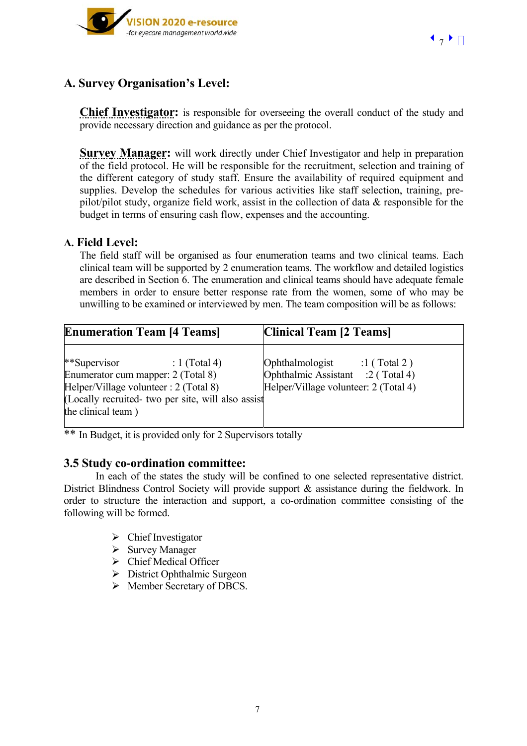## A. Survey Organisation's Level:

**Chief Investigator:** is responsible for overseeing the overall conduct of the study and provide necessary direction and guidance as per the protocol.

**Survey Manager:** will work directly under Chief Investigator and help in preparation of the field protocol. He will be responsible for the recruitment, selection and training of the different category of study staff. Ensure the availability of required equipment and supplies. Develop the schedules for various activities like staff selection, training, pre-pilot/pilot study, organize field work, assist in the collection of data & responsible for the budget in terms of ensuring cash flow, expenses and the accounting.

## A. Field Level:

The field staff will be organised as four enumeration teams and two clinical teams. Each clinical team will be supported by 2 enumeration teams. The workflow and detailed logistics are described in Section 6. The enumeration and clinical teams should have adequate female members in order to ensure better response rate from the women, some of who may be unwilling to be examined or interviewed by men. The team composition will be as follows:

| Enumeration Team [4 Teams] | Clinical Team [2 Teams] |
|---|---|
| **Supervisor : 1 (Total 4)<br>Enumerator cum mapper: 2 (Total 8)<br>Helper/Village volunteer : 2 (Total 8)<br>(Locally recruited- two per site, will also assist the clinical team ) | Ophthalmologist :1 ( Total 2 )<br>Ophthalmic Assistant :2 ( Total 4)<br>Helper/Village volunteer: 2 (Total 4) |

** In Budget, it is provided only for 2 Supervisors totally

## 3.5 Study co-ordination committee:

In each of the states the study will be confined to one selected representative district. District Blindness Control Society will provide support & assistance during the fieldwork. In order to structure the interaction and support, a co-ordination committee consisting of the following will be formed.

- Chief Investigator
- Survey Manager
- Chief Medical Officer
- District Ophthalmic Surgeon
- Member Secretary of DBCS.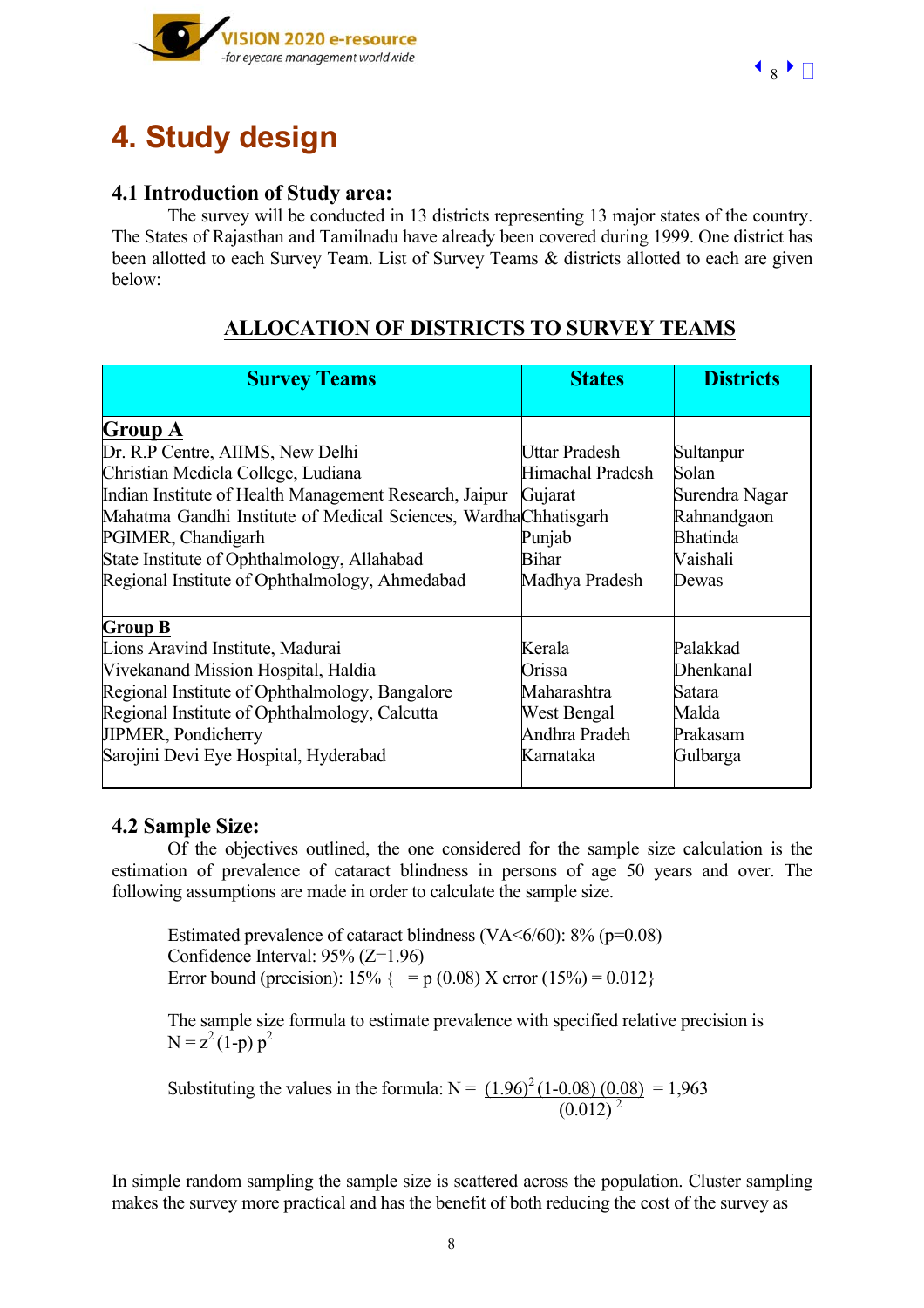# 4. Study design

### 4.1 Introduction of Study area:

The survey will be conducted in 13 districts representing 13 major states of the country. The States of Rajasthan and Tamilnadu have already been covered during 1999. One district has been allotted to each Survey Team. List of Survey Teams & districts allotted to each are given below:

**ALLOCATION OF DISTRICTS TO SURVEY TEAMS**

| Survey Teams | States | Districts |
|---|---|---|
| **Group A** | | |
| Dr. R.P Centre, AIIMS, New Delhi | Uttar Pradesh | Sultanpur |
| Christian Medicla College, Ludiana | Himachal Pradesh | Solan |
| Indian Institute of Health Management Research, Jaipur | Gujarat | Surendra Nagar |
| Mahatma Gandhi Institute of Medical Sciences, Wardha | Chhatisgarh | Rahnandgaon |
| PGIMER, Chandigarh | Punjab | Bhatinda |
| State Institute of Ophthalmology, Allahabad | Bihar | Vaishali |
| Regional Institute of Ophthalmology, Ahmedabad | Madhya Pradesh | Dewas |
| **Group B** | | |
| Lions Aravind Institute, Madurai | Kerala | Palakkad |
| Vivekanand Mission Hospital, Haldia | Orissa | Dhenkanal |
| Regional Institute of Ophthalmology, Bangalore | Maharashtra | Satara |
| Regional Institute of Ophthalmology, Calcutta | West Bengal | Malda |
| JIPMER, Pondicherry | Andhra Pradeh | Prakasam |
| Sarojini Devi Eye Hospital, Hyderabad | Karnataka | Gulbarga |

### 4.2 Sample Size:

Of the objectives outlined, the one considered for the sample size calculation is the estimation of prevalence of cataract blindness in persons of age 50 years and over. The following assumptions are made in order to calculate the sample size.

Estimated prevalence of cataract blindness (VA<6/60): 8% (p=0.08)
Confidence Interval: 95% (Z=1.96)
Error bound (precision): 15% { = p (0.08) X error (15%) = 0.012}

The sample size formula to estimate prevalence with specified relative precision is
$N = z^2 (1-p)\ p^2$

Substituting the values in the formula: $N = \dfrac{(1.96)^2 (1-0.08)\ (0.08)}{(0.012)^2} = 1{,}963$

In simple random sampling the sample size is scattered across the population. Cluster sampling makes the survey more practical and has the benefit of both reducing the cost of the survey as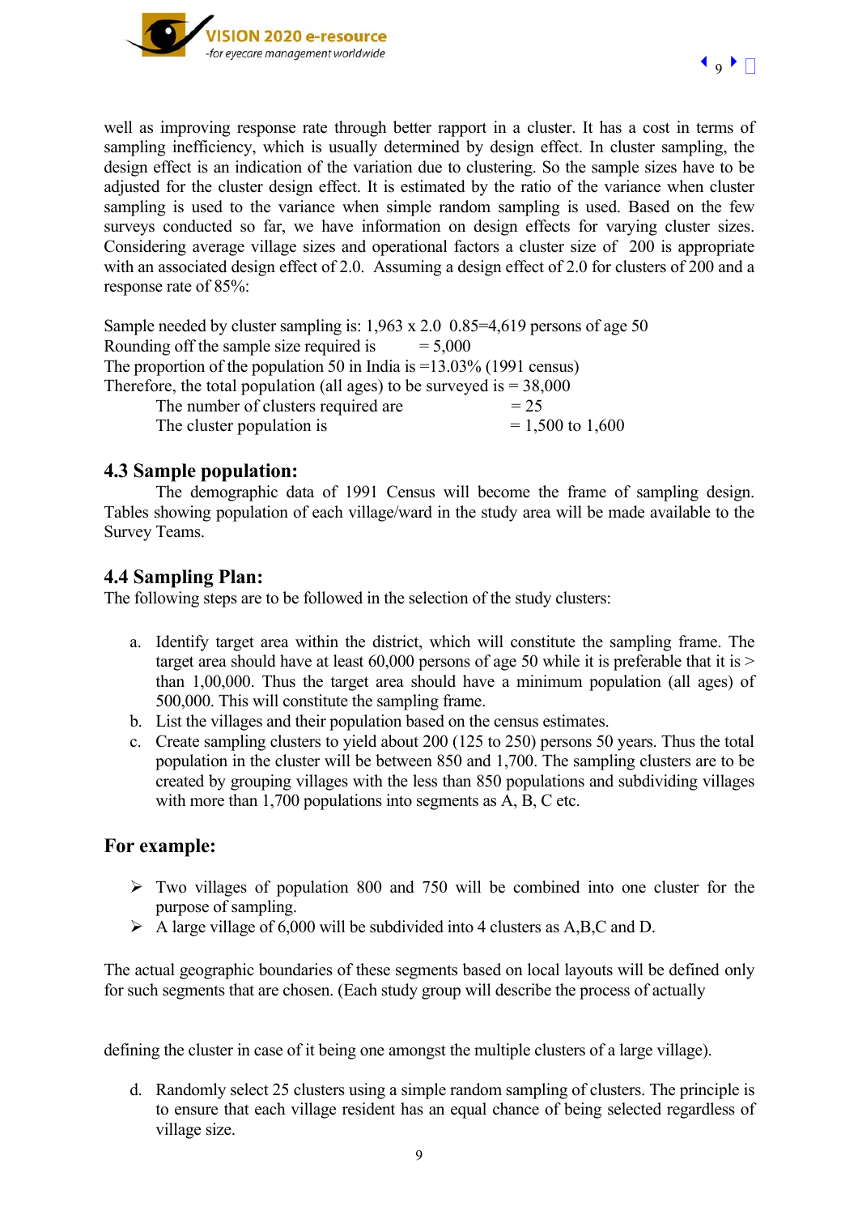well as improving response rate through better rapport in a cluster. It has a cost in terms of sampling inefficiency, which is usually determined by design effect. In cluster sampling, the design effect is an indication of the variation due to clustering. So the sample sizes have to be adjusted for the cluster design effect. It is estimated by the ratio of the variance when cluster sampling is used to the variance when simple random sampling is used. Based on the few surveys conducted so far, we have information on design effects for varying cluster sizes. Considering average village sizes and operational factors a cluster size of 200 is appropriate with an associated design effect of 2.0. Assuming a design effect of 2.0 for clusters of 200 and a response rate of 85%:

Sample needed by cluster sampling is: 1,963 x 2.0 0.85=4,619 persons of age 50
Rounding off the sample size required is = 5,000
The proportion of the population 50 in India is =13.03% (1991 census)
Therefore, the total population (all ages) to be surveyed is = 38,000

The number of clusters required are = 25
The cluster population is = 1,500 to 1,600

### 4.3 Sample population:

The demographic data of 1991 Census will become the frame of sampling design. Tables showing population of each village/ward in the study area will be made available to the Survey Teams.

### 4.4 Sampling Plan:

The following steps are to be followed in the selection of the study clusters:

a. Identify target area within the district, which will constitute the sampling frame. The target area should have at least 60,000 persons of age 50 while it is preferable that it is > than 1,00,000. Thus the target area should have a minimum population (all ages) of 500,000. This will constitute the sampling frame.
b. List the villages and their population based on the census estimates.
c. Create sampling clusters to yield about 200 (125 to 250) persons 50 years. Thus the total population in the cluster will be between 850 and 1,700. The sampling clusters are to be created by grouping villages with the less than 850 populations and subdividing villages with more than 1,700 populations into segments as A, B, C etc.

### For example:

- Two villages of population 800 and 750 will be combined into one cluster for the purpose of sampling.
- A large village of 6,000 will be subdivided into 4 clusters as A,B,C and D.

The actual geographic boundaries of these segments based on local layouts will be defined only for such segments that are chosen. (Each study group will describe the process of actually defining the cluster in case of it being one amongst the multiple clusters of a large village).

d. Randomly select 25 clusters using a simple random sampling of clusters. The principle is to ensure that each village resident has an equal chance of being selected regardless of village size.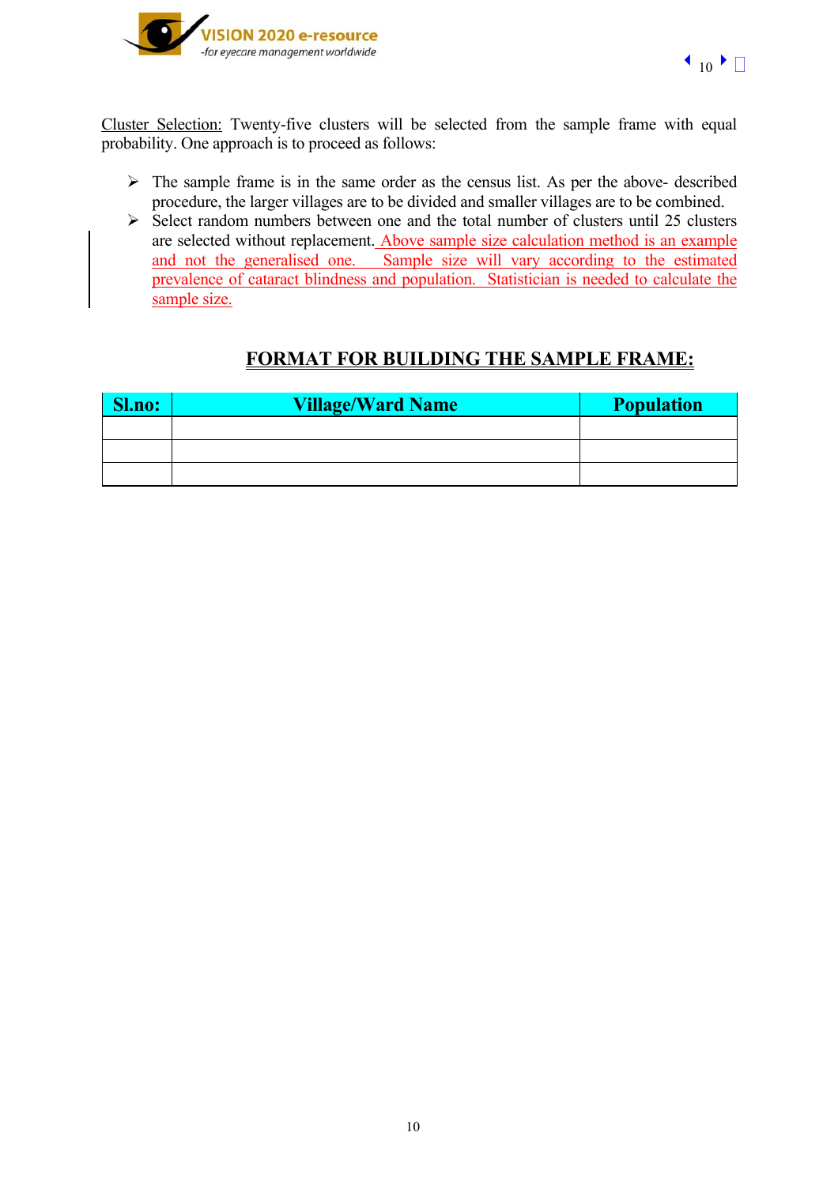Cluster Selection: Twenty-five clusters will be selected from the sample frame with equal probability. One approach is to proceed as follows:

- The sample frame is in the same order as the census list. As per the above- described procedure, the larger villages are to be divided and smaller villages are to be combined.
- Select random numbers between one and the total number of clusters until 25 clusters are selected without replacement. Above sample size calculation method is an example and not the generalised one. Sample size will vary according to the estimated prevalence of cataract blindness and population. Statistician is needed to calculate the sample size.

## FORMAT FOR BUILDING THE SAMPLE FRAME:

| Sl.no: | Village/Ward Name | Population |
|---|---|---|
| | | |
| | | |
| | | |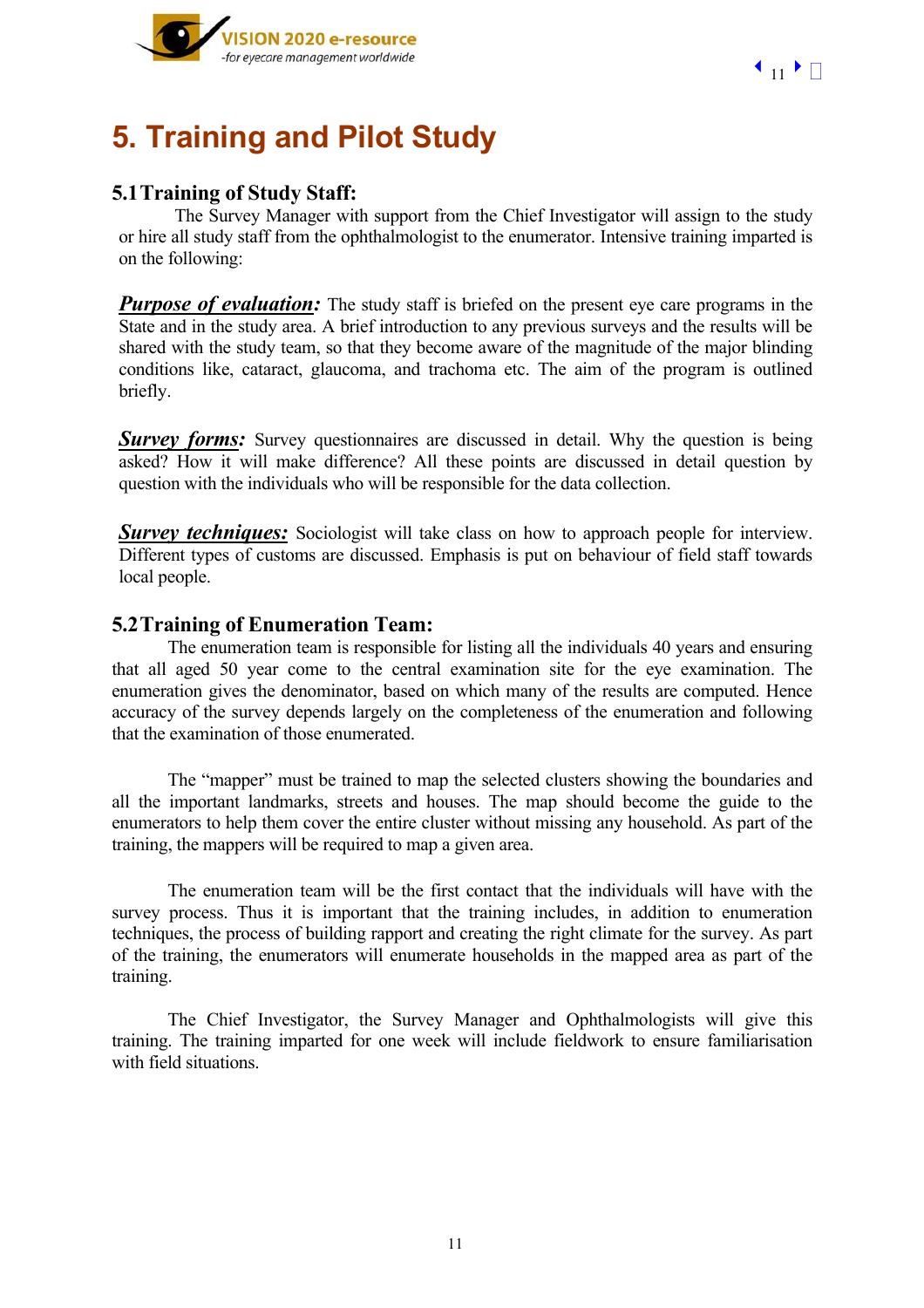# 5. Training and Pilot Study

### 5.1 Training of Study Staff:

The Survey Manager with support from the Chief Investigator will assign to the study or hire all study staff from the ophthalmologist to the enumerator. Intensive training imparted is on the following:

***Purpose of evaluation:*** The study staff is briefed on the present eye care programs in the State and in the study area. A brief introduction to any previous surveys and the results will be shared with the study team, so that they become aware of the magnitude of the major blinding conditions like, cataract, glaucoma, and trachoma etc. The aim of the program is outlined briefly.

***Survey forms:*** Survey questionnaires are discussed in detail. Why the question is being asked? How it will make difference? All these points are discussed in detail question by question with the individuals who will be responsible for the data collection.

***Survey techniques:*** Sociologist will take class on how to approach people for interview. Different types of customs are discussed. Emphasis is put on behaviour of field staff towards local people.

### 5.2 Training of Enumeration Team:

The enumeration team is responsible for listing all the individuals 40 years and ensuring that all aged 50 year come to the central examination site for the eye examination. The enumeration gives the denominator, based on which many of the results are computed. Hence accuracy of the survey depends largely on the completeness of the enumeration and following that the examination of those enumerated.

The "mapper" must be trained to map the selected clusters showing the boundaries and all the important landmarks, streets and houses. The map should become the guide to the enumerators to help them cover the entire cluster without missing any household. As part of the training, the mappers will be required to map a given area.

The enumeration team will be the first contact that the individuals will have with the survey process. Thus it is important that the training includes, in addition to enumeration techniques, the process of building rapport and creating the right climate for the survey. As part of the training, the enumerators will enumerate households in the mapped area as part of the training.

The Chief Investigator, the Survey Manager and Ophthalmologists will give this training. The training imparted for one week will include fieldwork to ensure familiarisation with field situations.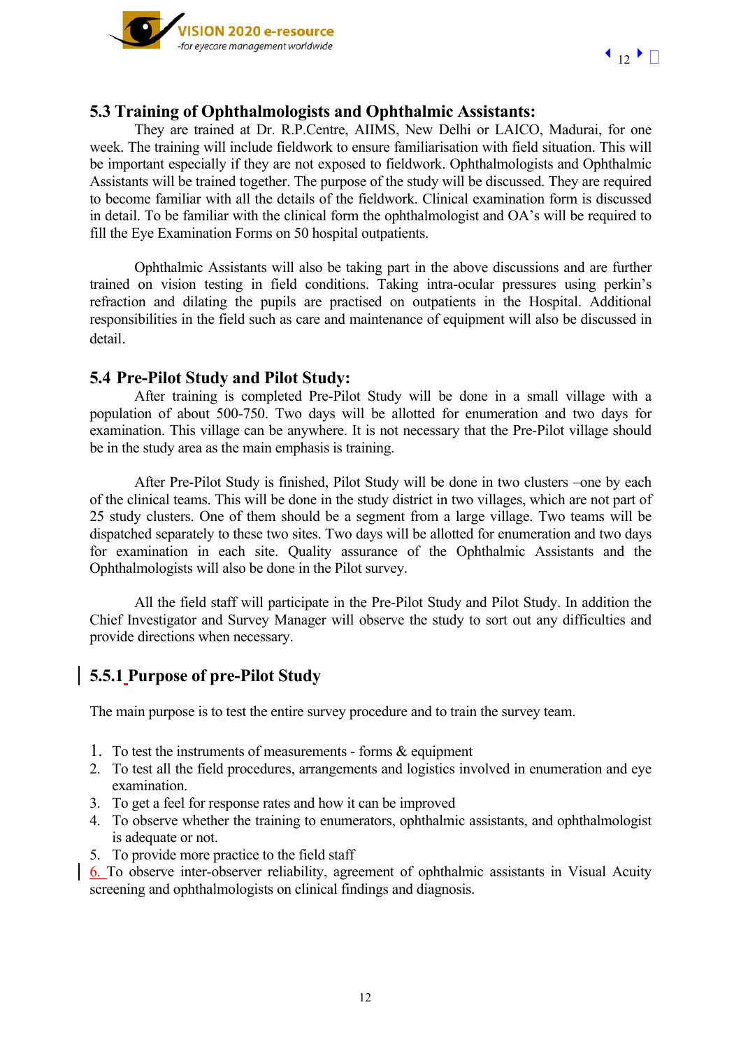## 5.3 Training of Ophthalmologists and Ophthalmic Assistants:

They are trained at Dr. R.P.Centre, AIIMS, New Delhi or LAICO, Madurai, for one week. The training will include fieldwork to ensure familiarisation with field situation. This will be important especially if they are not exposed to fieldwork. Ophthalmologists and Ophthalmic Assistants will be trained together. The purpose of the study will be discussed. They are required to become familiar with all the details of the fieldwork. Clinical examination form is discussed in detail. To be familiar with the clinical form the ophthalmologist and OA's will be required to fill the Eye Examination Forms on 50 hospital outpatients.

Ophthalmic Assistants will also be taking part in the above discussions and are further trained on vision testing in field conditions. Taking intra-ocular pressures using perkin's refraction and dilating the pupils are practised on outpatients in the Hospital. Additional responsibilities in the field such as care and maintenance of equipment will also be discussed in detail.

## 5.4 Pre-Pilot Study and Pilot Study:

After training is completed Pre-Pilot Study will be done in a small village with a population of about 500-750. Two days will be allotted for enumeration and two days for examination. This village can be anywhere. It is not necessary that the Pre-Pilot village should be in the study area as the main emphasis is training.

After Pre-Pilot Study is finished, Pilot Study will be done in two clusters –one by each of the clinical teams. This will be done in the study district in two villages, which are not part of 25 study clusters. One of them should be a segment from a large village. Two teams will be dispatched separately to these two sites. Two days will be allotted for enumeration and two days for examination in each site. Quality assurance of the Ophthalmic Assistants and the Ophthalmologists will also be done in the Pilot survey.

All the field staff will participate in the Pre-Pilot Study and Pilot Study. In addition the Chief Investigator and Survey Manager will observe the study to sort out any difficulties and provide directions when necessary.

### 5.5.1 Purpose of pre-Pilot Study

The main purpose is to test the entire survey procedure and to train the survey team.

1. To test the instruments of measurements - forms & equipment
2. To test all the field procedures, arrangements and logistics involved in enumeration and eye examination.
3. To get a feel for response rates and how it can be improved
4. To observe whether the training to enumerators, ophthalmic assistants, and ophthalmologist is adequate or not.
5. To provide more practice to the field staff
6. To observe inter-observer reliability, agreement of ophthalmic assistants in Visual Acuity screening and ophthalmologists on clinical findings and diagnosis.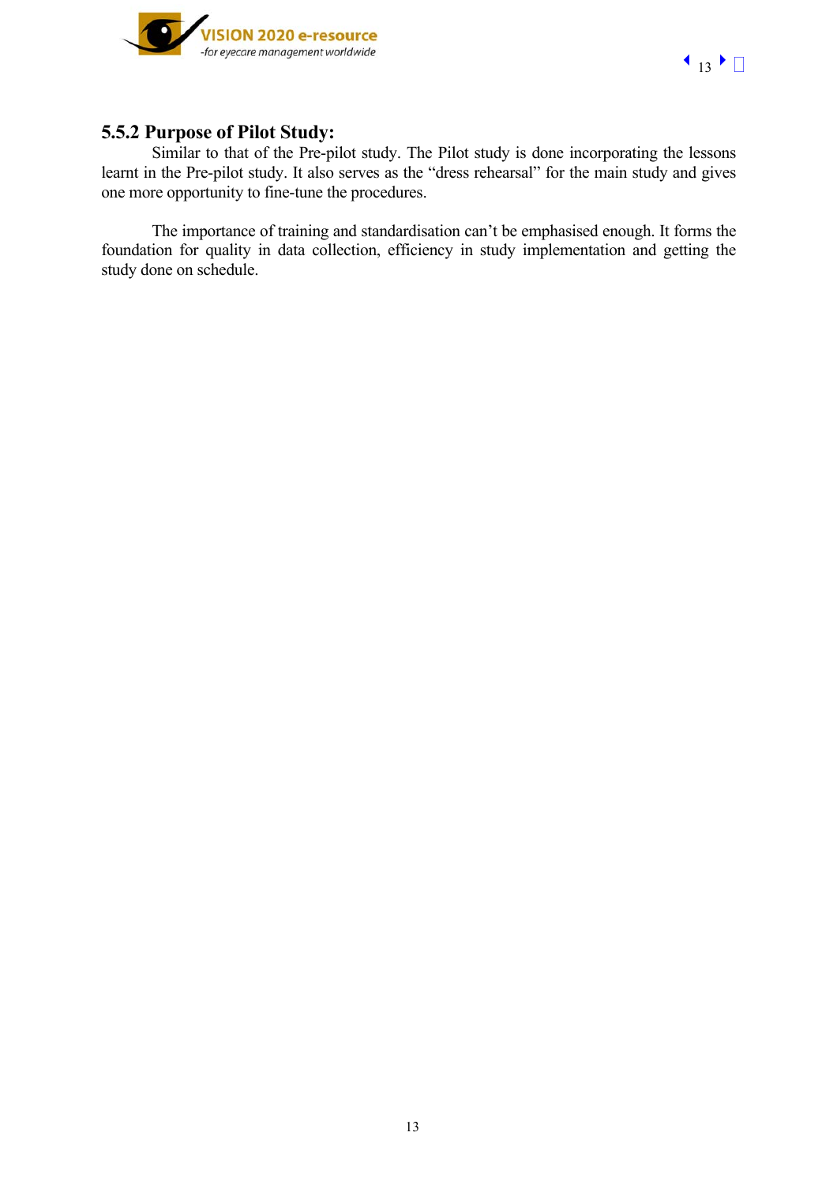### 5.5.2 Purpose of Pilot Study:

Similar to that of the Pre-pilot study. The Pilot study is done incorporating the lessons learnt in the Pre-pilot study. It also serves as the "dress rehearsal" for the main study and gives one more opportunity to fine-tune the procedures.

The importance of training and standardisation can't be emphasised enough. It forms the foundation for quality in data collection, efficiency in study implementation and getting the study done on schedule.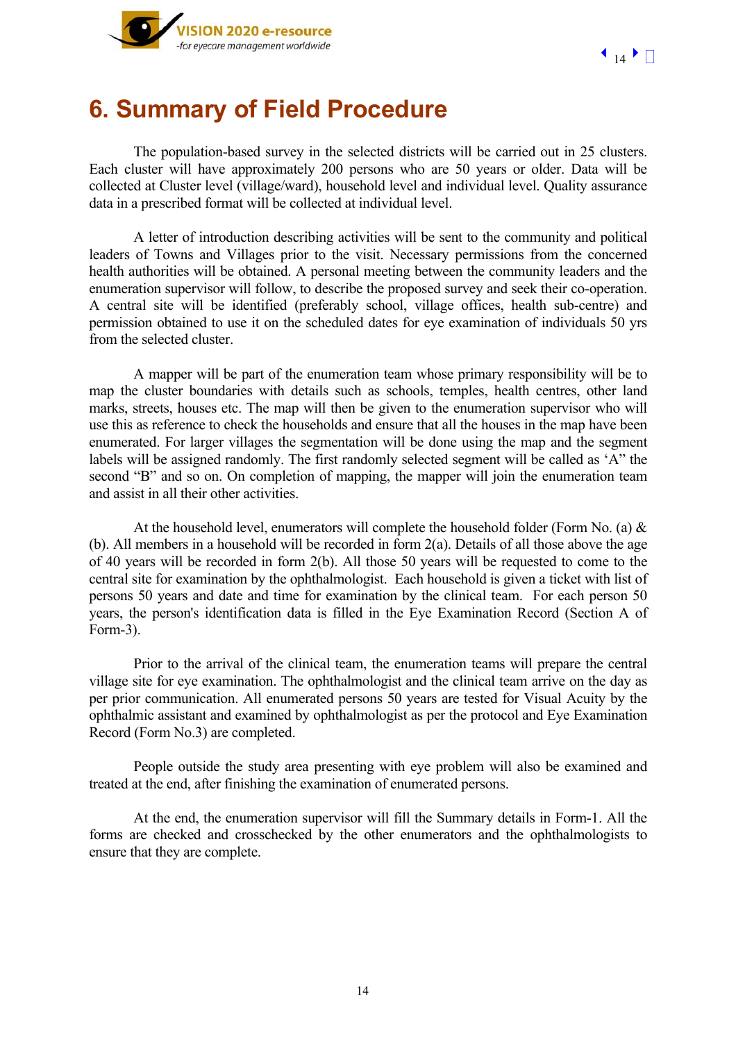# 6. Summary of Field Procedure

The population-based survey in the selected districts will be carried out in 25 clusters. Each cluster will have approximately 200 persons who are 50 years or older. Data will be collected at Cluster level (village/ward), household level and individual level. Quality assurance data in a prescribed format will be collected at individual level.

A letter of introduction describing activities will be sent to the community and political leaders of Towns and Villages prior to the visit. Necessary permissions from the concerned health authorities will be obtained. A personal meeting between the community leaders and the enumeration supervisor will follow, to describe the proposed survey and seek their co-operation. A central site will be identified (preferably school, village offices, health sub-centre) and permission obtained to use it on the scheduled dates for eye examination of individuals 50 yrs from the selected cluster.

A mapper will be part of the enumeration team whose primary responsibility will be to map the cluster boundaries with details such as schools, temples, health centres, other land marks, streets, houses etc. The map will then be given to the enumeration supervisor who will use this as reference to check the households and ensure that all the houses in the map have been enumerated. For larger villages the segmentation will be done using the map and the segment labels will be assigned randomly. The first randomly selected segment will be called as 'A" the second "B" and so on. On completion of mapping, the mapper will join the enumeration team and assist in all their other activities.

At the household level, enumerators will complete the household folder (Form No. (a) & (b). All members in a household will be recorded in form 2(a). Details of all those above the age of 40 years will be recorded in form 2(b). All those 50 years will be requested to come to the central site for examination by the ophthalmologist. Each household is given a ticket with list of persons 50 years and date and time for examination by the clinical team. For each person 50 years, the person's identification data is filled in the Eye Examination Record (Section A of Form-3).

Prior to the arrival of the clinical team, the enumeration teams will prepare the central village site for eye examination. The ophthalmologist and the clinical team arrive on the day as per prior communication. All enumerated persons 50 years are tested for Visual Acuity by the ophthalmic assistant and examined by ophthalmologist as per the protocol and Eye Examination Record (Form No.3) are completed.

People outside the study area presenting with eye problem will also be examined and treated at the end, after finishing the examination of enumerated persons.

At the end, the enumeration supervisor will fill the Summary details in Form-1. All the forms are checked and crosschecked by the other enumerators and the ophthalmologists to ensure that they are complete.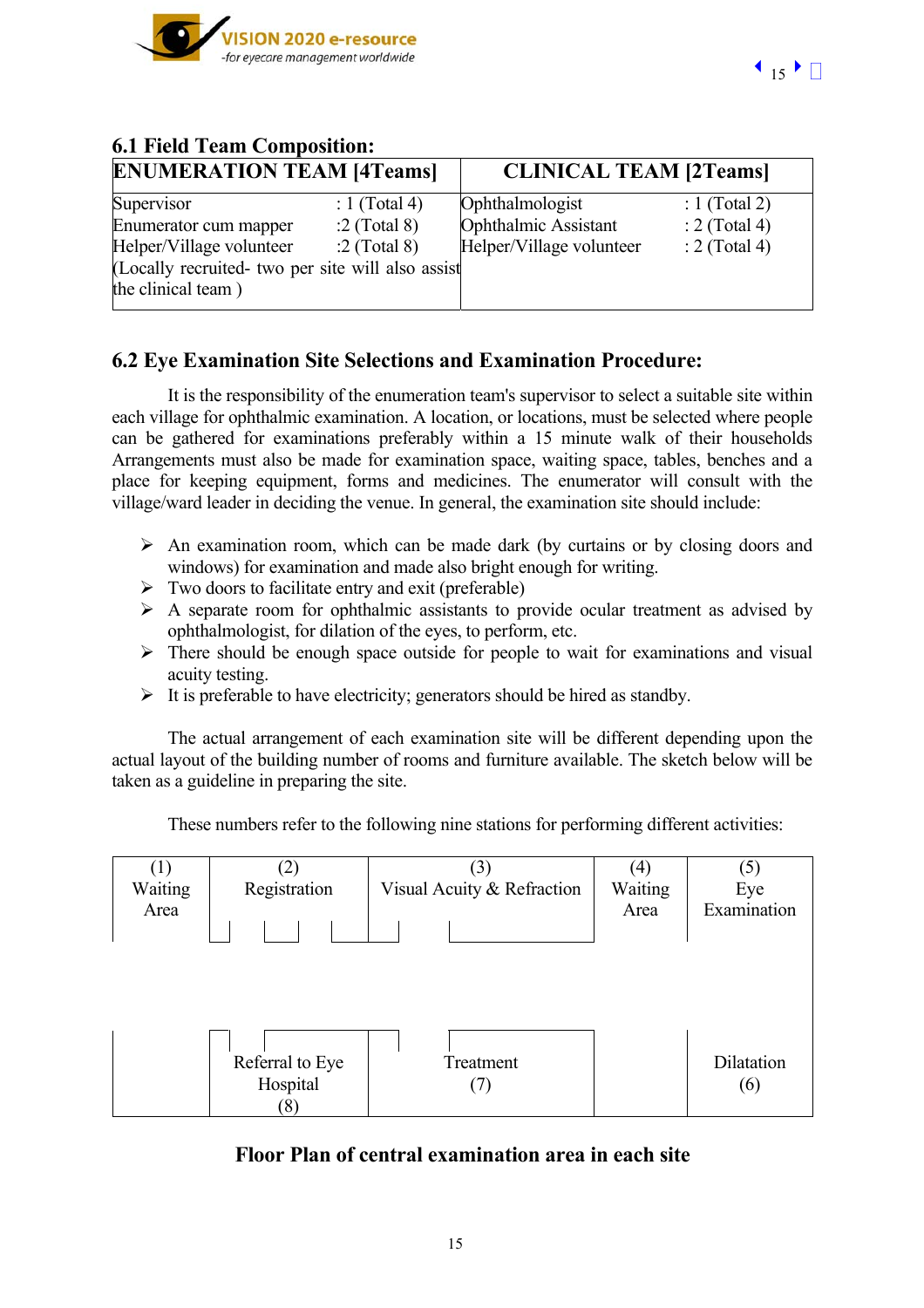### 6.1 Field Team Composition:

| ENUMERATION TEAM [4Teams] | | CLINICAL TEAM [2Teams] | |
|---|---|---|---|
| Supervisor | : 1 (Total 4) | Ophthalmologist | : 1 (Total 2) |
| Enumerator cum mapper | :2 (Total 8) | Ophthalmic Assistant | : 2 (Total 4) |
| Helper/Village volunteer | :2 (Total 8) | Helper/Village volunteer | : 2 (Total 4) |
| (Locally recruited- two per site will also assist the clinical team ) | | | |

### 6.2 Eye Examination Site Selections and Examination Procedure:

It is the responsibility of the enumeration team's supervisor to select a suitable site within each village for ophthalmic examination. A location, or locations, must be selected where people can be gathered for examinations preferably within a 15 minute walk of their households Arrangements must also be made for examination space, waiting space, tables, benches and a place for keeping equipment, forms and medicines. The enumerator will consult with the village/ward leader in deciding the venue. In general, the examination site should include:

- An examination room, which can be made dark (by curtains or by closing doors and windows) for examination and made also bright enough for writing.
- Two doors to facilitate entry and exit (preferable)
- A separate room for ophthalmic assistants to provide ocular treatment as advised by ophthalmologist, for dilation of the eyes, to perform, etc.
- There should be enough space outside for people to wait for examinations and visual acuity testing.
- It is preferable to have electricity; generators should be hired as standby.

The actual arrangement of each examination site will be different depending upon the actual layout of the building number of rooms and furniture available. The sketch below will be taken as a guideline in preparing the site.

These numbers refer to the following nine stations for performing different activities:

| (1) Waiting Area | (2) Registration | (3) Visual Acuity & Refraction | (4) Waiting Area | (5) Eye Examination |
|---|---|---|---|---|
| | Referral to Eye Hospital (8) | Treatment (7) | | Dilatation (6) |

**Floor Plan of central examination area in each site**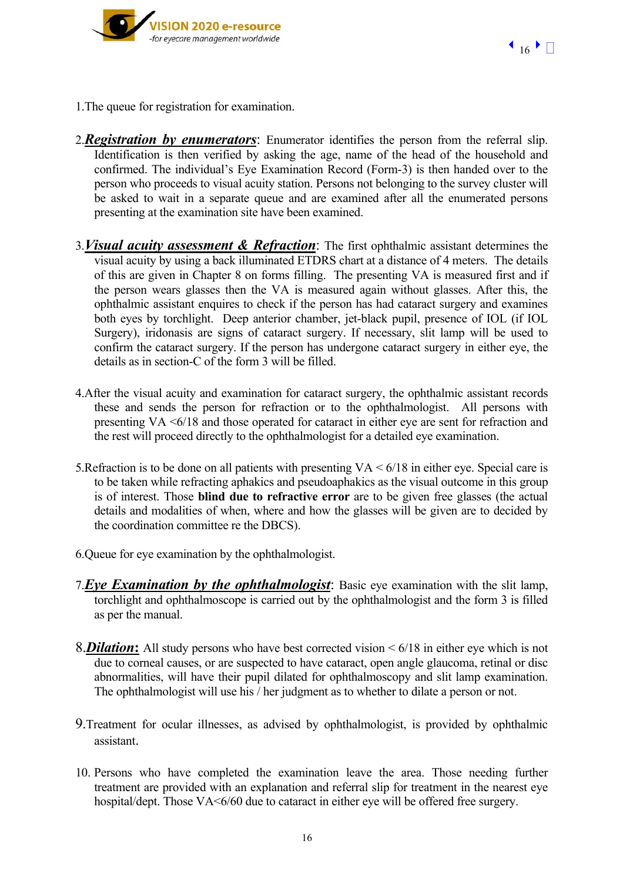1. The queue for registration for examination.

2. ***Registration by enumerators***: Enumerator identifies the person from the referral slip. Identification is then verified by asking the age, name of the head of the household and confirmed. The individual's Eye Examination Record (Form-3) is then handed over to the person who proceeds to visual acuity station. Persons not belonging to the survey cluster will be asked to wait in a separate queue and are examined after all the enumerated persons presenting at the examination site have been examined.

3. ***Visual acuity assessment & Refraction***: The first ophthalmic assistant determines the visual acuity by using a back illuminated ETDRS chart at a distance of 4 meters. The details of this are given in Chapter 8 on forms filling. The presenting VA is measured first and if the person wears glasses then the VA is measured again without glasses. After this, the ophthalmic assistant enquires to check if the person has had cataract surgery and examines both eyes by torchlight. Deep anterior chamber, jet-black pupil, presence of IOL (if IOL Surgery), iridonasis are signs of cataract surgery. If necessary, slit lamp will be used to confirm the cataract surgery. If the person has undergone cataract surgery in either eye, the details as in section-C of the form 3 will be filled.

4. After the visual acuity and examination for cataract surgery, the ophthalmic assistant records these and sends the person for refraction or to the ophthalmologist. All persons with presenting VA <6/18 and those operated for cataract in either eye are sent for refraction and the rest will proceed directly to the ophthalmologist for a detailed eye examination.

5. Refraction is to be done on all patients with presenting VA < 6/18 in either eye. Special care is to be taken while refracting aphakics and pseudoaphakics as the visual outcome in this group is of interest. Those **blind due to refractive error** are to be given free glasses (the actual details and modalities of when, where and how the glasses will be given are to decided by the coordination committee re the DBCS).

6. Queue for eye examination by the ophthalmologist.

7. ***Eye Examination by the ophthalmologist***: Basic eye examination with the slit lamp, torchlight and ophthalmoscope is carried out by the ophthalmologist and the form 3 is filled as per the manual.

8. ***Dilation:*** All study persons who have best corrected vision < 6/18 in either eye which is not due to corneal causes, or are suspected to have cataract, open angle glaucoma, retinal or disc abnormalities, will have their pupil dilated for ophthalmoscopy and slit lamp examination. The ophthalmologist will use his / her judgment as to whether to dilate a person or not.

9. Treatment for ocular illnesses, as advised by ophthalmologist, is provided by ophthalmic assistant.

10. Persons who have completed the examination leave the area. Those needing further treatment are provided with an explanation and referral slip for treatment in the nearest eye hospital/dept. Those VA<6/60 due to cataract in either eye will be offered free surgery.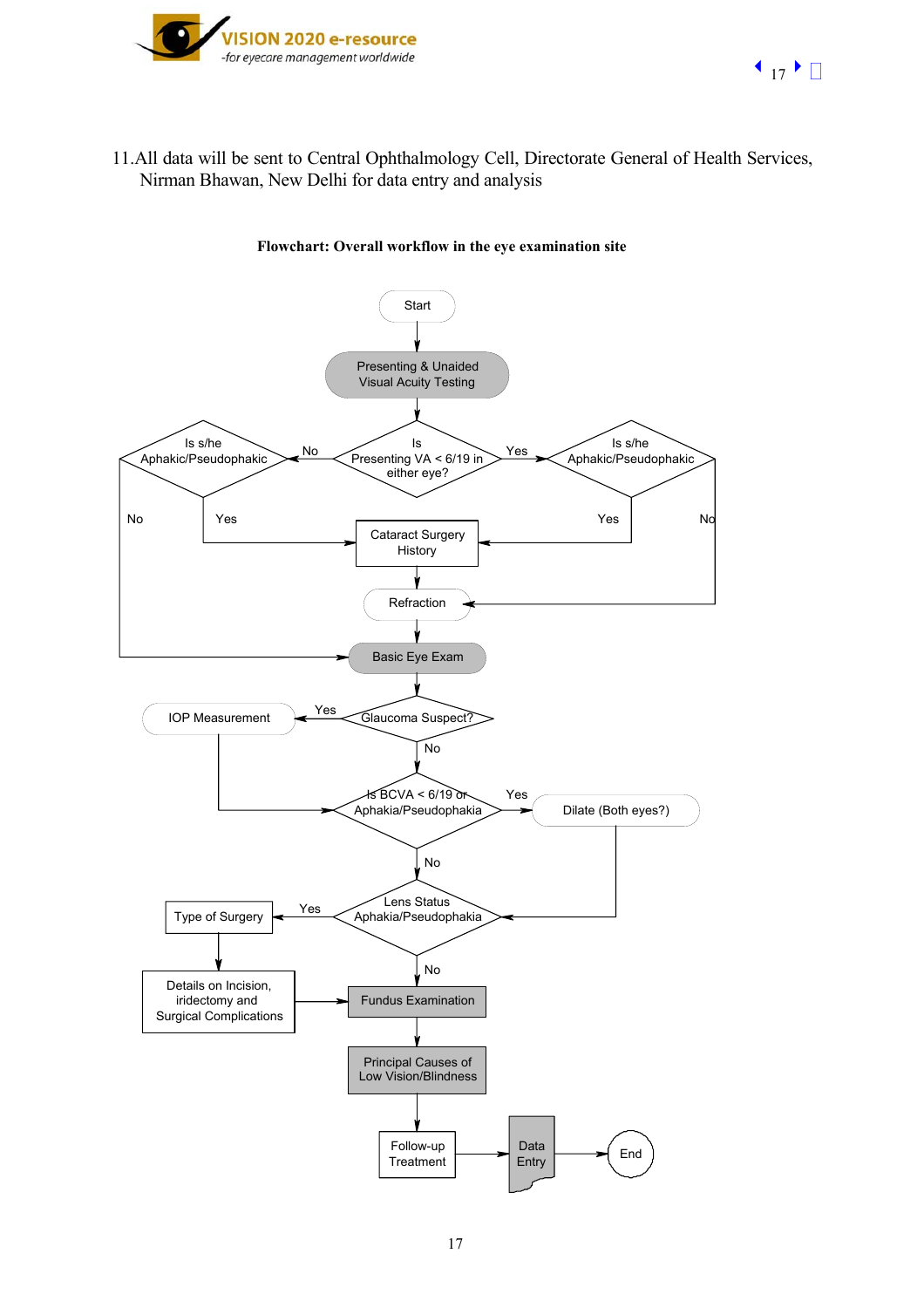11. All data will be sent to Central Ophthalmology Cell, Directorate General of Health Services, Nirman Bhawan, New Delhi for data entry and analysis

**Flowchart: Overall workflow in the eye examination site**

- Start
- Presenting & Unaided Visual Acuity Testing
- Is Presenting VA < 6/19 in either eye?
  - No → Is s/he Aphakic/Pseudophakic
    - Yes → Cataract Surgery History
    - No → Basic Eye Exam
  - Yes → Is s/he Aphakic/Pseudophakic
    - Yes → Cataract Surgery History
    - No → Refraction
- Cataract Surgery History → Refraction
- Refraction → Basic Eye Exam
- Basic Eye Exam → Glaucoma Suspect?
  - Yes → IOP Measurement → Is BCVA < 6/19 or Aphakia/Pseudophakia
  - No → Is BCVA < 6/19 or Aphakia/Pseudophakia
- Is BCVA < 6/19 or Aphakia/Pseudophakia
  - Yes → Dilate (Both eyes?) → Lens Status Aphakia/Pseudophakia
  - No → Lens Status Aphakia/Pseudophakia
- Lens Status Aphakia/Pseudophakia
  - Yes → Type of Surgery → Details on Incision, iridectomy and Surgical Complications → Fundus Examination
  - No → Fundus Examination
- Fundus Examination → Principal Causes of Low Vision/Blindness
- Principal Causes of Low Vision/Blindness → Follow-up Treatment → Data Entry → End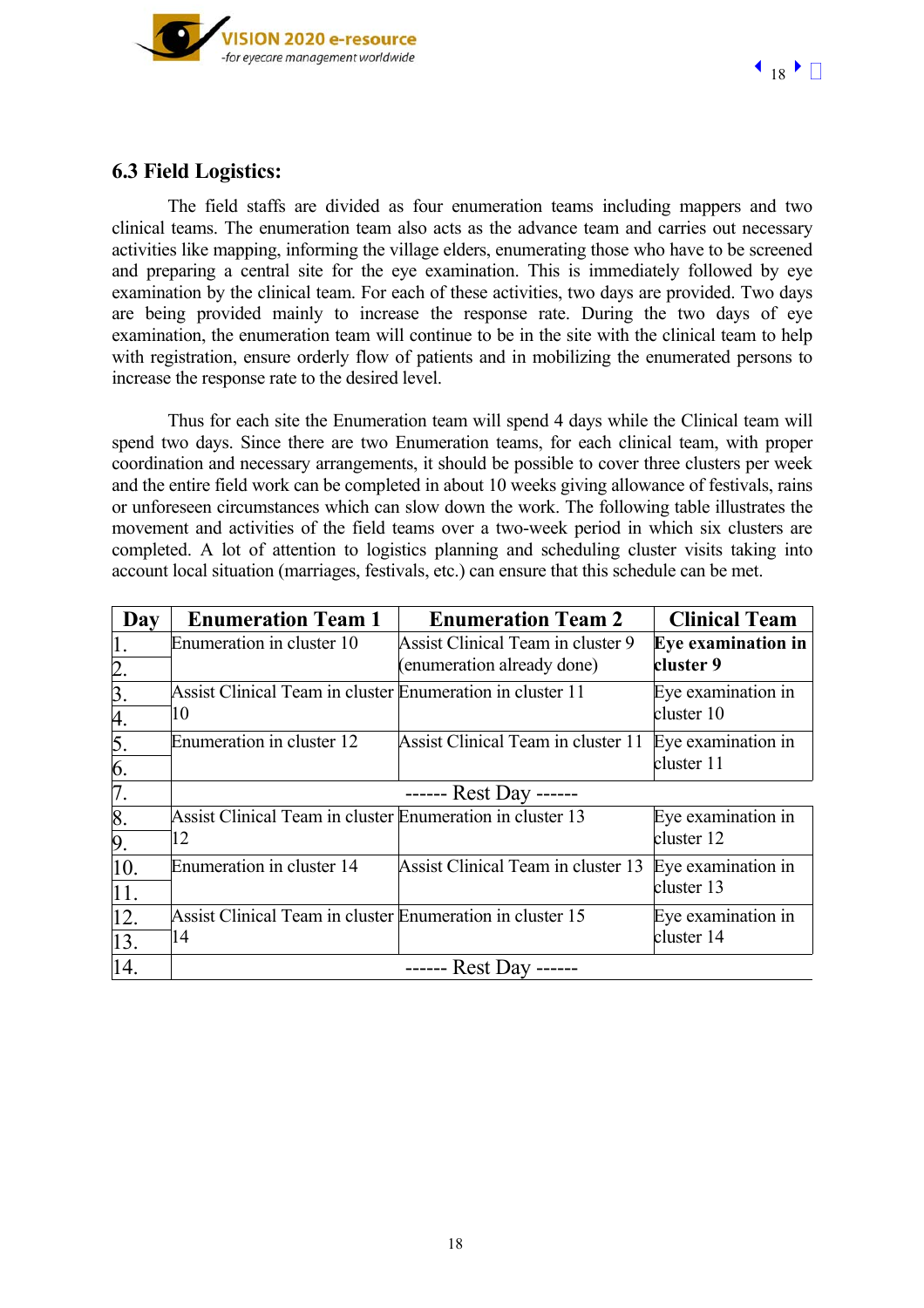### 6.3 Field Logistics:

The field staffs are divided as four enumeration teams including mappers and two clinical teams. The enumeration team also acts as the advance team and carries out necessary activities like mapping, informing the village elders, enumerating those who have to be screened and preparing a central site for the eye examination. This is immediately followed by eye examination by the clinical team. For each of these activities, two days are provided. Two days are being provided mainly to increase the response rate. During the two days of eye examination, the enumeration team will continue to be in the site with the clinical team to help with registration, ensure orderly flow of patients and in mobilizing the enumerated persons to increase the response rate to the desired level.

Thus for each site the Enumeration team will spend 4 days while the Clinical team will spend two days. Since there are two Enumeration teams, for each clinical team, with proper coordination and necessary arrangements, it should be possible to cover three clusters per week and the entire field work can be completed in about 10 weeks giving allowance of festivals, rains or unforeseen circumstances which can slow down the work. The following table illustrates the movement and activities of the field teams over a two-week period in which six clusters are completed. A lot of attention to logistics planning and scheduling cluster visits taking into account local situation (marriages, festivals, etc.) can ensure that this schedule can be met.

| Day | Enumeration Team 1 | Enumeration Team 2 | Clinical Team |
|---|---|---|---|
| 1.<br>2. | Enumeration in cluster 10 | Assist Clinical Team in cluster 9 (enumeration already done) | **Eye examination in cluster 9** |
| 3.<br>4. | Assist Clinical Team in cluster 10 | Enumeration in cluster 11 | Eye examination in cluster 10 |
| 5.<br>6. | Enumeration in cluster 12 | Assist Clinical Team in cluster 11 | Eye examination in cluster 11 |
| 7. | ------ Rest Day ------ | | |
| 8.<br>9. | Assist Clinical Team in cluster 12 | Enumeration in cluster 13 | Eye examination in cluster 12 |
| 10.<br>11. | Enumeration in cluster 14 | Assist Clinical Team in cluster 13 | Eye examination in cluster 13 |
| 12.<br>13. | Assist Clinical Team in cluster 14 | Enumeration in cluster 15 | Eye examination in cluster 14 |
| 14. | ------ Rest Day ------ | | |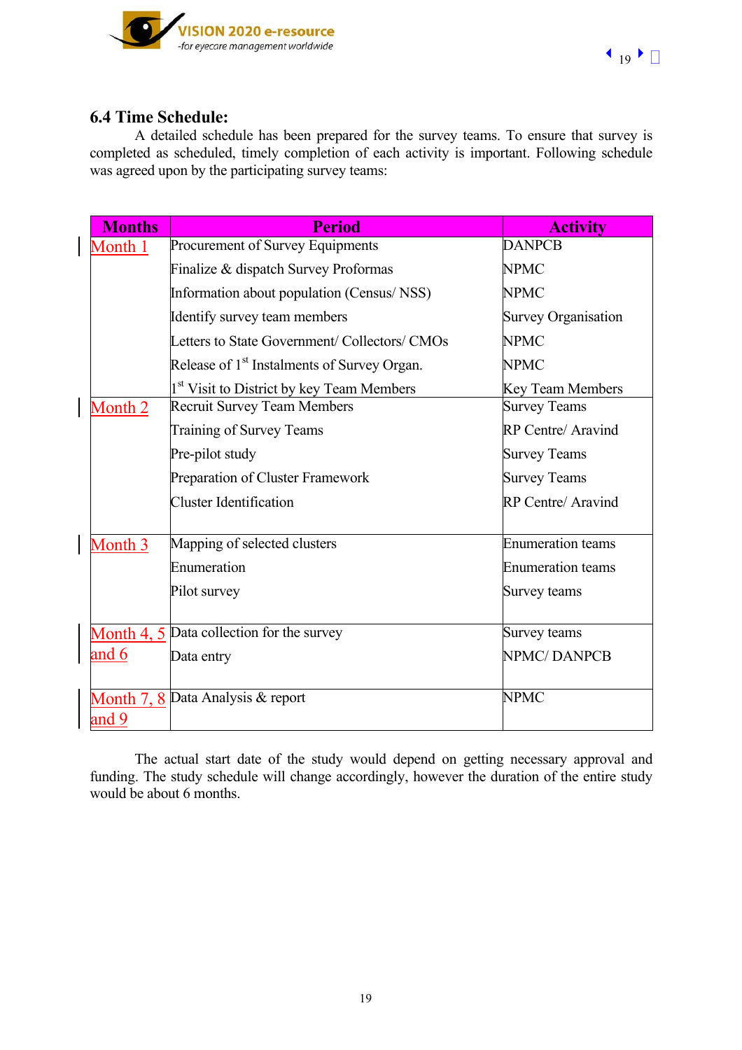## 6.4 Time Schedule:

A detailed schedule has been prepared for the survey teams. To ensure that survey is completed as scheduled, timely completion of each activity is important. Following schedule was agreed upon by the participating survey teams:

| Months | Period | Activity |
|---|---|---|
| Month 1 | Procurement of Survey Equipments | DANPCB |
| | Finalize & dispatch Survey Proformas | NPMC |
| | Information about population (Census/ NSS) | NPMC |
| | Identify survey team members | Survey Organisation |
| | Letters to State Government/ Collectors/ CMOs | NPMC |
| | Release of 1st Instalments of Survey Organ. | NPMC |
| | 1st Visit to District by key Team Members | Key Team Members |
| Month 2 | Recruit Survey Team Members | Survey Teams |
| | Training of Survey Teams | RP Centre/ Aravind |
| | Pre-pilot study | Survey Teams |
| | Preparation of Cluster Framework | Survey Teams |
| | Cluster Identification | RP Centre/ Aravind |
| Month 3 | Mapping of selected clusters | Enumeration teams |
| | Enumeration | Enumeration teams |
| | Pilot survey | Survey teams |
| Month 4, 5 and 6 | Data collection for the survey | Survey teams |
| | Data entry | NPMC/ DANPCB |
| Month 7, 8 and 9 | Data Analysis & report | NPMC |

The actual start date of the study would depend on getting necessary approval and funding. The study schedule will change accordingly, however the duration of the entire study would be about 6 months.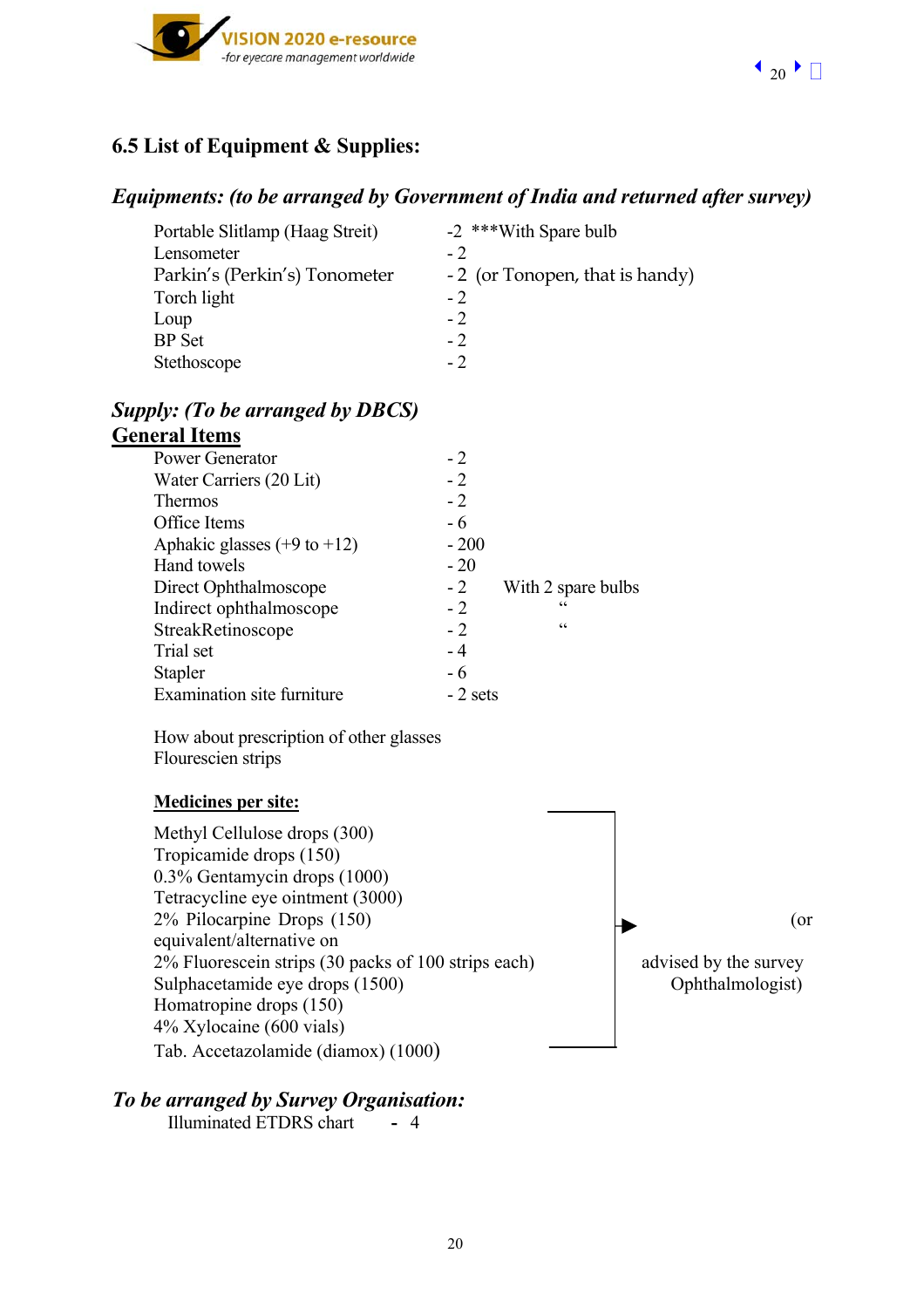## 6.5 List of Equipment & Supplies:

### *Equipments: (to be arranged by Government of India and returned after survey)*

| | | |
|---|---|---|
| Portable Slitlamp (Haag Streit) | -2 | ***With Spare bulb |
| Lensometer | - 2 | |
| Parkin's (Perkin's) Tonometer | - 2 | (or Tonopen, that is handy) |
| Torch light | - 2 | |
| Loup | - 2 | |
| BP Set | - 2 | |
| Stethoscope | - 2 | |

### *Supply: (To be arranged by DBCS)*

**General Items**

| | | |
|---|---|---|
| Power Generator | - 2 | |
| Water Carriers (20 Lit) | - 2 | |
| Thermos | - 2 | |
| Office Items | - 6 | |
| Aphakic glasses (+9 to +12) | - 200 | |
| Hand towels | - 20 | |
| Direct Ophthalmoscope | - 2 | With 2 spare bulbs |
| Indirect ophthalmoscope | - 2 | " |
| StreakRetinoscope | - 2 | " |
| Trial set | - 4 | |
| Stapler | - 6 | |
| Examination site furniture | - 2 sets | |

How about prescription of other glasses
Flourescien strips

**Medicines per site:**

Methyl Cellulose drops (300)
Tropicamide drops (150)
0.3% Gentamycin drops (1000)
Tetracycline eye ointment (3000)
2% Pilocarpine Drops (150)
2% Fluorescein strips (30 packs of 100 strips each)
Sulphacetamide eye drops (1500)
Homatropine drops (150)
4% Xylocaine (600 vials)
Tab. Accetazolamide (diamox) (1000)

→ (or equivalent/alternative on advised by the survey Ophthalmologist)

### *To be arranged by Survey Organisation:*

Illuminated ETDRS chart - 4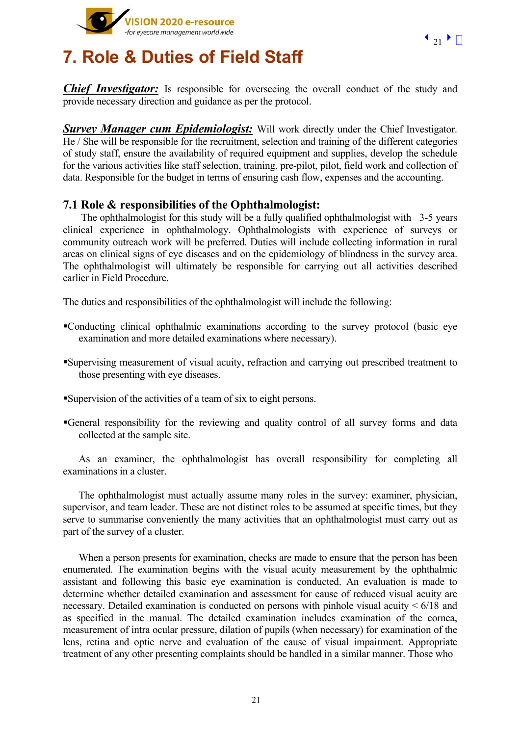// Header logo "VISION 2020 e-resource -for eyecare management worldwide" and navigation "21" omitted as running header

# 7. Role & Duties of Field Staff

***Chief Investigator:*** Is responsible for overseeing the overall conduct of the study and provide necessary direction and guidance as per the protocol.

***Survey Manager cum Epidemiologist:*** Will work directly under the Chief Investigator. He / She will be responsible for the recruitment, selection and training of the different categories of study staff, ensure the availability of required equipment and supplies, develop the schedule for the various activities like staff selection, training, pre-pilot, pilot, field work and collection of data. Responsible for the budget in terms of ensuring cash flow, expenses and the accounting.

## 7.1 Role & responsibilities of the Ophthalmologist:

The ophthalmologist for this study will be a fully qualified ophthalmologist with 3-5 years clinical experience in ophthalmology. Ophthalmologists with experience of surveys or community outreach work will be preferred. Duties will include collecting information in rural areas on clinical signs of eye diseases and on the epidemiology of blindness in the survey area. The ophthalmologist will ultimately be responsible for carrying out all activities described earlier in Field Procedure.

The duties and responsibilities of the ophthalmologist will include the following:

- Conducting clinical ophthalmic examinations according to the survey protocol (basic eye examination and more detailed examinations where necessary).
- Supervising measurement of visual acuity, refraction and carrying out prescribed treatment to those presenting with eye diseases.
- Supervision of the activities of a team of six to eight persons.
- General responsibility for the reviewing and quality control of all survey forms and data collected at the sample site.

As an examiner, the ophthalmologist has overall responsibility for completing all examinations in a cluster.

The ophthalmologist must actually assume many roles in the survey: examiner, physician, supervisor, and team leader. These are not distinct roles to be assumed at specific times, but they serve to summarise conveniently the many activities that an ophthalmologist must carry out as part of the survey of a cluster.

When a person presents for examination, checks are made to ensure that the person has been enumerated. The examination begins with the visual acuity measurement by the ophthalmic assistant and following this basic eye examination is conducted. An evaluation is made to determine whether detailed examination and assessment for cause of reduced visual acuity are necessary. Detailed examination is conducted on persons with pinhole visual acuity < 6/18 and as specified in the manual. The detailed examination includes examination of the cornea, measurement of intra ocular pressure, dilation of pupils (when necessary) for examination of the lens, retina and optic nerve and evaluation of the cause of visual impairment. Appropriate treatment of any other presenting complaints should be handled in a similar manner. Those who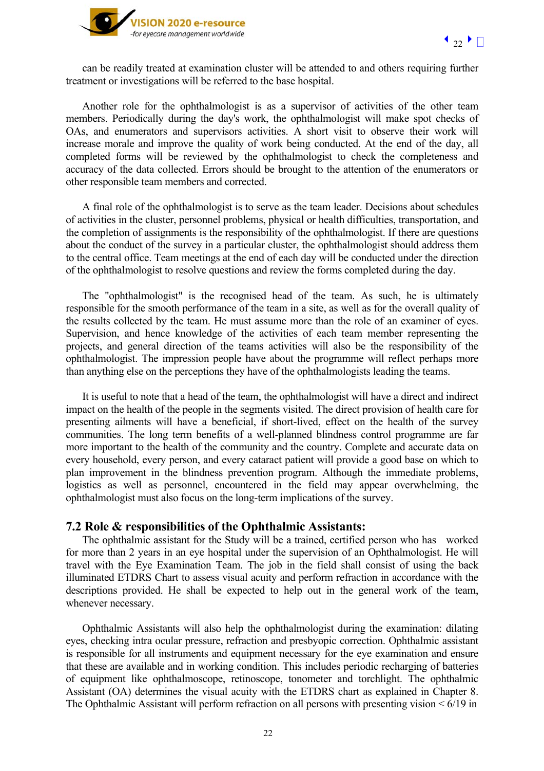can be readily treated at examination cluster will be attended to and others requiring further treatment or investigations will be referred to the base hospital.

Another role for the ophthalmologist is as a supervisor of activities of the other team members. Periodically during the day's work, the ophthalmologist will make spot checks of OAs, and enumerators and supervisors activities. A short visit to observe their work will increase morale and improve the quality of work being conducted. At the end of the day, all completed forms will be reviewed by the ophthalmologist to check the completeness and accuracy of the data collected. Errors should be brought to the attention of the enumerators or other responsible team members and corrected.

A final role of the ophthalmologist is to serve as the team leader. Decisions about schedules of activities in the cluster, personnel problems, physical or health difficulties, transportation, and the completion of assignments is the responsibility of the ophthalmologist. If there are questions about the conduct of the survey in a particular cluster, the ophthalmologist should address them to the central office. Team meetings at the end of each day will be conducted under the direction of the ophthalmologist to resolve questions and review the forms completed during the day.

The "ophthalmologist" is the recognised head of the team. As such, he is ultimately responsible for the smooth performance of the team in a site, as well as for the overall quality of the results collected by the team. He must assume more than the role of an examiner of eyes. Supervision, and hence knowledge of the activities of each team member representing the projects, and general direction of the teams activities will also be the responsibility of the ophthalmologist. The impression people have about the programme will reflect perhaps more than anything else on the perceptions they have of the ophthalmologists leading the teams.

It is useful to note that a head of the team, the ophthalmologist will have a direct and indirect impact on the health of the people in the segments visited. The direct provision of health care for presenting ailments will have a beneficial, if short-lived, effect on the health of the survey communities. The long term benefits of a well-planned blindness control programme are far more important to the health of the community and the country. Complete and accurate data on every household, every person, and every cataract patient will provide a good base on which to plan improvement in the blindness prevention program. Although the immediate problems, logistics as well as personnel, encountered in the field may appear overwhelming, the ophthalmologist must also focus on the long-term implications of the survey.

## 7.2 Role & responsibilities of the Ophthalmic Assistants:

The ophthalmic assistant for the Study will be a trained, certified person who has worked for more than 2 years in an eye hospital under the supervision of an Ophthalmologist. He will travel with the Eye Examination Team. The job in the field shall consist of using the back illuminated ETDRS Chart to assess visual acuity and perform refraction in accordance with the descriptions provided. He shall be expected to help out in the general work of the team, whenever necessary.

Ophthalmic Assistants will also help the ophthalmologist during the examination: dilating eyes, checking intra ocular pressure, refraction and presbyopic correction. Ophthalmic assistant is responsible for all instruments and equipment necessary for the eye examination and ensure that these are available and in working condition. This includes periodic recharging of batteries of equipment like ophthalmoscope, retinoscope, tonometer and torchlight. The ophthalmic Assistant (OA) determines the visual acuity with the ETDRS chart as explained in Chapter 8. The Ophthalmic Assistant will perform refraction on all persons with presenting vision < 6/19 in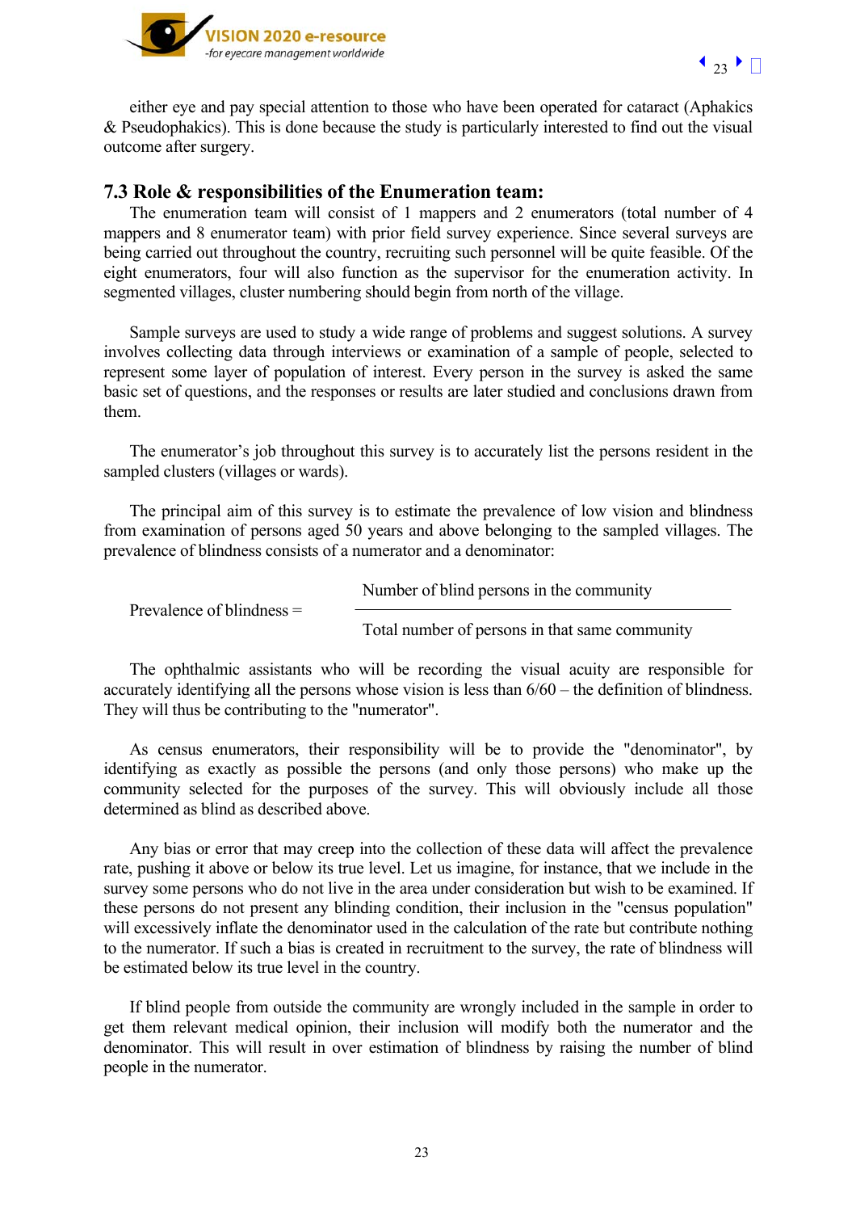either eye and pay special attention to those who have been operated for cataract (Aphakics & Pseudophakics). This is done because the study is particularly interested to find out the visual outcome after surgery.

### 7.3 Role & responsibilities of the Enumeration team:

The enumeration team will consist of 1 mappers and 2 enumerators (total number of 4 mappers and 8 enumerator team) with prior field survey experience. Since several surveys are being carried out throughout the country, recruiting such personnel will be quite feasible. Of the eight enumerators, four will also function as the supervisor for the enumeration activity. In segmented villages, cluster numbering should begin from north of the village.

Sample surveys are used to study a wide range of problems and suggest solutions. A survey involves collecting data through interviews or examination of a sample of people, selected to represent some layer of population of interest. Every person in the survey is asked the same basic set of questions, and the responses or results are later studied and conclusions drawn from them.

The enumerator's job throughout this survey is to accurately list the persons resident in the sampled clusters (villages or wards).

The principal aim of this survey is to estimate the prevalence of low vision and blindness from examination of persons aged 50 years and above belonging to the sampled villages. The prevalence of blindness consists of a numerator and a denominator:

$$\text{Prevalence of blindness} = \frac{\text{Number of blind persons in the community}}{\text{Total number of persons in that same community}}$$

The ophthalmic assistants who will be recording the visual acuity are responsible for accurately identifying all the persons whose vision is less than 6/60 – the definition of blindness. They will thus be contributing to the "numerator".

As census enumerators, their responsibility will be to provide the "denominator", by identifying as exactly as possible the persons (and only those persons) who make up the community selected for the purposes of the survey. This will obviously include all those determined as blind as described above.

Any bias or error that may creep into the collection of these data will affect the prevalence rate, pushing it above or below its true level. Let us imagine, for instance, that we include in the survey some persons who do not live in the area under consideration but wish to be examined. If these persons do not present any blinding condition, their inclusion in the "census population" will excessively inflate the denominator used in the calculation of the rate but contribute nothing to the numerator. If such a bias is created in recruitment to the survey, the rate of blindness will be estimated below its true level in the country.

If blind people from outside the community are wrongly included in the sample in order to get them relevant medical opinion, their inclusion will modify both the numerator and the denominator. This will result in over estimation of blindness by raising the number of blind people in the numerator.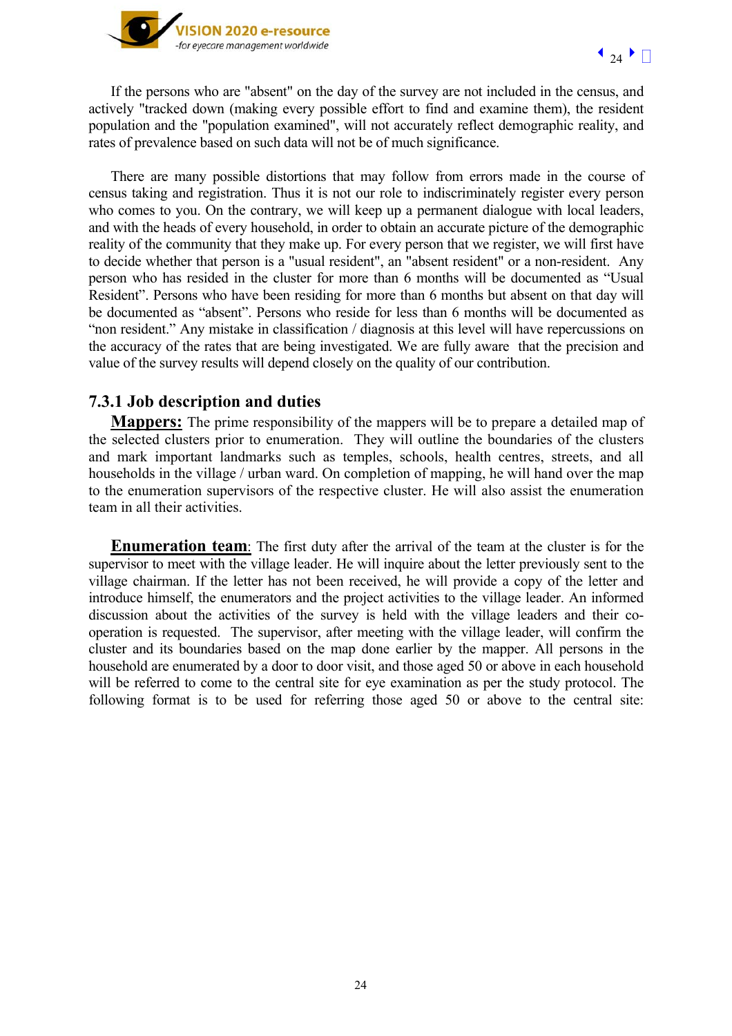If the persons who are "absent" on the day of the survey are not included in the census, and actively "tracked down (making every possible effort to find and examine them), the resident population and the "population examined", will not accurately reflect demographic reality, and rates of prevalence based on such data will not be of much significance.

There are many possible distortions that may follow from errors made in the course of census taking and registration. Thus it is not our role to indiscriminately register every person who comes to you. On the contrary, we will keep up a permanent dialogue with local leaders, and with the heads of every household, in order to obtain an accurate picture of the demographic reality of the community that they make up. For every person that we register, we will first have to decide whether that person is a "usual resident", an "absent resident" or a non-resident. Any person who has resided in the cluster for more than 6 months will be documented as "Usual Resident". Persons who have been residing for more than 6 months but absent on that day will be documented as "absent". Persons who reside for less than 6 months will be documented as "non resident." Any mistake in classification / diagnosis at this level will have repercussions on the accuracy of the rates that are being investigated. We are fully aware that the precision and value of the survey results will depend closely on the quality of our contribution.

### 7.3.1 Job description and duties

**Mappers:** The prime responsibility of the mappers will be to prepare a detailed map of the selected clusters prior to enumeration. They will outline the boundaries of the clusters and mark important landmarks such as temples, schools, health centres, streets, and all households in the village / urban ward. On completion of mapping, he will hand over the map to the enumeration supervisors of the respective cluster. He will also assist the enumeration team in all their activities.

**Enumeration team**: The first duty after the arrival of the team at the cluster is for the supervisor to meet with the village leader. He will inquire about the letter previously sent to the village chairman. If the letter has not been received, he will provide a copy of the letter and introduce himself, the enumerators and the project activities to the village leader. An informed discussion about the activities of the survey is held with the village leaders and their co-operation is requested. The supervisor, after meeting with the village leader, will confirm the cluster and its boundaries based on the map done earlier by the mapper. All persons in the household are enumerated by a door to door visit, and those aged 50 or above in each household will be referred to come to the central site for eye examination as per the study protocol. The following format is to be used for referring those aged 50 or above to the central site: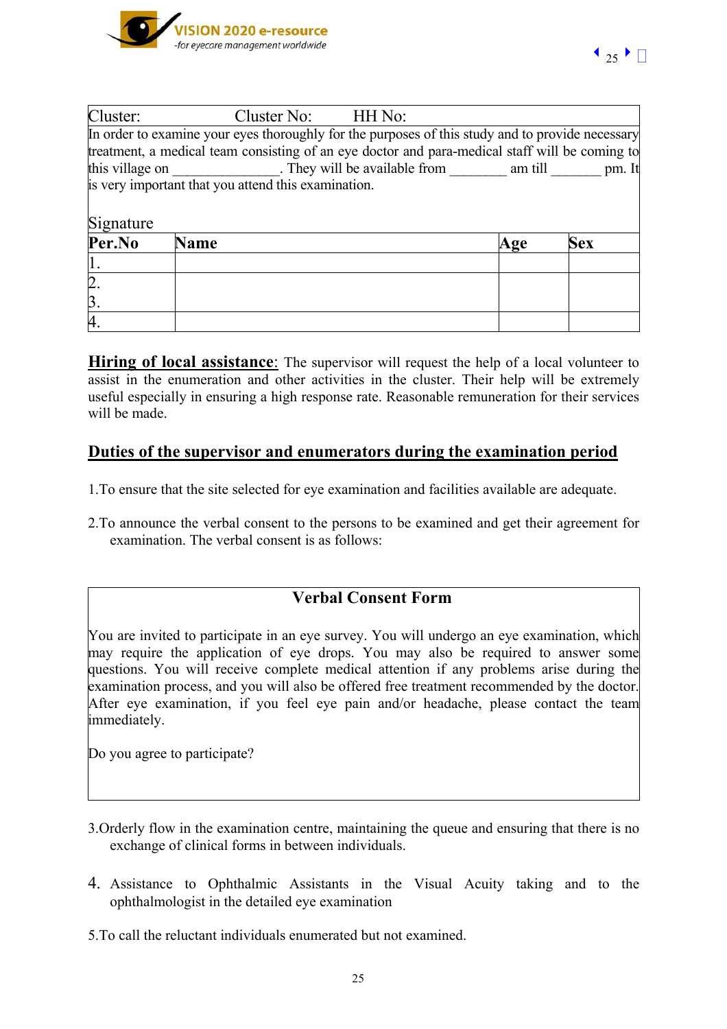| Cluster: Cluster No: HH No: | | | |
|---|---|---|---|
| In order to examine your eyes thoroughly for the purposes of this study and to provide necessary treatment, a medical team consisting of an eye doctor and para-medical staff will be coming to this village on _______________. They will be available from ________ am till _______ pm. It is very important that you attend this examination.<br><br>Signature | | | |
| **Per.No** | **Name** | **Age** | **Sex** |
| 1. | | | |
| 2.<br>3. | | | |
| 4. | | | |

**Hiring of local assistance**: The supervisor will request the help of a local volunteer to assist in the enumeration and other activities in the cluster. Their help will be extremely useful especially in ensuring a high response rate. Reasonable remuneration for their services will be made.

## Duties of the supervisor and enumerators during the examination period

1. To ensure that the site selected for eye examination and facilities available are adequate.

2. To announce the verbal consent to the persons to be examined and get their agreement for examination. The verbal consent is as follows:

> **Verbal Consent Form**
>
> You are invited to participate in an eye survey. You will undergo an eye examination, which may require the application of eye drops. You may also be required to answer some questions. You will receive complete medical attention if any problems arise during the examination process, and you will also be offered free treatment recommended by the doctor. After eye examination, if you feel eye pain and/or headache, please contact the team immediately.
>
> Do you agree to participate?

3. Orderly flow in the examination centre, maintaining the queue and ensuring that there is no exchange of clinical forms in between individuals.

4. Assistance to Ophthalmic Assistants in the Visual Acuity taking and to the ophthalmologist in the detailed eye examination

5. To call the reluctant individuals enumerated but not examined.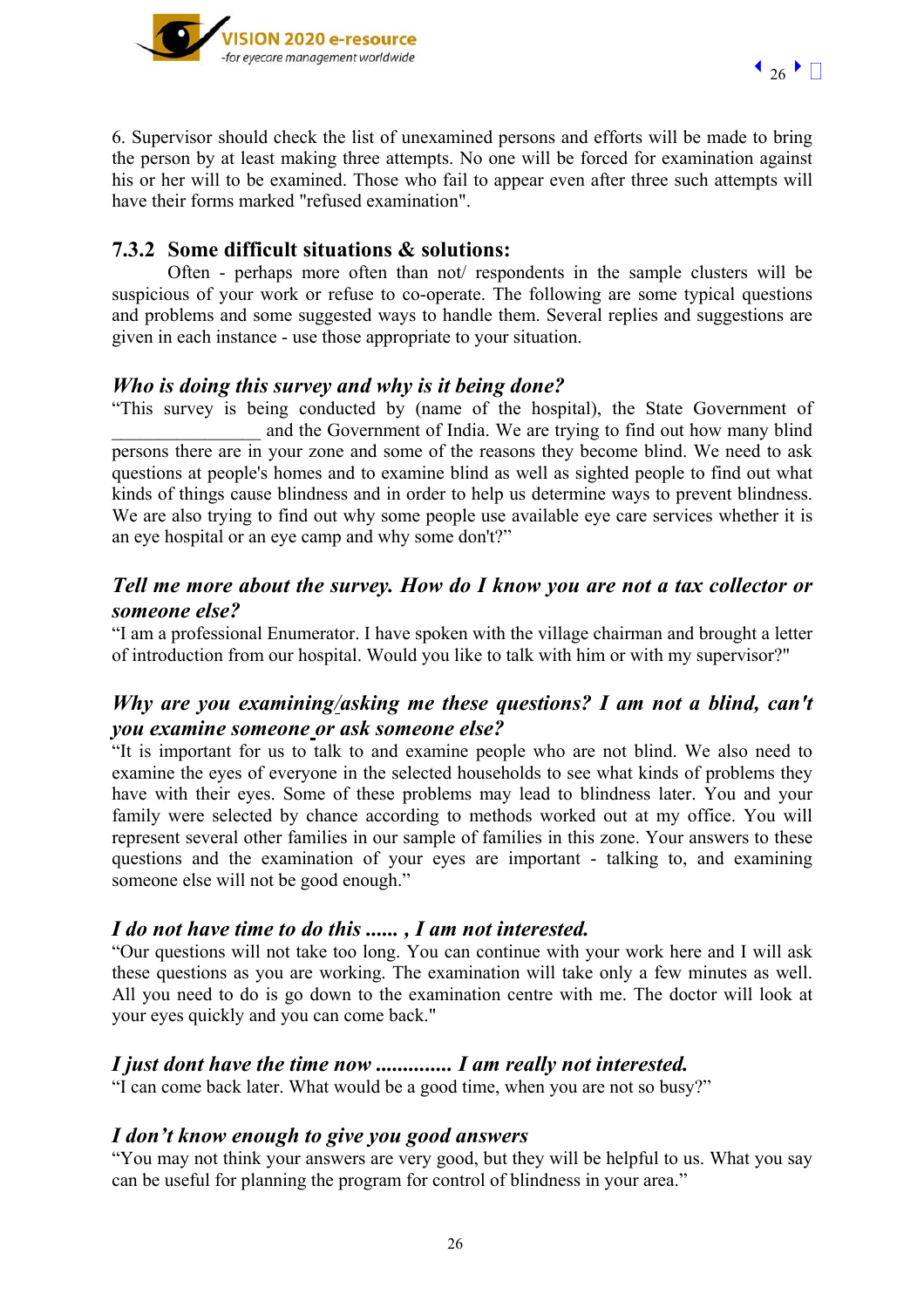6. Supervisor should check the list of unexamined persons and efforts will be made to bring the person by at least making three attempts. No one will be forced for examination against his or her will to be examined. Those who fail to appear even after three such attempts will have their forms marked "refused examination".

### 7.3.2 Some difficult situations & solutions:

Often - perhaps more often than not/ respondents in the sample clusters will be suspicious of your work or refuse to co-operate. The following are some typical questions and problems and some suggested ways to handle them. Several replies and suggestions are given in each instance - use those appropriate to your situation.

#### *Who is doing this survey and why is it being done?*

"This survey is being conducted by (name of the hospital), the State Government of ________________ and the Government of India. We are trying to find out how many blind persons there are in your zone and some of the reasons they become blind. We need to ask questions at people's homes and to examine blind as well as sighted people to find out what kinds of things cause blindness and in order to help us determine ways to prevent blindness. We are also trying to find out why some people use available eye care services whether it is an eye hospital or an eye camp and why some don't?"

#### *Tell me more about the survey. How do I know you are not a tax collector or someone else?*

"I am a professional Enumerator. I have spoken with the village chairman and brought a letter of introduction from our hospital. Would you like to talk with him or with my supervisor?"

#### *Why are you examining/asking me these questions? I am not a blind, can't you examine someone or ask someone else?*

"It is important for us to talk to and examine people who are not blind. We also need to examine the eyes of everyone in the selected households to see what kinds of problems they have with their eyes. Some of these problems may lead to blindness later. You and your family were selected by chance according to methods worked out at my office. You will represent several other families in our sample of families in this zone. Your answers to these questions and the examination of your eyes are important - talking to, and examining someone else will not be good enough."

#### *I do not have time to do this ...... , I am not interested.*

"Our questions will not take too long. You can continue with your work here and I will ask these questions as you are working. The examination will take only a few minutes as well. All you need to do is go down to the examination centre with me. The doctor will look at your eyes quickly and you can come back."

#### *I just dont have the time now ............. I am really not interested.*

"I can come back later. What would be a good time, when you are not so busy?"

#### *I don't know enough to give you good answers*

"You may not think your answers are very good, but they will be helpful to us. What you say can be useful for planning the program for control of blindness in your area."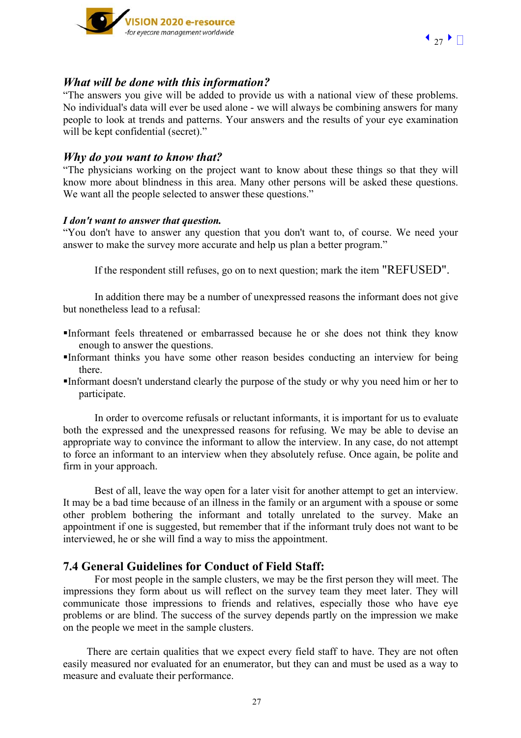### *What will be done with this information?*

"The answers you give will be added to provide us with a national view of these problems. No individual's data will ever be used alone - we will always be combining answers for many people to look at trends and patterns. Your answers and the results of your eye examination will be kept confidential (secret)."

### *Why do you want to know that?*

"The physicians working on the project want to know about these things so that they will know more about blindness in this area. Many other persons will be asked these questions. We want all the people selected to answer these questions."

#### *I don't want to answer that question.*

"You don't have to answer any question that you don't want to, of course. We need your answer to make the survey more accurate and help us plan a better program."

If the respondent still refuses, go on to next question; mark the item "REFUSED".

In addition there may be a number of unexpressed reasons the informant does not give but nonetheless lead to a refusal:

- Informant feels threatened or embarrassed because he or she does not think they know enough to answer the questions.
- Informant thinks you have some other reason besides conducting an interview for being there.
- Informant doesn't understand clearly the purpose of the study or why you need him or her to participate.

In order to overcome refusals or reluctant informants, it is important for us to evaluate both the expressed and the unexpressed reasons for refusing. We may be able to devise an appropriate way to convince the informant to allow the interview. In any case, do not attempt to force an informant to an interview when they absolutely refuse. Once again, be polite and firm in your approach.

Best of all, leave the way open for a later visit for another attempt to get an interview. It may be a bad time because of an illness in the family or an argument with a spouse or some other problem bothering the informant and totally unrelated to the survey. Make an appointment if one is suggested, but remember that if the informant truly does not want to be interviewed, he or she will find a way to miss the appointment.

## 7.4 General Guidelines for Conduct of Field Staff:

For most people in the sample clusters, we may be the first person they will meet. The impressions they form about us will reflect on the survey team they meet later. They will communicate those impressions to friends and relatives, especially those who have eye problems or are blind. The success of the survey depends partly on the impression we make on the people we meet in the sample clusters.

There are certain qualities that we expect every field staff to have. They are not often easily measured nor evaluated for an enumerator, but they can and must be used as a way to measure and evaluate their performance.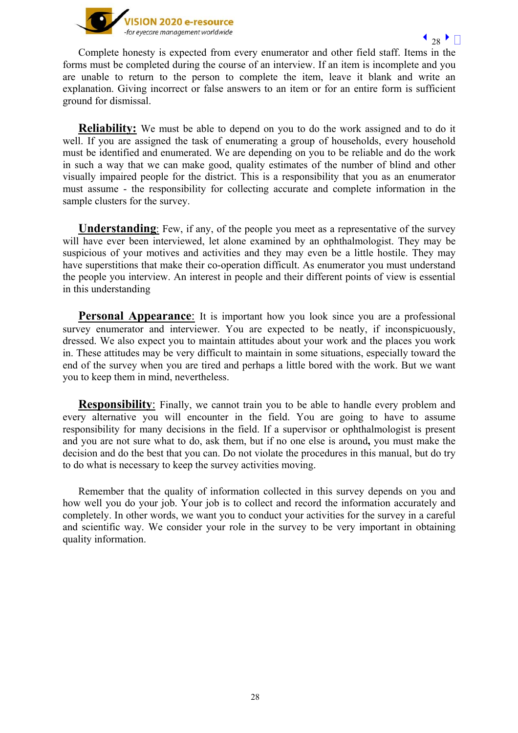Complete honesty is expected from every enumerator and other field staff. Items in the forms must be completed during the course of an interview. If an item is incomplete and you are unable to return to the person to complete the item, leave it blank and write an explanation. Giving incorrect or false answers to an item or for an entire form is sufficient ground for dismissal.

**Reliability:** We must be able to depend on you to do the work assigned and to do it well. If you are assigned the task of enumerating a group of households, every household must be identified and enumerated. We are depending on you to be reliable and do the work in such a way that we can make good, quality estimates of the number of blind and other visually impaired people for the district. This is a responsibility that you as an enumerator must assume - the responsibility for collecting accurate and complete information in the sample clusters for the survey.

**Understanding**: Few, if any, of the people you meet as a representative of the survey will have ever been interviewed, let alone examined by an ophthalmologist. They may be suspicious of your motives and activities and they may even be a little hostile. They may have superstitions that make their co-operation difficult. As enumerator you must understand the people you interview. An interest in people and their different points of view is essential in this understanding

**Personal Appearance**: It is important how you look since you are a professional survey enumerator and interviewer. You are expected to be neatly, if inconspicuously, dressed. We also expect you to maintain attitudes about your work and the places you work in. These attitudes may be very difficult to maintain in some situations, especially toward the end of the survey when you are tired and perhaps a little bored with the work. But we want you to keep them in mind, nevertheless.

**Responsibility**: Finally, we cannot train you to be able to handle every problem and every alternative you will encounter in the field. You are going to have to assume responsibility for many decisions in the field. If a supervisor or ophthalmologist is present and you are not sure what to do, ask them, but if no one else is around**,** you must make the decision and do the best that you can. Do not violate the procedures in this manual, but do try to do what is necessary to keep the survey activities moving.

Remember that the quality of information collected in this survey depends on you and how well you do your job. Your job is to collect and record the information accurately and completely. In other words, we want you to conduct your activities for the survey in a careful and scientific way. We consider your role in the survey to be very important in obtaining quality information.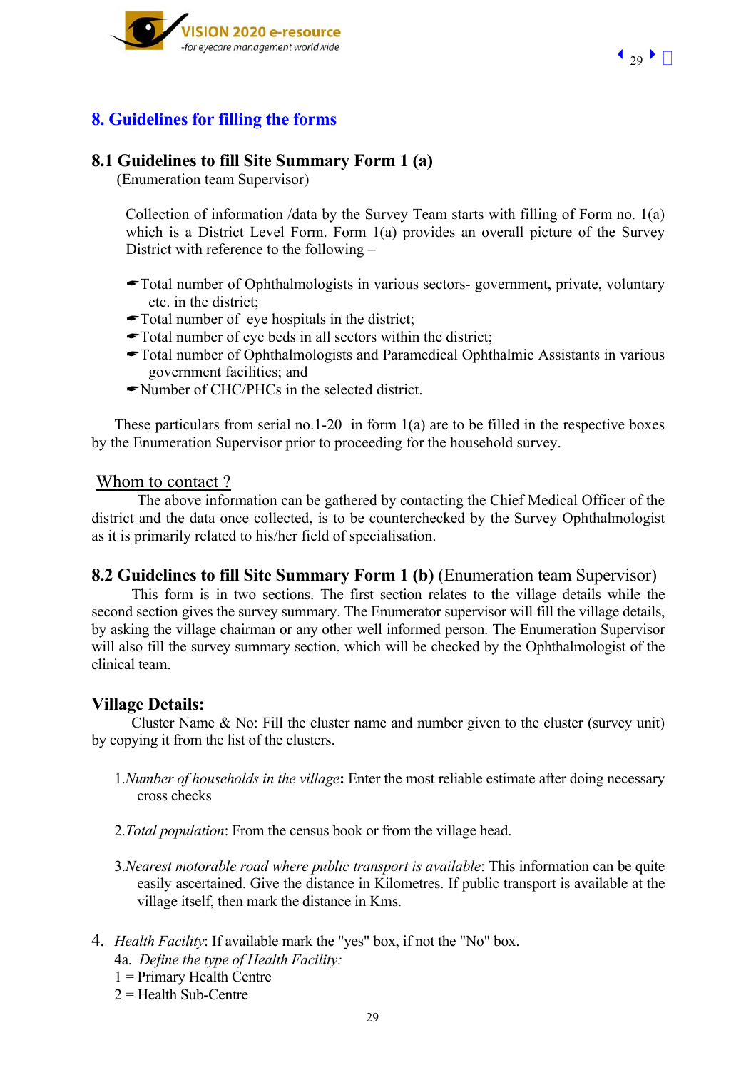## 8. Guidelines for filling the forms

### 8.1 Guidelines to fill Site Summary Form 1 (a)

(Enumeration team Supervisor)

Collection of information /data by the Survey Team starts with filling of Form no. 1(a) which is a District Level Form. Form 1(a) provides an overall picture of the Survey District with reference to the following –

- Total number of Ophthalmologists in various sectors- government, private, voluntary etc. in the district;
- Total number of eye hospitals in the district;
- Total number of eye beds in all sectors within the district;
- Total number of Ophthalmologists and Paramedical Ophthalmic Assistants in various government facilities; and
- Number of CHC/PHCs in the selected district.

These particulars from serial no.1-20 in form 1(a) are to be filled in the respective boxes by the Enumeration Supervisor prior to proceeding for the household survey.

Whom to contact ?

The above information can be gathered by contacting the Chief Medical Officer of the district and the data once collected, is to be counterchecked by the Survey Ophthalmologist as it is primarily related to his/her field of specialisation.

### 8.2 Guidelines to fill Site Summary Form 1 (b) (Enumeration team Supervisor)

This form is in two sections. The first section relates to the village details while the second section gives the survey summary. The Enumerator supervisor will fill the village details, by asking the village chairman or any other well informed person. The Enumeration Supervisor will also fill the survey summary section, which will be checked by the Ophthalmologist of the clinical team.

### Village Details:

Cluster Name & No: Fill the cluster name and number given to the cluster (survey unit) by copying it from the list of the clusters.

1. *Number of households in the village*: Enter the most reliable estimate after doing necessary cross checks

2. *Total population*: From the census book or from the village head.

3. *Nearest motorable road where public transport is available*: This information can be quite easily ascertained. Give the distance in Kilometres. If public transport is available at the village itself, then mark the distance in Kms.

4. *Health Facility*: If available mark the "yes" box, if not the "No" box.

   4a. *Define the type of Health Facility:*

   1 = Primary Health Centre

   2 = Health Sub-Centre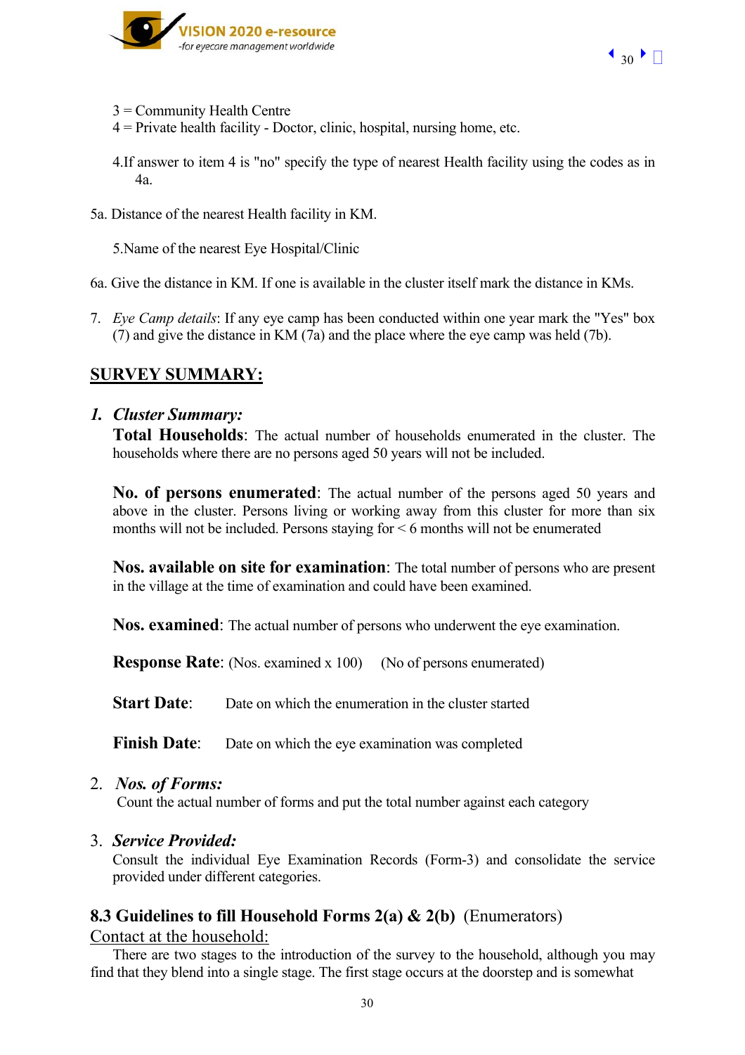3 = Community Health Centre
4 = Private health facility - Doctor, clinic, hospital, nursing home, etc.

4.If answer to item 4 is "no" specify the type of nearest Health facility using the codes as in 4a.

5a. Distance of the nearest Health facility in KM.

5.Name of the nearest Eye Hospital/Clinic

6a. Give the distance in KM. If one is available in the cluster itself mark the distance in KMs.

7. *Eye Camp details*: If any eye camp has been conducted within one year mark the "Yes" box (7) and give the distance in KM (7a) and the place where the eye camp was held (7b).

## SURVEY SUMMARY:

### 1. *Cluster Summary:*

**Total Households**: The actual number of households enumerated in the cluster. The households where there are no persons aged 50 years will not be included.

**No. of persons enumerated**: The actual number of the persons aged 50 years and above in the cluster. Persons living or working away from this cluster for more than six months will not be included. Persons staying for < 6 months will not be enumerated

**Nos. available on site for examination**: The total number of persons who are present in the village at the time of examination and could have been examined.

**Nos. examined**: The actual number of persons who underwent the eye examination.

**Response Rate**: (Nos. examined x 100) (No of persons enumerated)

**Start Date**: Date on which the enumeration in the cluster started

**Finish Date**: Date on which the eye examination was completed

### 2. *Nos. of Forms:*

Count the actual number of forms and put the total number against each category

### 3. *Service Provided:*

Consult the individual Eye Examination Records (Form-3) and consolidate the service provided under different categories.

## 8.3 Guidelines to fill Household Forms 2(a) & 2(b) (Enumerators)

Contact at the household:

There are two stages to the introduction of the survey to the household, although you may find that they blend into a single stage. The first stage occurs at the doorstep and is somewhat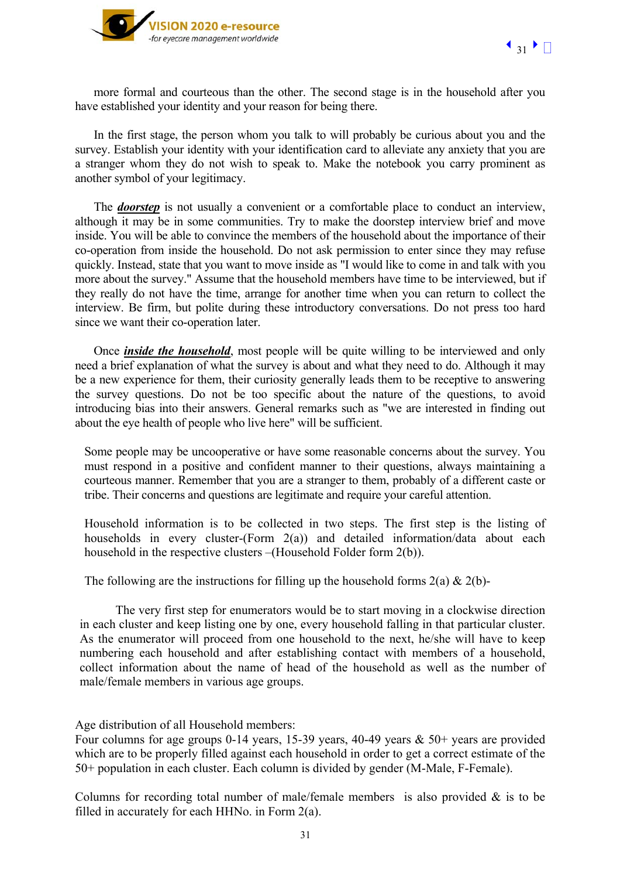more formal and courteous than the other. The second stage is in the household after you have established your identity and your reason for being there.

In the first stage, the person whom you talk to will probably be curious about you and the survey. Establish your identity with your identification card to alleviate any anxiety that you are a stranger whom they do not wish to speak to. Make the notebook you carry prominent as another symbol of your legitimacy.

The ***doorstep*** is not usually a convenient or a comfortable place to conduct an interview, although it may be in some communities. Try to make the doorstep interview brief and move inside. You will be able to convince the members of the household about the importance of their co-operation from inside the household. Do not ask permission to enter since they may refuse quickly. Instead, state that you want to move inside as "I would like to come in and talk with you more about the survey." Assume that the household members have time to be interviewed, but if they really do not have the time, arrange for another time when you can return to collect the interview. Be firm, but polite during these introductory conversations. Do not press too hard since we want their co-operation later.

Once ***inside the household***, most people will be quite willing to be interviewed and only need a brief explanation of what the survey is about and what they need to do. Although it may be a new experience for them, their curiosity generally leads them to be receptive to answering the survey questions. Do not be too specific about the nature of the questions, to avoid introducing bias into their answers. General remarks such as "we are interested in finding out about the eye health of people who live here" will be sufficient.

Some people may be uncooperative or have some reasonable concerns about the survey. You must respond in a positive and confident manner to their questions, always maintaining a courteous manner. Remember that you are a stranger to them, probably of a different caste or tribe. Their concerns and questions are legitimate and require your careful attention.

Household information is to be collected in two steps. The first step is the listing of households in every cluster-(Form 2(a)) and detailed information/data about each household in the respective clusters –(Household Folder form 2(b)).

The following are the instructions for filling up the household forms 2(a) & 2(b)-

The very first step for enumerators would be to start moving in a clockwise direction in each cluster and keep listing one by one, every household falling in that particular cluster. As the enumerator will proceed from one household to the next, he/she will have to keep numbering each household and after establishing contact with members of a household, collect information about the name of head of the household as well as the number of male/female members in various age groups.

Age distribution of all Household members:
Four columns for age groups 0-14 years, 15-39 years, 40-49 years & 50+ years are provided which are to be properly filled against each household in order to get a correct estimate of the 50+ population in each cluster. Each column is divided by gender (M-Male, F-Female).

Columns for recording total number of male/female members is also provided & is to be filled in accurately for each HHNo. in Form 2(a).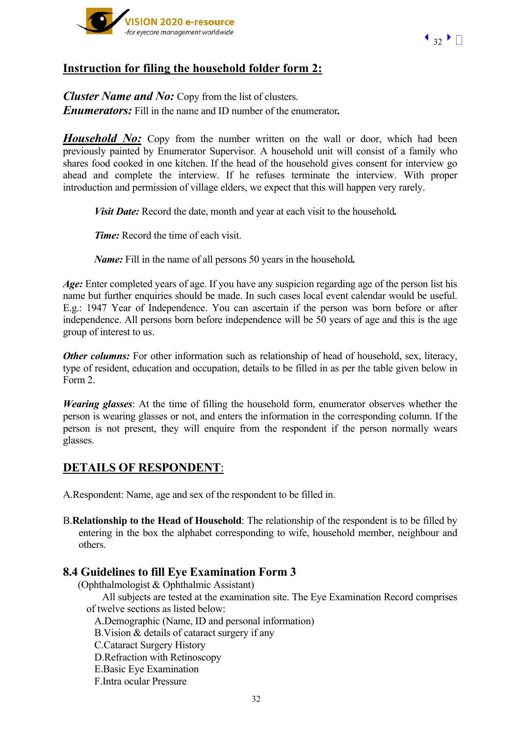## Instruction for filing the household folder form 2:

***Cluster Name and No:*** Copy from the list of clusters.
***Enumerators:*** Fill in the name and ID number of the enumerator**.**

***Household No:*** Copy from the number written on the wall or door, which had been previously painted by Enumerator Supervisor. A household unit will consist of a family who shares food cooked in one kitchen. If the head of the household gives consent for interview go ahead and complete the interview. If he refuses terminate the interview. With proper introduction and permission of village elders, we expect that this will happen very rarely.

***Visit Date:*** Record the date, month and year at each visit to the household**.**

***Time:*** Record the time of each visit.

***Name:*** Fill in the name of all persons 50 years in the household**.**

***Age:*** Enter completed years of age. If you have any suspicion regarding age of the person list his name but further enquiries should be made. In such cases local event calendar would be useful. E.g.: 1947 Year of Independence. You can ascertain if the person was born before or after independence. All persons born before independence will be 50 years of age and this is the age group of interest to us.

***Other columns:*** For other information such as relationship of head of household, sex, literacy, type of resident, education and occupation, details to be filled in as per the table given below in Form 2.

***Wearing glasses***: At the time of filling the household form, enumerator observes whether the person is wearing glasses or not, and enters the information in the corresponding column. If the person is not present, they will enquire from the respondent if the person normally wears glasses.

## DETAILS OF RESPONDENT:

A.Respondent: Name, age and sex of the respondent to be filled in.

B.**Relationship to the Head of Household**: The relationship of the respondent is to be filled by entering in the box the alphabet corresponding to wife, household member, neighbour and others.

### 8.4 Guidelines to fill Eye Examination Form 3

(Ophthalmologist & Ophthalmic Assistant)

All subjects are tested at the examination site. The Eye Examination Record comprises of twelve sections as listed below:

A.Demographic (Name, ID and personal information)
B.Vision & details of cataract surgery if any
C.Cataract Surgery History
D.Refraction with Retinoscopy
E.Basic Eye Examination
F.Intra ocular Pressure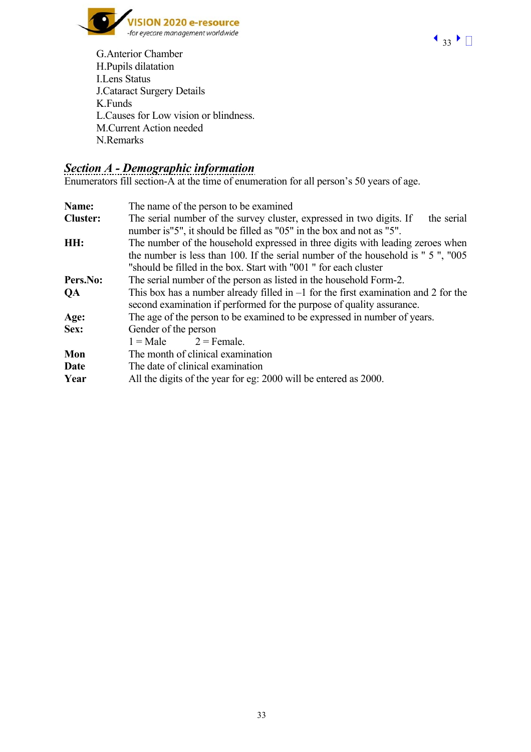G.Anterior Chamber
H.Pupils dilatation
I.Lens Status
J.Cataract Surgery Details
K.Funds
L.Causes for Low vision or blindness.
M.Current Action needed
N.Remarks

## *Section A - Demographic information*

Enumerators fill section-A at the time of enumeration for all person's 50 years of age.

**Name:** The name of the person to be examined

**Cluster:** The serial number of the survey cluster, expressed in two digits. If the serial number is"5", it should be filled as "05" in the box and not as "5".

**HH:** The number of the household expressed in three digits with leading zeroes when the number is less than 100. If the serial number of the household is " 5 ", "005 "should be filled in the box. Start with "001 " for each cluster

**Pers.No:** The serial number of the person as listed in the household Form-2.

**QA** This box has a number already filled in –1 for the first examination and 2 for the second examination if performed for the purpose of quality assurance.

**Age:** The age of the person to be examined to be expressed in number of years.

**Sex:** Gender of the person
1 = Male 2 = Female.

**Mon** The month of clinical examination

**Date** The date of clinical examination

**Year** All the digits of the year for eg: 2000 will be entered as 2000.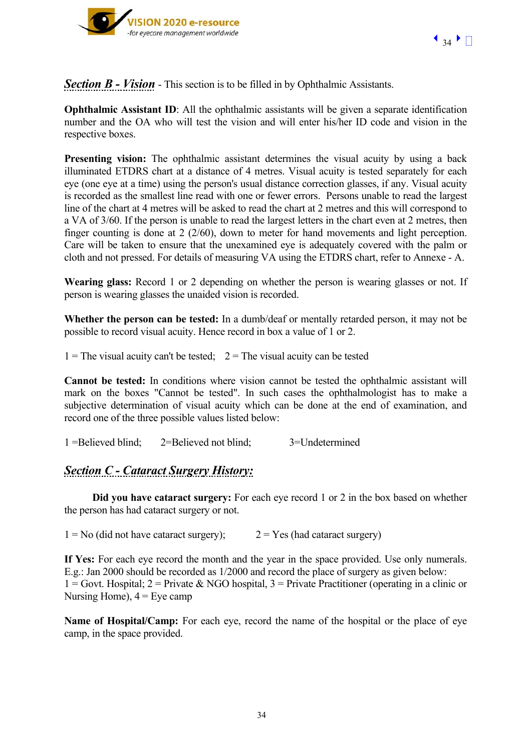***Section B - Vision*** - This section is to be filled in by Ophthalmic Assistants.

**Ophthalmic Assistant ID**: All the ophthalmic assistants will be given a separate identification number and the OA who will test the vision and will enter his/her ID code and vision in the respective boxes.

**Presenting vision:** The ophthalmic assistant determines the visual acuity by using a back illuminated ETDRS chart at a distance of 4 metres. Visual acuity is tested separately for each eye (one eye at a time) using the person's usual distance correction glasses, if any. Visual acuity is recorded as the smallest line read with one or fewer errors. Persons unable to read the largest line of the chart at 4 metres will be asked to read the chart at 2 metres and this will correspond to a VA of 3/60. If the person is unable to read the largest letters in the chart even at 2 metres, then finger counting is done at 2 (2/60), down to meter for hand movements and light perception. Care will be taken to ensure that the unexamined eye is adequately covered with the palm or cloth and not pressed. For details of measuring VA using the ETDRS chart, refer to Annexe - A.

**Wearing glass:** Record 1 or 2 depending on whether the person is wearing glasses or not. If person is wearing glasses the unaided vision is recorded.

**Whether the person can be tested:** In a dumb/deaf or mentally retarded person, it may not be possible to record visual acuity. Hence record in box a value of 1 or 2.

1 = The visual acuity can't be tested; 2 = The visual acuity can be tested

**Cannot be tested:** In conditions where vision cannot be tested the ophthalmic assistant will mark on the boxes "Cannot be tested". In such cases the ophthalmologist has to make a subjective determination of visual acuity which can be done at the end of examination, and record one of the three possible values listed below:

1 =Believed blind; 2=Believed not blind; 3=Undetermined

***Section C - Cataract Surgery History:***

**Did you have cataract surgery:** For each eye record 1 or 2 in the box based on whether the person has had cataract surgery or not.

1 = No (did not have cataract surgery); 2 = Yes (had cataract surgery)

**If Yes:** For each eye record the month and the year in the space provided. Use only numerals. E.g.: Jan 2000 should be recorded as 1/2000 and record the place of surgery as given below:
1 = Govt. Hospital; 2 = Private & NGO hospital, 3 = Private Practitioner (operating in a clinic or Nursing Home), 4 = Eye camp

**Name of Hospital/Camp:** For each eye, record the name of the hospital or the place of eye camp, in the space provided.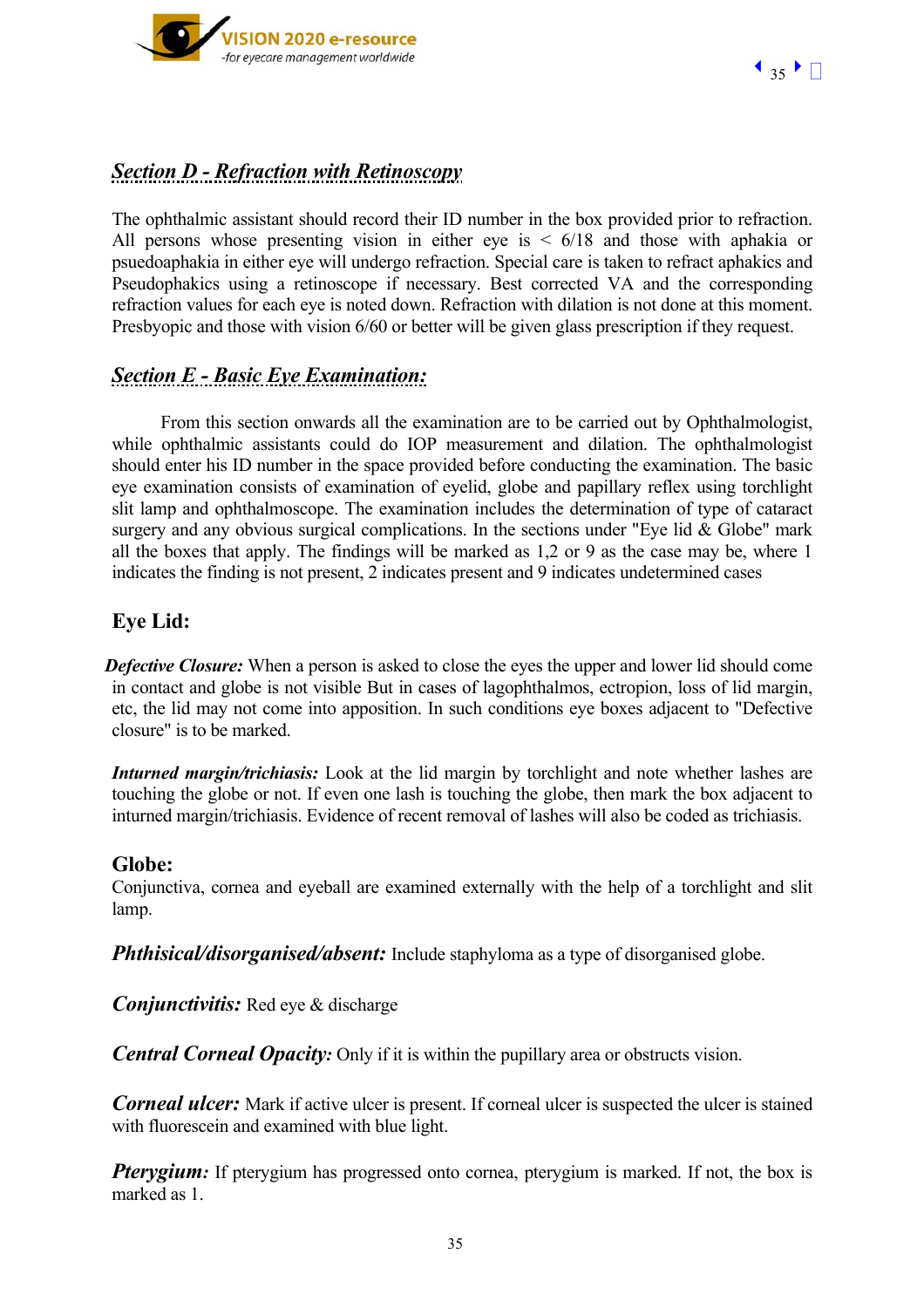## *Section D - Refraction with Retinoscopy*

The ophthalmic assistant should record their ID number in the box provided prior to refraction. All persons whose presenting vision in either eye is < 6/18 and those with aphakia or psuedoaphakia in either eye will undergo refraction. Special care is taken to refract aphakics and Pseudophakics using a retinoscope if necessary. Best corrected VA and the corresponding refraction values for each eye is noted down. Refraction with dilation is not done at this moment. Presbyopic and those with vision 6/60 or better will be given glass prescription if they request.

## *Section E - Basic Eye Examination:*

From this section onwards all the examination are to be carried out by Ophthalmologist, while ophthalmic assistants could do IOP measurement and dilation. The ophthalmologist should enter his ID number in the space provided before conducting the examination. The basic eye examination consists of examination of eyelid, globe and papillary reflex using torchlight slit lamp and ophthalmoscope. The examination includes the determination of type of cataract surgery and any obvious surgical complications. In the sections under "Eye lid & Globe" mark all the boxes that apply. The findings will be marked as 1,2 or 9 as the case may be, where 1 indicates the finding is not present, 2 indicates present and 9 indicates undetermined cases

### Eye Lid:

***Defective Closure:*** When a person is asked to close the eyes the upper and lower lid should come in contact and globe is not visible But in cases of lagophthalmos, ectropion, loss of lid margin, etc, the lid may not come into apposition. In such conditions eye boxes adjacent to "Defective closure" is to be marked.

***Inturned margin/trichiasis:*** Look at the lid margin by torchlight and note whether lashes are touching the globe or not. If even one lash is touching the globe, then mark the box adjacent to inturned margin/trichiasis. Evidence of recent removal of lashes will also be coded as trichiasis.

### Globe:

Conjunctiva, cornea and eyeball are examined externally with the help of a torchlight and slit lamp.

***Phthisical/disorganised/absent:*** Include staphyloma as a type of disorganised globe.

***Conjunctivitis:*** Red eye & discharge

***Central Corneal Opacity:*** Only if it is within the pupillary area or obstructs vision.

***Corneal ulcer:*** Mark if active ulcer is present. If corneal ulcer is suspected the ulcer is stained with fluorescein and examined with blue light.

***Pterygium:*** If pterygium has progressed onto cornea, pterygium is marked. If not, the box is marked as 1.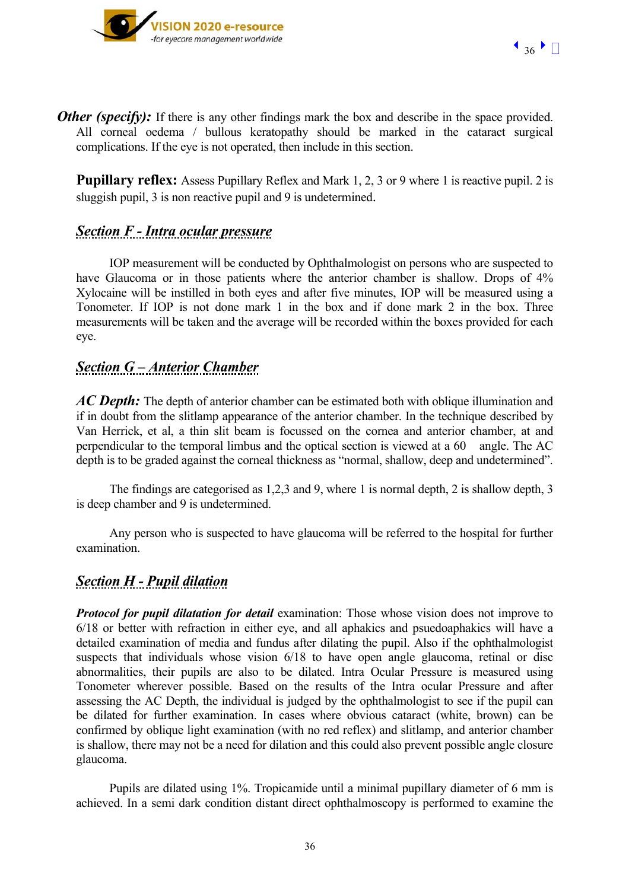***Other (specify):*** If there is any other findings mark the box and describe in the space provided. All corneal oedema / bullous keratopathy should be marked in the cataract surgical complications. If the eye is not operated, then include in this section.

**Pupillary reflex:** Assess Pupillary Reflex and Mark 1, 2, 3 or 9 where 1 is reactive pupil. 2 is sluggish pupil, 3 is non reactive pupil and 9 is undetermined.

## *Section F - Intra ocular pressure*

IOP measurement will be conducted by Ophthalmologist on persons who are suspected to have Glaucoma or in those patients where the anterior chamber is shallow. Drops of 4% Xylocaine will be instilled in both eyes and after five minutes, IOP will be measured using a Tonometer. If IOP is not done mark 1 in the box and if done mark 2 in the box. Three measurements will be taken and the average will be recorded within the boxes provided for each eye.

## *Section G – Anterior Chamber*

***AC Depth:*** The depth of anterior chamber can be estimated both with oblique illumination and if in doubt from the slitlamp appearance of the anterior chamber. In the technique described by Van Herrick, et al, a thin slit beam is focussed on the cornea and anterior chamber, at and perpendicular to the temporal limbus and the optical section is viewed at a 60 angle. The AC depth is to be graded against the corneal thickness as "normal, shallow, deep and undetermined".

The findings are categorised as 1,2,3 and 9, where 1 is normal depth, 2 is shallow depth, 3 is deep chamber and 9 is undetermined.

Any person who is suspected to have glaucoma will be referred to the hospital for further examination.

## *Section H - Pupil dilation*

***Protocol for pupil dilatation for detail*** examination: Those whose vision does not improve to 6/18 or better with refraction in either eye, and all aphakics and psuedoaphakics will have a detailed examination of media and fundus after dilating the pupil. Also if the ophthalmologist suspects that individuals whose vision 6/18 to have open angle glaucoma, retinal or disc abnormalities, their pupils are also to be dilated. Intra Ocular Pressure is measured using Tonometer wherever possible. Based on the results of the Intra ocular Pressure and after assessing the AC Depth, the individual is judged by the ophthalmologist to see if the pupil can be dilated for further examination. In cases where obvious cataract (white, brown) can be confirmed by oblique light examination (with no red reflex) and slitlamp, and anterior chamber is shallow, there may not be a need for dilation and this could also prevent possible angle closure glaucoma.

Pupils are dilated using 1%. Tropicamide until a minimal pupillary diameter of 6 mm is achieved. In a semi dark condition distant direct ophthalmoscopy is performed to examine the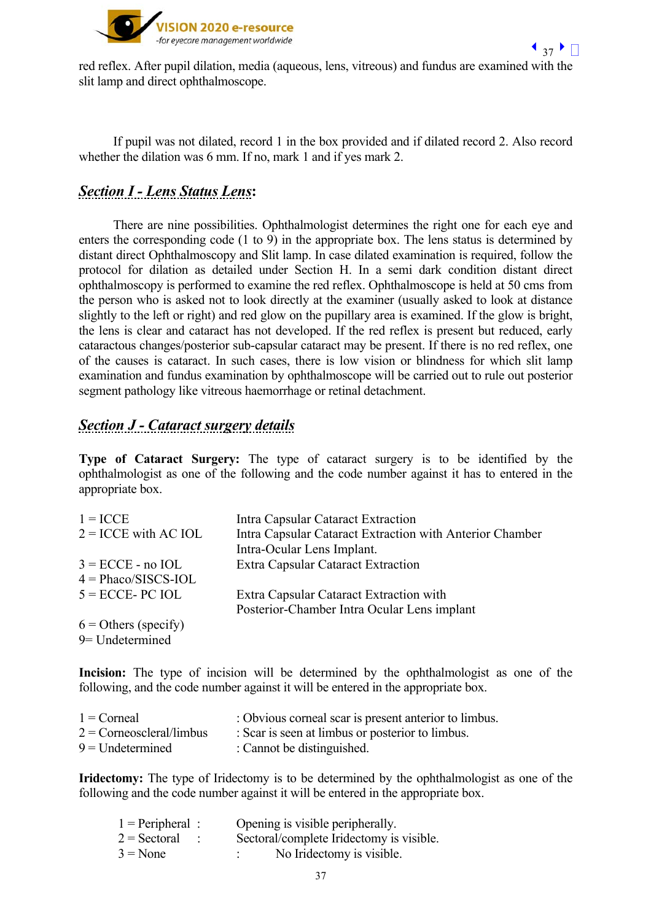red reflex. After pupil dilation, media (aqueous, lens, vitreous) and fundus are examined with the slit lamp and direct ophthalmoscope.

If pupil was not dilated, record 1 in the box provided and if dilated record 2. Also record whether the dilation was 6 mm. If no, mark 1 and if yes mark 2.

## ***Section I - Lens Status Lens*:**

There are nine possibilities. Ophthalmologist determines the right one for each eye and enters the corresponding code (1 to 9) in the appropriate box. The lens status is determined by distant direct Ophthalmoscopy and Slit lamp. In case dilated examination is required, follow the protocol for dilation as detailed under Section H. In a semi dark condition distant direct ophthalmoscopy is performed to examine the red reflex. Ophthalmoscope is held at 50 cms from the person who is asked not to look directly at the examiner (usually asked to look at distance slightly to the left or right) and red glow on the pupillary area is examined. If the glow is bright, the lens is clear and cataract has not developed. If the red reflex is present but reduced, early cataractous changes/posterior sub-capsular cataract may be present. If there is no red reflex, one of the causes is cataract. In such cases, there is low vision or blindness for which slit lamp examination and fundus examination by ophthalmoscope will be carried out to rule out posterior segment pathology like vitreous haemorrhage or retinal detachment.

## ***Section J - Cataract surgery details***

**Type of Cataract Surgery:** The type of cataract surgery is to be identified by the ophthalmologist as one of the following and the code number against it has to entered in the appropriate box.

| | |
|---|---|
| 1 = ICCE | Intra Capsular Cataract Extraction |
| 2 = ICCE with AC IOL | Intra Capsular Cataract Extraction with Anterior Chamber Intra-Ocular Lens Implant. |
| 3 = ECCE - no IOL | Extra Capsular Cataract Extraction |
| 4 = Phaco/SISCS-IOL | |
| 5 = ECCE- PC IOL | Extra Capsular Cataract Extraction with Posterior-Chamber Intra Ocular Lens implant |
| 6 = Others (specify) | |
| 9= Undetermined | |

**Incision:** The type of incision will be determined by the ophthalmologist as one of the following, and the code number against it will be entered in the appropriate box.

| | |
|---|---|
| 1 = Corneal | : Obvious corneal scar is present anterior to limbus. |
| 2 = Corneoscleral/limbus | : Scar is seen at limbus or posterior to limbus. |
| 9 = Undetermined | : Cannot be distinguished. |

**Iridectomy:** The type of Iridectomy is to be determined by the ophthalmologist as one of the following and the code number against it will be entered in the appropriate box.

| | |
|---|---|
| 1 = Peripheral : | Opening is visible peripherally. |
| 2 = Sectoral : | Sectoral/complete Iridectomy is visible. |
| 3 = None | : No Iridectomy is visible. |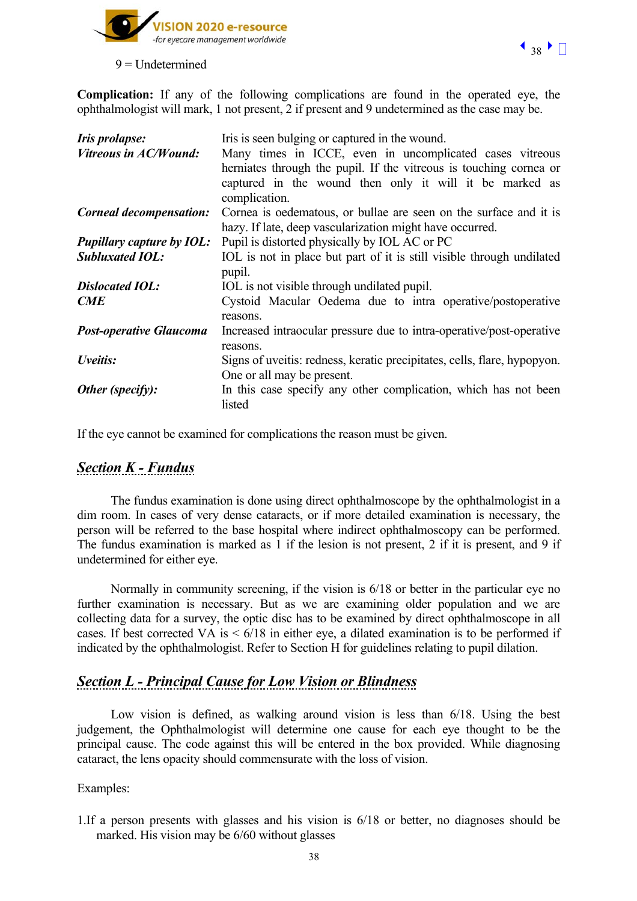9 = Undetermined

**Complication:** If any of the following complications are found in the operated eye, the ophthalmologist will mark, 1 not present, 2 if present and 9 undetermined as the case may be.

| | |
|---|---|
| ***Iris prolapse:*** | Iris is seen bulging or captured in the wound. |
| ***Vitreous in AC/Wound:*** | Many times in ICCE, even in uncomplicated cases vitreous herniates through the pupil. If the vitreous is touching cornea or captured in the wound then only it will it be marked as complication. |
| ***Corneal decompensation:*** | Cornea is oedematous, or bullae are seen on the surface and it is hazy. If late, deep vascularization might have occurred. |
| ***Pupillary capture by IOL:*** | Pupil is distorted physically by IOL AC or PC |
| ***Subluxated IOL:*** | IOL is not in place but part of it is still visible through undilated pupil. |
| ***Dislocated IOL:*** | IOL is not visible through undilated pupil. |
| ***CME*** | Cystoid Macular Oedema due to intra operative/postoperative reasons. |
| ***Post-operative Glaucoma*** | Increased intraocular pressure due to intra-operative/post-operative reasons. |
| ***Uveitis:*** | Signs of uveitis: redness, keratic precipitates, cells, flare, hypopyon. One or all may be present. |
| ***Other (specify):*** | In this case specify any other complication, which has not been listed |

If the eye cannot be examined for complications the reason must be given.

## *Section K - Fundus*

The fundus examination is done using direct ophthalmoscope by the ophthalmologist in a dim room. In cases of very dense cataracts, or if more detailed examination is necessary, the person will be referred to the base hospital where indirect ophthalmoscopy can be performed. The fundus examination is marked as 1 if the lesion is not present, 2 if it is present, and 9 if undetermined for either eye.

Normally in community screening, if the vision is 6/18 or better in the particular eye no further examination is necessary. But as we are examining older population and we are collecting data for a survey, the optic disc has to be examined by direct ophthalmoscope in all cases. If best corrected VA is < 6/18 in either eye, a dilated examination is to be performed if indicated by the ophthalmologist. Refer to Section H for guidelines relating to pupil dilation.

## *Section L - Principal Cause for Low Vision or Blindness*

Low vision is defined, as walking around vision is less than 6/18. Using the best judgement, the Ophthalmologist will determine one cause for each eye thought to be the principal cause. The code against this will be entered in the box provided. While diagnosing cataract, the lens opacity should commensurate with the loss of vision.

Examples:

1. If a person presents with glasses and his vision is 6/18 or better, no diagnoses should be marked. His vision may be 6/60 without glasses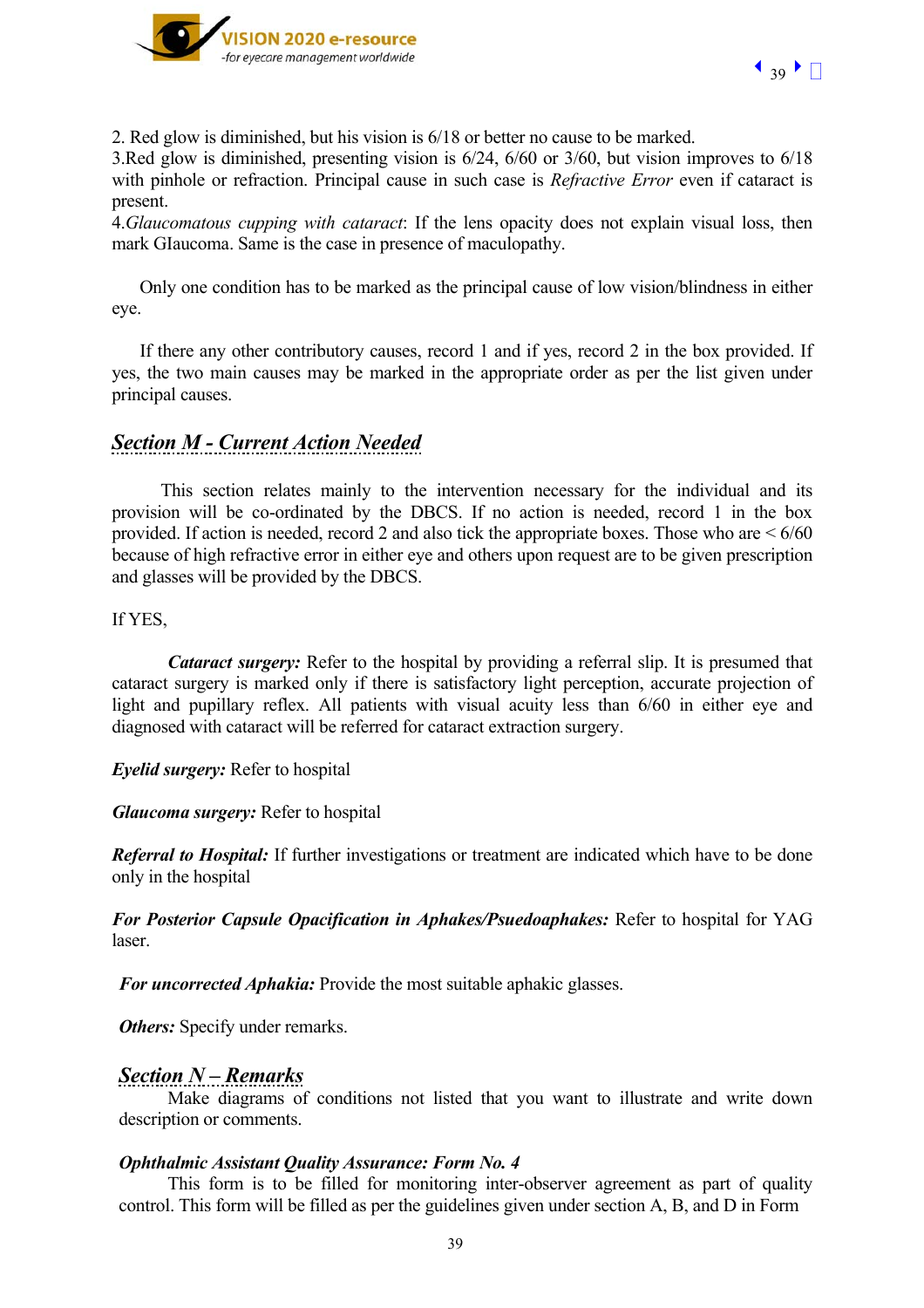2. Red glow is diminished, but his vision is 6/18 or better no cause to be marked.
3.Red glow is diminished, presenting vision is 6/24, 6/60 or 3/60, but vision improves to 6/18 with pinhole or refraction. Principal cause in such case is *Refractive Error* even if cataract is present.
4.*Glaucomatous cupping with cataract*: If the lens opacity does not explain visual loss, then mark GIaucoma. Same is the case in presence of maculopathy.

Only one condition has to be marked as the principal cause of low vision/blindness in either eye.

If there any other contributory causes, record 1 and if yes, record 2 in the box provided. If yes, the two main causes may be marked in the appropriate order as per the list given under principal causes.

## *Section M - Current Action Needed*

This section relates mainly to the intervention necessary for the individual and its provision will be co-ordinated by the DBCS. If no action is needed, record 1 in the box provided. If action is needed, record 2 and also tick the appropriate boxes. Those who are < 6/60 because of high refractive error in either eye and others upon request are to be given prescription and glasses will be provided by the DBCS.

If YES,

***Cataract surgery:*** Refer to the hospital by providing a referral slip. It is presumed that cataract surgery is marked only if there is satisfactory light perception, accurate projection of light and pupillary reflex. All patients with visual acuity less than 6/60 in either eye and diagnosed with cataract will be referred for cataract extraction surgery.

***Eyelid surgery:*** Refer to hospital

***Glaucoma surgery:*** Refer to hospital

***Referral to Hospital:*** If further investigations or treatment are indicated which have to be done only in the hospital

***For Posterior Capsule Opacification in Aphakes/Psuedoaphakes:*** Refer to hospital for YAG laser.

***For uncorrected Aphakia:*** Provide the most suitable aphakic glasses.

***Others:*** Specify under remarks.

## *Section N – Remarks*

Make diagrams of conditions not listed that you want to illustrate and write down description or comments.

***Ophthalmic Assistant Quality Assurance: Form No. 4***

This form is to be filled for monitoring inter-observer agreement as part of quality control. This form will be filled as per the guidelines given under section A, B, and D in Form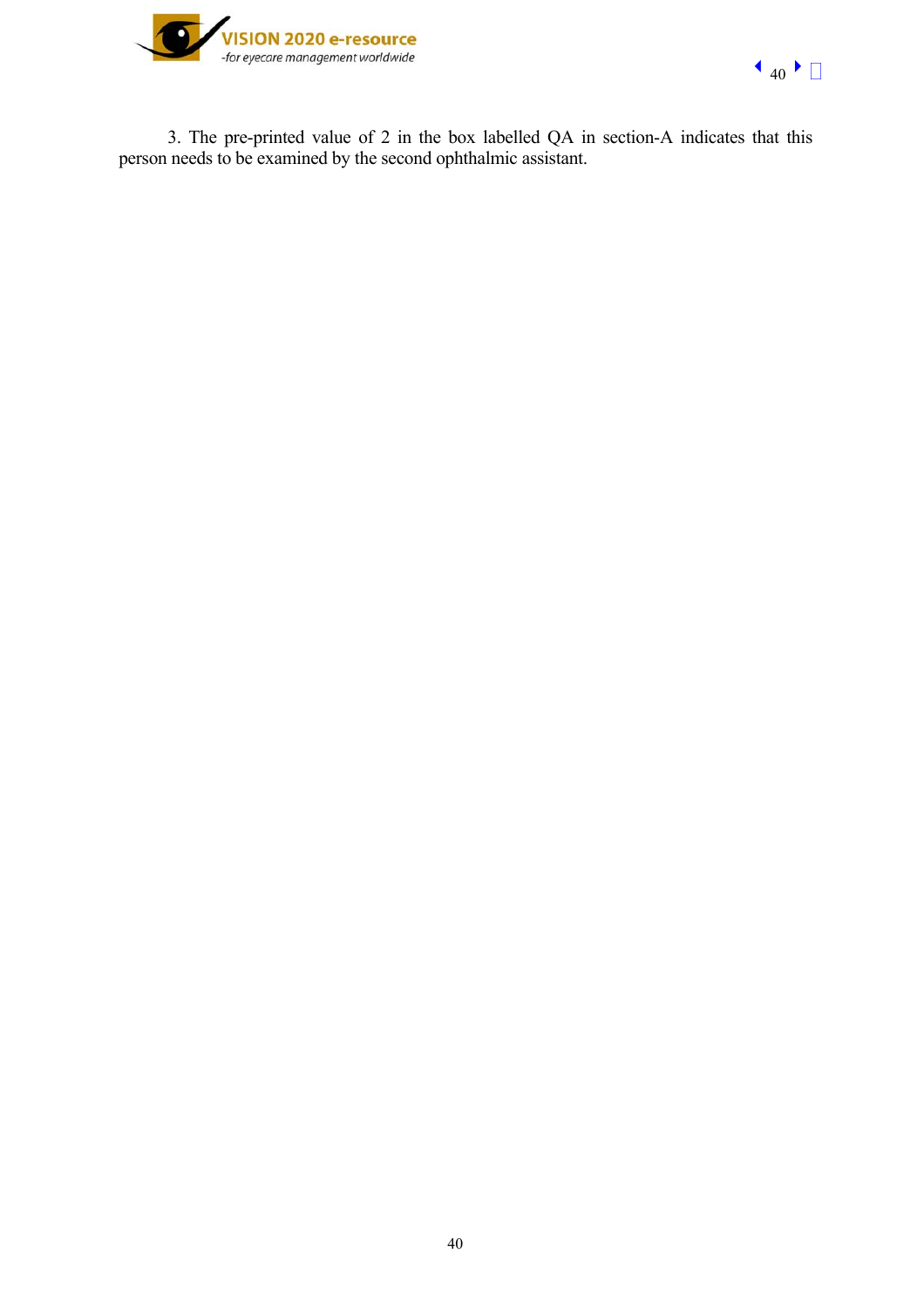3. The pre-printed value of 2 in the box labelled QA in section-A indicates that this person needs to be examined by the second ophthalmic assistant.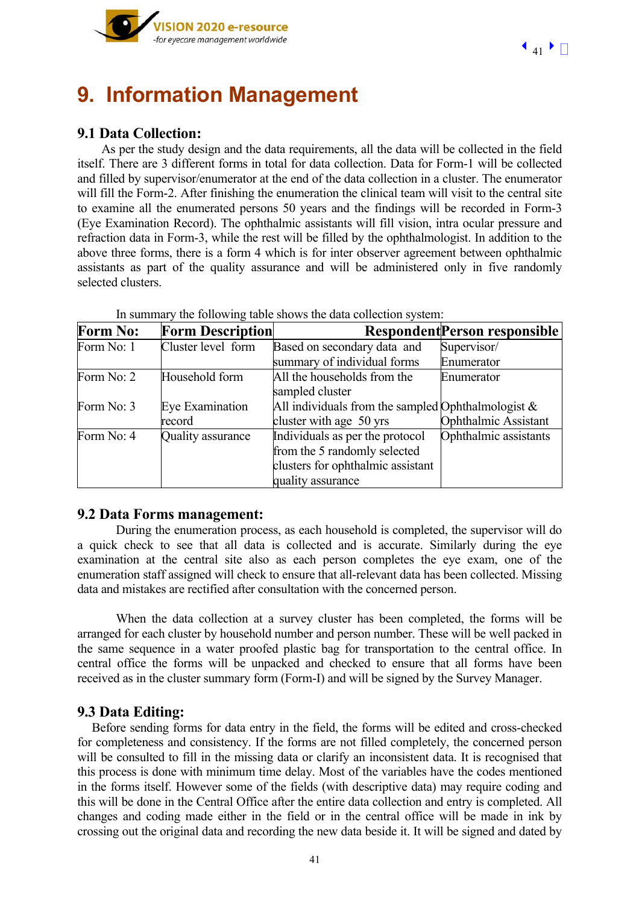# 9. Information Management

## 9.1 Data Collection:

As per the study design and the data requirements, all the data will be collected in the field itself. There are 3 different forms in total for data collection. Data for Form-1 will be collected and filled by supervisor/enumerator at the end of the data collection in a cluster. The enumerator will fill the Form-2. After finishing the enumeration the clinical team will visit to the central site to examine all the enumerated persons 50 years and the findings will be recorded in Form-3 (Eye Examination Record). The ophthalmic assistants will fill vision, intra ocular pressure and refraction data in Form-3, while the rest will be filled by the ophthalmologist. In addition to the above three forms, there is a form 4 which is for inter observer agreement between ophthalmic assistants as part of the quality assurance and will be administered only in five randomly selected clusters.

In summary the following table shows the data collection system:

| Form No: | Form Description | Respondent | Person responsible |
|---|---|---|---|
| Form No: 1 | Cluster level form | Based on secondary data and summary of individual forms | Supervisor/ Enumerator |
| Form No: 2 | Household form | All the households from the sampled cluster | Enumerator |
| Form No: 3 | Eye Examination record | All individuals from the sampled cluster with age 50 yrs | Ophthalmologist & Ophthalmic Assistant |
| Form No: 4 | Quality assurance | Individuals as per the protocol from the 5 randomly selected clusters for ophthalmic assistant quality assurance | Ophthalmic assistants |

## 9.2 Data Forms management:

During the enumeration process, as each household is completed, the supervisor will do a quick check to see that all data is collected and is accurate. Similarly during the eye examination at the central site also as each person completes the eye exam, one of the enumeration staff assigned will check to ensure that all-relevant data has been collected. Missing data and mistakes are rectified after consultation with the concerned person.

When the data collection at a survey cluster has been completed, the forms will be arranged for each cluster by household number and person number. These will be well packed in the same sequence in a water proofed plastic bag for transportation to the central office. In central office the forms will be unpacked and checked to ensure that all forms have been received as in the cluster summary form (Form-I) and will be signed by the Survey Manager.

## 9.3 Data Editing:

Before sending forms for data entry in the field, the forms will be edited and cross-checked for completeness and consistency. If the forms are not filled completely, the concerned person will be consulted to fill in the missing data or clarify an inconsistent data. It is recognised that this process is done with minimum time delay. Most of the variables have the codes mentioned in the forms itself. However some of the fields (with descriptive data) may require coding and this will be done in the Central Office after the entire data collection and entry is completed. All changes and coding made either in the field or in the central office will be made in ink by crossing out the original data and recording the new data beside it. It will be signed and dated by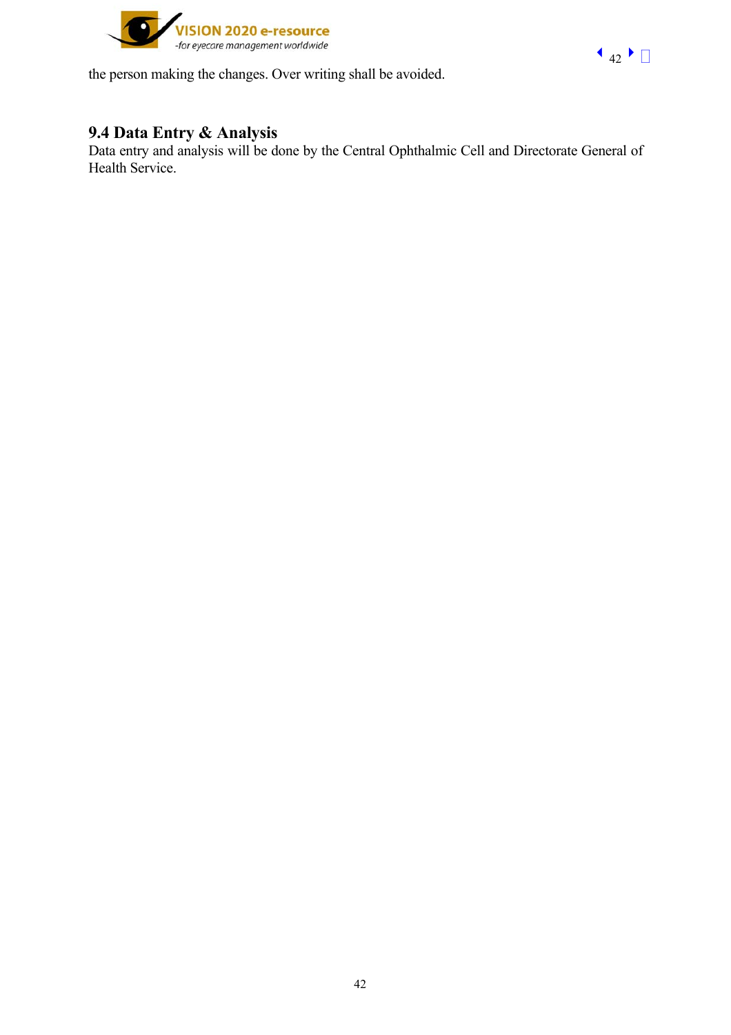the person making the changes. Over writing shall be avoided.

## 9.4 Data Entry & Analysis

Data entry and analysis will be done by the Central Ophthalmic Cell and Directorate General of Health Service.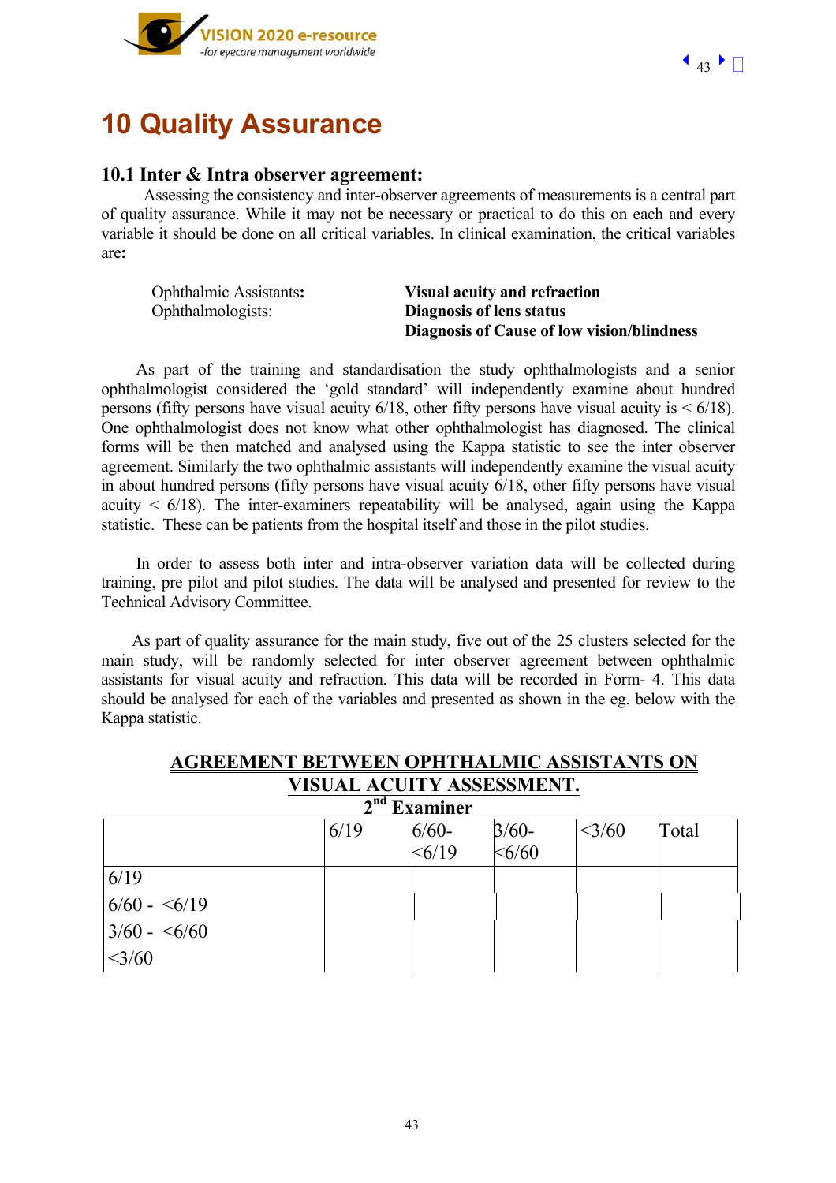# 10 Quality Assurance

## 10.1 Inter & Intra observer agreement:

Assessing the consistency and inter-observer agreements of measurements is a central part of quality assurance. While it may not be necessary or practical to do this on each and every variable it should be done on all critical variables. In clinical examination, the critical variables are**:**

| | |
|---|---|
| Ophthalmic Assistants**:** | **Visual acuity and refraction** |
| Ophthalmologists: | **Diagnosis of lens status** |
| | **Diagnosis of Cause of low vision/blindness** |

As part of the training and standardisation the study ophthalmologists and a senior ophthalmologist considered the 'gold standard' will independently examine about hundred persons (fifty persons have visual acuity 6/18, other fifty persons have visual acuity is < 6/18). One ophthalmologist does not know what other ophthalmologist has diagnosed. The clinical forms will be then matched and analysed using the Kappa statistic to see the inter observer agreement. Similarly the two ophthalmic assistants will independently examine the visual acuity in about hundred persons (fifty persons have visual acuity 6/18, other fifty persons have visual acuity < 6/18). The inter-examiners repeatability will be analysed, again using the Kappa statistic. These can be patients from the hospital itself and those in the pilot studies.

In order to assess both inter and intra-observer variation data will be collected during training, pre pilot and pilot studies. The data will be analysed and presented for review to the Technical Advisory Committee.

As part of quality assurance for the main study, five out of the 25 clusters selected for the main study, will be randomly selected for inter observer agreement between ophthalmic assistants for visual acuity and refraction. This data will be recorded in Form- 4. This data should be analysed for each of the variables and presented as shown in the eg. below with the Kappa statistic.

**AGREEMENT BETWEEN OPHTHALMIC ASSISTANTS ON VISUAL ACUITY ASSESSMENT.**

**2nd Examiner**

| | 6/19 | 6/60- <6/19 | 3/60- <6/60 | <3/60 | Total |
|---|---|---|---|---|---|
| 6/19 | | | | | |
| 6/60 - <6/19 | | | | | |
| 3/60 - <6/60 | | | | | |
| <3/60 | | | | | |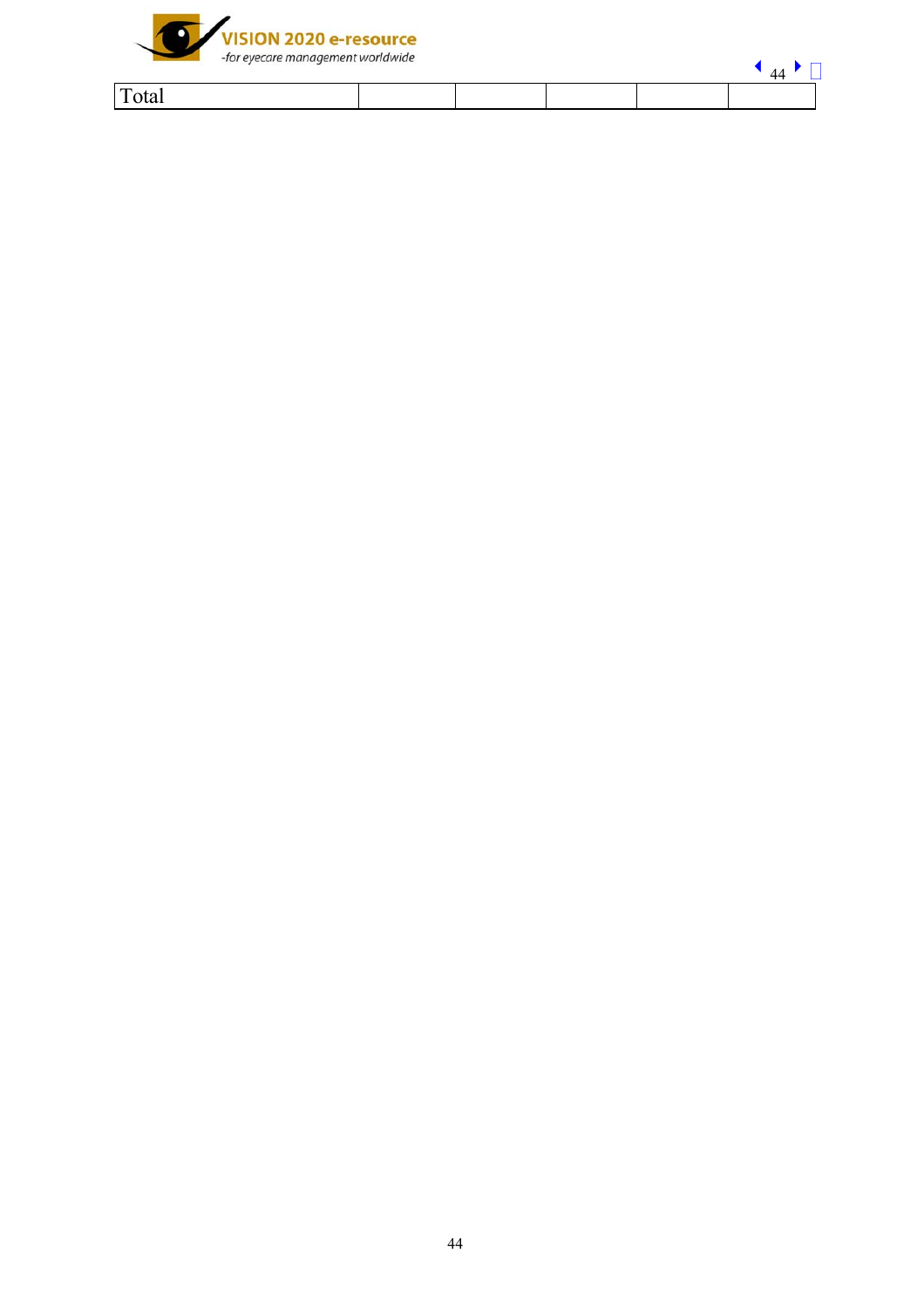| Total | | | | | |
|---|---|---|---|---|---|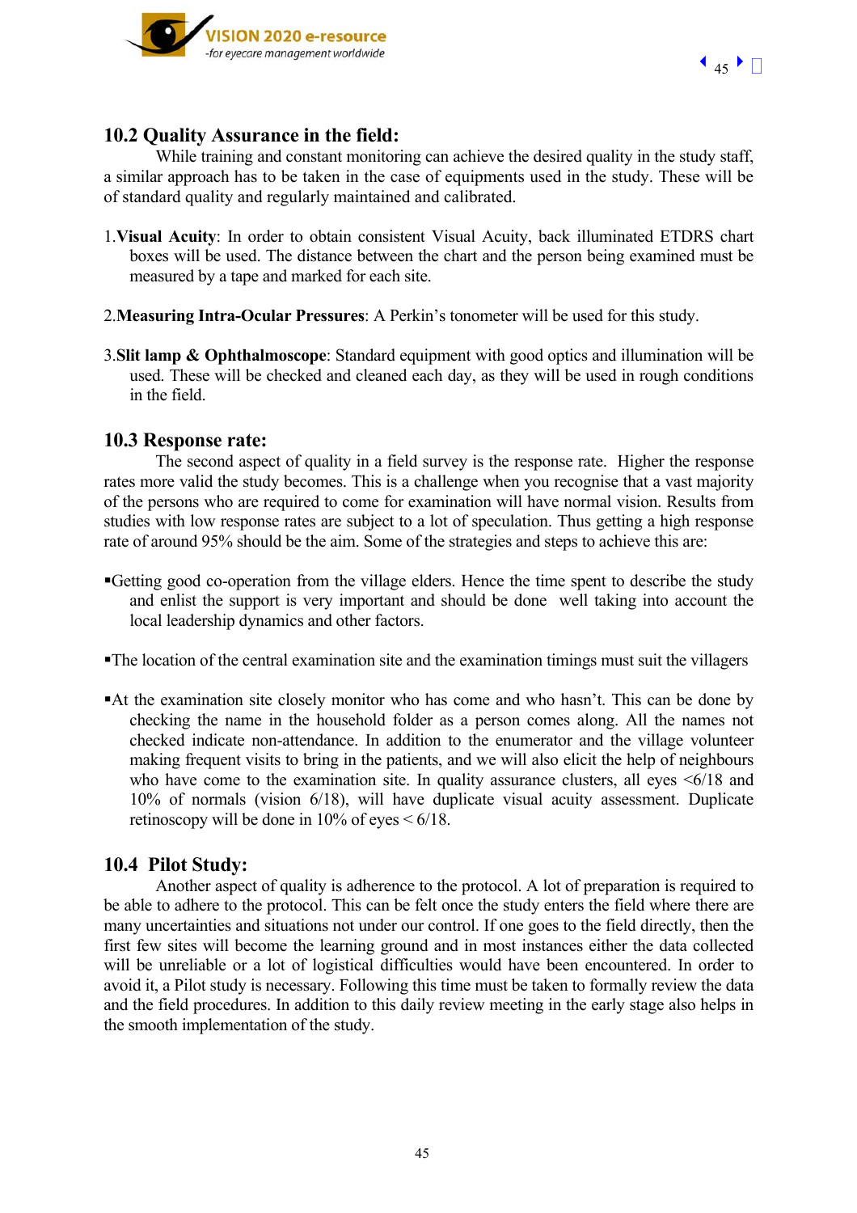## 10.2 Quality Assurance in the field:

While training and constant monitoring can achieve the desired quality in the study staff, a similar approach has to be taken in the case of equipments used in the study. These will be of standard quality and regularly maintained and calibrated.

1. **Visual Acuity**: In order to obtain consistent Visual Acuity, back illuminated ETDRS chart boxes will be used. The distance between the chart and the person being examined must be measured by a tape and marked for each site.

2. **Measuring Intra-Ocular Pressures**: A Perkin's tonometer will be used for this study.

3. **Slit lamp & Ophthalmoscope**: Standard equipment with good optics and illumination will be used. These will be checked and cleaned each day, as they will be used in rough conditions in the field.

## 10.3 Response rate:

The second aspect of quality in a field survey is the response rate. Higher the response rates more valid the study becomes. This is a challenge when you recognise that a vast majority of the persons who are required to come for examination will have normal vision. Results from studies with low response rates are subject to a lot of speculation. Thus getting a high response rate of around 95% should be the aim. Some of the strategies and steps to achieve this are:

- Getting good co-operation from the village elders. Hence the time spent to describe the study and enlist the support is very important and should be done well taking into account the local leadership dynamics and other factors.

- The location of the central examination site and the examination timings must suit the villagers

- At the examination site closely monitor who has come and who hasn't. This can be done by checking the name in the household folder as a person comes along. All the names not checked indicate non-attendance. In addition to the enumerator and the village volunteer making frequent visits to bring in the patients, and we will also elicit the help of neighbours who have come to the examination site. In quality assurance clusters, all eyes <6/18 and 10% of normals (vision 6/18), will have duplicate visual acuity assessment. Duplicate retinoscopy will be done in 10% of eyes < 6/18.

## 10.4 Pilot Study:

Another aspect of quality is adherence to the protocol. A lot of preparation is required to be able to adhere to the protocol. This can be felt once the study enters the field where there are many uncertainties and situations not under our control. If one goes to the field directly, then the first few sites will become the learning ground and in most instances either the data collected will be unreliable or a lot of logistical difficulties would have been encountered. In order to avoid it, a Pilot study is necessary. Following this time must be taken to formally review the data and the field procedures. In addition to this daily review meeting in the early stage also helps in the smooth implementation of the study.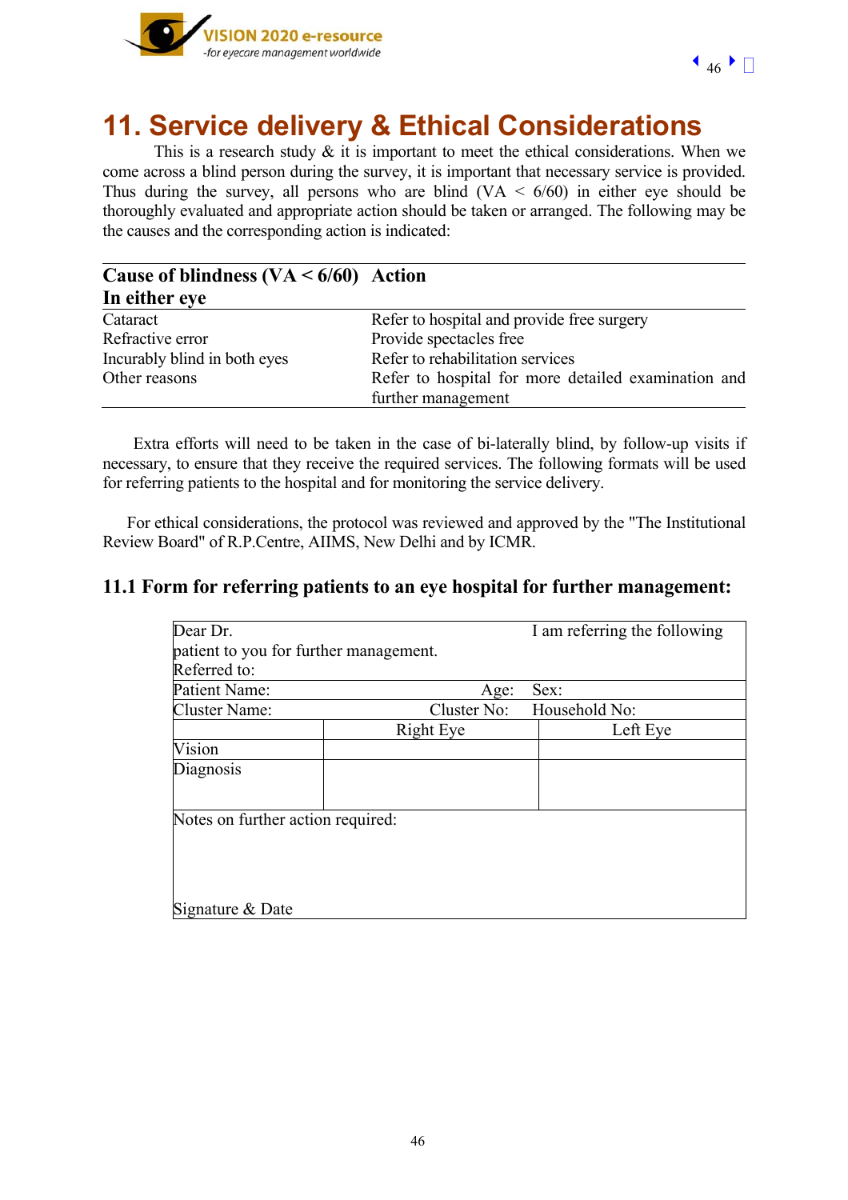# 11. Service delivery & Ethical Considerations

This is a research study & it is important to meet the ethical considerations. When we come across a blind person during the survey, it is important that necessary service is provided. Thus during the survey, all persons who are blind (VA < 6/60) in either eye should be thoroughly evaluated and appropriate action should be taken or arranged. The following may be the causes and the corresponding action is indicated:

| Cause of blindness (VA < 6/60) In either eye | Action |
|---|---|
| Cataract | Refer to hospital and provide free surgery |
| Refractive error | Provide spectacles free |
| Incurably blind in both eyes | Refer to rehabilitation services |
| Other reasons | Refer to hospital for more detailed examination and further management |

Extra efforts will need to be taken in the case of bi-laterally blind, by follow-up visits if necessary, to ensure that they receive the required services. The following formats will be used for referring patients to the hospital and for monitoring the service delivery.

For ethical considerations, the protocol was reviewed and approved by the "The Institutional Review Board" of R.P.Centre, AIIMS, New Delhi and by ICMR.

## 11.1 Form for referring patients to an eye hospital for further management:

Dear Dr. I am referring the following patient to you for further management.

Referred to:

| Patient Name: | Age: | Sex: |
|---|---|---|
| Cluster Name: | Cluster No: | Household No: |

| | Right Eye | Left Eye |
|---|---|---|
| Vision | | |
| Diagnosis | | |

Notes on further action required:

Signature & Date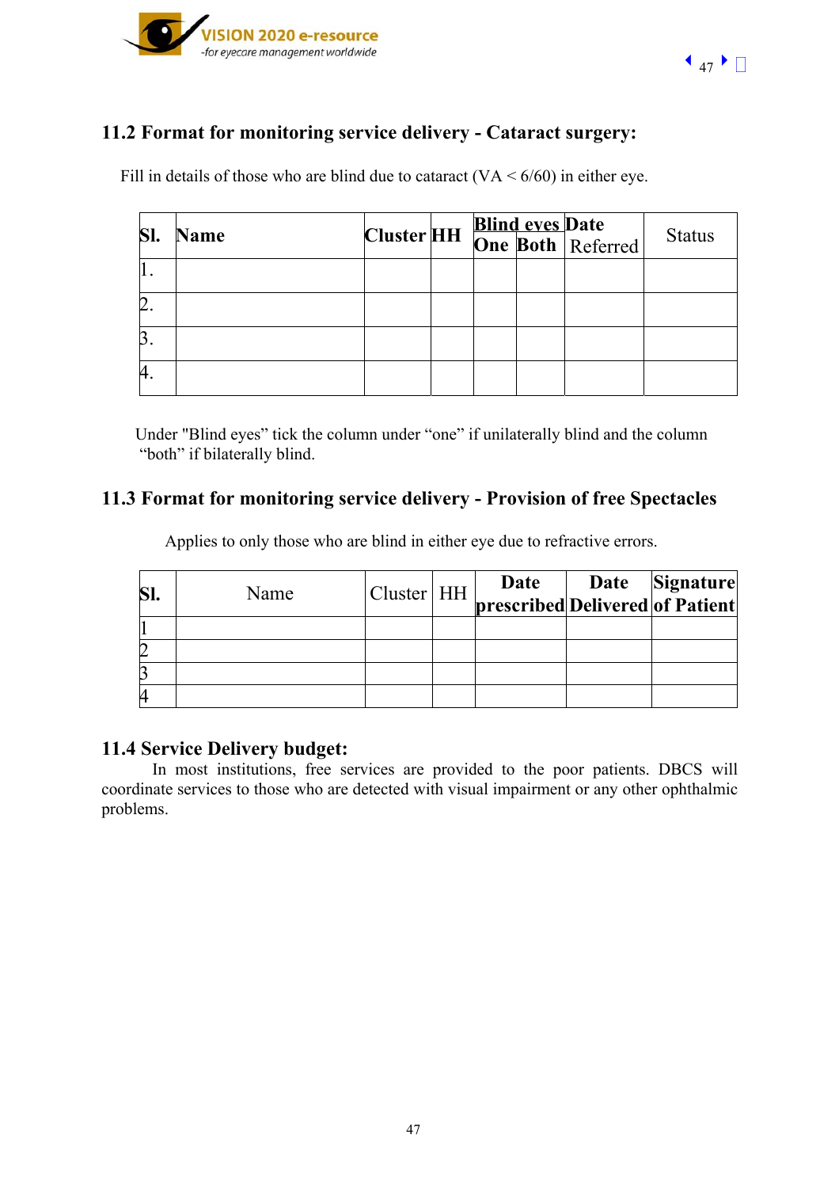## 11.2 Format for monitoring service delivery - Cataract surgery:

Fill in details of those who are blind due to cataract (VA < 6/60) in either eye.

| **Sl.** | **Name** | **Cluster** | **HH** | **Blind eyes** | | **Date** |  Status |
|---|---|---|---|---|---|---|---|
| | | | | **One** | **Both** | Referred | |
| 1. | | | | | | | |
| 2. | | | | | | | |
| 3. | | | | | | | |
| 4. | | | | | | | |

Under "Blind eyes" tick the column under "one" if unilaterally blind and the column "both" if bilaterally blind.

## 11.3 Format for monitoring service delivery - Provision of free Spectacles

Applies to only those who are blind in either eye due to refractive errors.

| **Sl.** | Name | Cluster | HH | **Date prescribed** | **Date Delivered** | **Signature of Patient** |
|---|---|---|---|---|---|---|
| 1 | | | | | | |
| 2 | | | | | | |
| 3 | | | | | | |
| 4 | | | | | | |

## 11.4 Service Delivery budget:

In most institutions, free services are provided to the poor patients. DBCS will coordinate services to those who are detected with visual impairment or any other ophthalmic problems.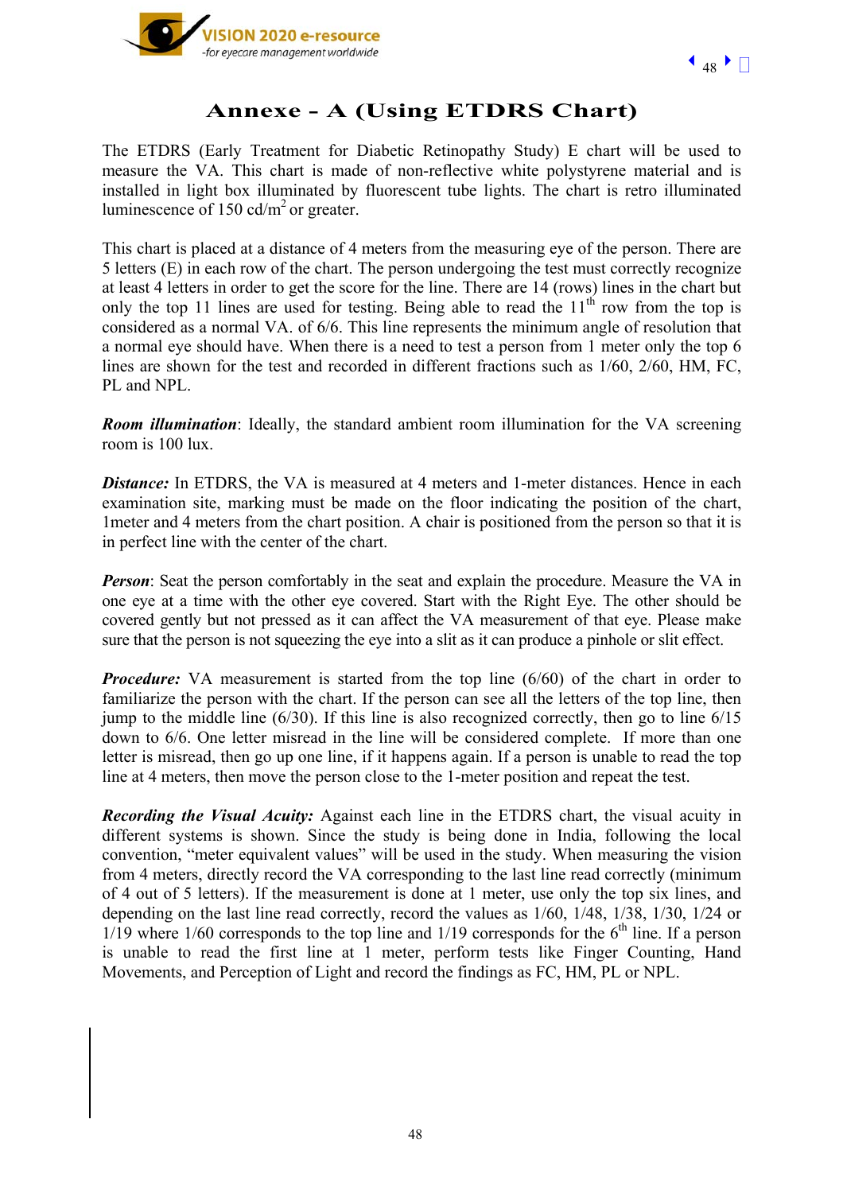# Annexe - A (Using ETDRS Chart)

The ETDRS (Early Treatment for Diabetic Retinopathy Study) E chart will be used to measure the VA. This chart is made of non-reflective white polystyrene material and is installed in light box illuminated by fluorescent tube lights. The chart is retro illuminated luminescence of 150 cd/$m^2$ or greater.

This chart is placed at a distance of 4 meters from the measuring eye of the person. There are 5 letters (E) in each row of the chart. The person undergoing the test must correctly recognize at least 4 letters in order to get the score for the line. There are 14 (rows) lines in the chart but only the top 11 lines are used for testing. Being able to read the 11th row from the top is considered as a normal VA. of 6/6. This line represents the minimum angle of resolution that a normal eye should have. When there is a need to test a person from 1 meter only the top 6 lines are shown for the test and recorded in different fractions such as 1/60, 2/60, HM, FC, PL and NPL.

***Room illumination***: Ideally, the standard ambient room illumination for the VA screening room is 100 lux.

***Distance:*** In ETDRS, the VA is measured at 4 meters and 1-meter distances. Hence in each examination site, marking must be made on the floor indicating the position of the chart, 1meter and 4 meters from the chart position. A chair is positioned from the person so that it is in perfect line with the center of the chart.

***Person***: Seat the person comfortably in the seat and explain the procedure. Measure the VA in one eye at a time with the other eye covered. Start with the Right Eye. The other should be covered gently but not pressed as it can affect the VA measurement of that eye. Please make sure that the person is not squeezing the eye into a slit as it can produce a pinhole or slit effect.

***Procedure:*** VA measurement is started from the top line (6/60) of the chart in order to familiarize the person with the chart. If the person can see all the letters of the top line, then jump to the middle line (6/30). If this line is also recognized correctly, then go to line 6/15 down to 6/6. One letter misread in the line will be considered complete. If more than one letter is misread, then go up one line, if it happens again. If a person is unable to read the top line at 4 meters, then move the person close to the 1-meter position and repeat the test.

***Recording the Visual Acuity:*** Against each line in the ETDRS chart, the visual acuity in different systems is shown. Since the study is being done in India, following the local convention, "meter equivalent values" will be used in the study. When measuring the vision from 4 meters, directly record the VA corresponding to the last line read correctly (minimum of 4 out of 5 letters). If the measurement is done at 1 meter, use only the top six lines, and depending on the last line read correctly, record the values as 1/60, 1/48, 1/38, 1/30, 1/24 or 1/19 where 1/60 corresponds to the top line and 1/19 corresponds for the 6th line. If a person is unable to read the first line at 1 meter, perform tests like Finger Counting, Hand Movements, and Perception of Light and record the findings as FC, HM, PL or NPL.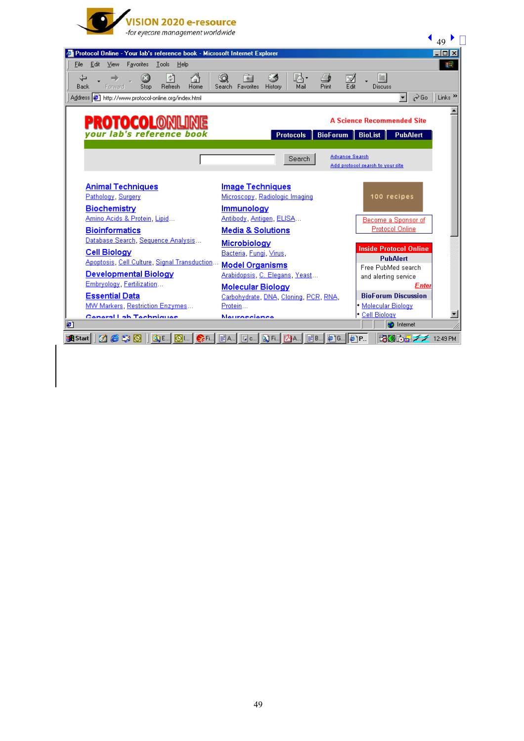Protocol Online - Your lab's reference book - Microsoft Internet Explorer

Address: http://www.protocol-online.org/index.html

**PROTOCOL ONLINE**

*your lab's reference book*

A Science Recommended Site

Protocols | BioForum | BioList | PubAlert

Search

Advance Search

Add protocol search to your site

**Animal Techniques**
Pathology, Surgery

**Biochemistry**
Amino Acids & Protein, Lipid...

**Bioinformatics**
Database Search, Sequence Analysis...

**Cell Biology**
Apoptosis, Cell Culture, Signal Transduction...

**Developmental Biology**
Embryology, Fertilization...

**Essential Data**
MW Markers, Restriction Enzymes...

**General Lab Techniques**

**Image Techniques**
Microscopy, Radiologic Imaging

**Immunology**
Antibody, Antigen, ELISA...

**Media & Solutions**

**Microbiology**
Bacteria, Fungi, Virus,

**Model Organisms**
Arabidopsis, C. Elegans, Yeast...

**Molecular Biology**
Carbohydrate, DNA, Cloning, PCR, RNA, Protein...

**Neuroscience**

100 recipes

Become a Sponsor of Protocol Online

**Inside Protocol Online**

**PubAlert**
Free PubMed search and alerting service
*Enter*

**BioForum Discussion**
- Molecular Biology
- Cell Biology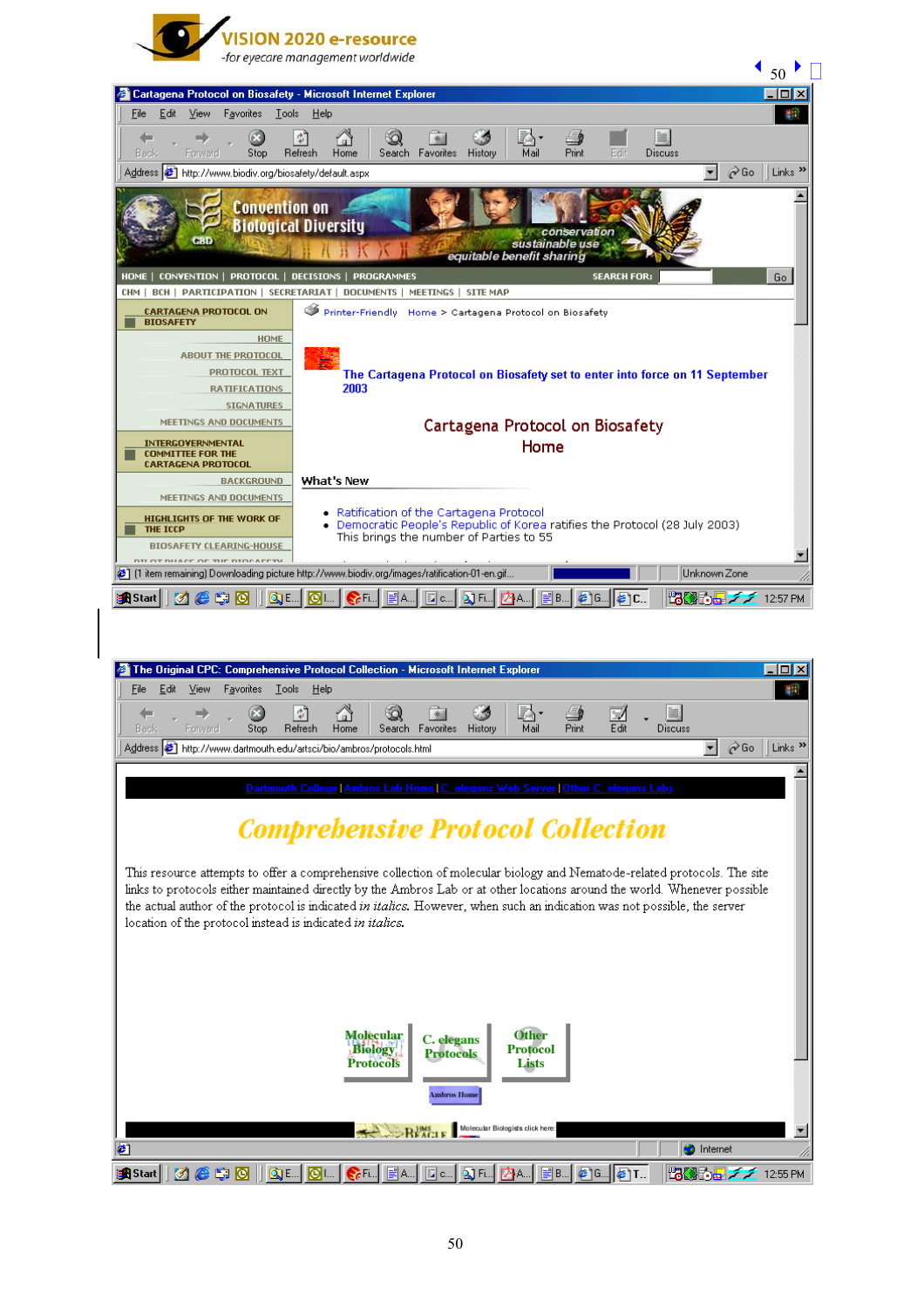VISION 2020 e-resource

-for eyecare management worldwide

Cartagena Protocol on Biosafety - Microsoft Internet Explorer

Address http://www.biodiv.org/biosafety/default.aspx

Convention on Biological Diversity

conservation sustainable use equitable benefit sharing

HOME | CONVENTION | PROTOCOL | DECISIONS | PROGRAMMES SEARCH FOR:

CHM | BCH | PARTICIPATION | SECRETARIAT | DOCUMENTS | MEETINGS | SITE MAP

CARTAGENA PROTOCOL ON BIOSAFETY

HOME

ABOUT THE PROTOCOL

PROTOCOL TEXT

RATIFICATIONS

SIGNATURES

MEETINGS AND DOCUMENTS

INTERGOVERNMENTAL COMMITTEE FOR THE CARTAGENA PROTOCOL

BACKGROUND

MEETINGS AND DOCUMENTS

HIGHLIGHTS OF THE WORK OF THE ICCP

BIOSAFETY CLEARING-HOUSE

Printer-Friendly Home > Cartagena Protocol on Biosafety

The Cartagena Protocol on Biosafety set to enter into force on 11 September 2003

Cartagena Protocol on Biosafety

Home

What's New

- Ratification of the Cartagena Protocol
- Democratic People's Republic of Korea ratifies the Protocol (28 July 2003) This brings the number of Parties to 55

(1 item remaining) Downloading picture http://www.biodiv.org/images/ratification-01-en.gif... Unknown Zone

The Original CPC: Comprehensive Protocol Collection - Microsoft Internet Explorer

Address http://www.dartmouth.edu/artsci/bio/ambros/protocols.html

Dartmouth College | Ambros Lab Home | C. elegans Web Server | Other C. elegans Labs

*Comprehensive Protocol Collection*

This resource attempts to offer a comprehensive collection of molecular biology and Nematode-related protocols. The site links to protocols either maintained directly by the Ambros Lab or at other locations around the world. Whenever possible the actual author of the protocol is indicated *in italics*. However, when such an indication was not possible, the server location of the protocol instead is indicated *in italics*.

Molecular Biology Protocols | C. elegans Protocols | Other Protocol Lists

Ambros Home

Molecular Biologists click here: